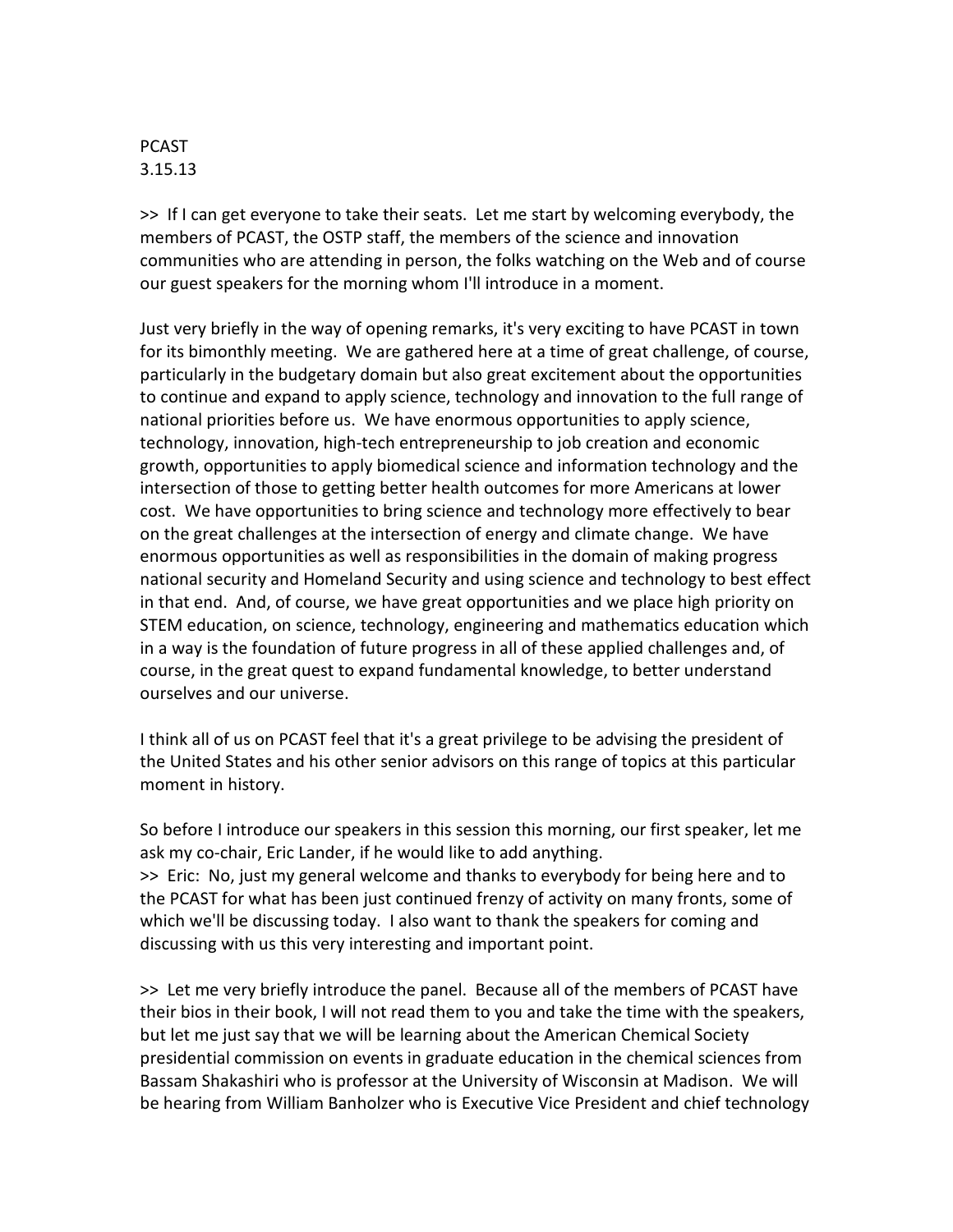PCAST
3.15.13

>> If I can get everyone to take their seats. Let me start by welcoming everybody, the members of PCAST, the OSTP staff, the members of the science and innovation communities who are attending in person, the folks watching on the Web and of course our guest speakers for the morning whom I'll introduce in a moment.

Just very briefly in the way of opening remarks, it's very exciting to have PCAST in town for its bimonthly meeting. We are gathered here at a time of great challenge, of course, particularly in the budgetary domain but also great excitement about the opportunities to continue and expand to apply science, technology and innovation to the full range of national priorities before us. We have enormous opportunities to apply science, technology, innovation, high-tech entrepreneurship to job creation and economic growth, opportunities to apply biomedical science and information technology and the intersection of those to getting better health outcomes for more Americans at lower cost. We have opportunities to bring science and technology more effectively to bear on the great challenges at the intersection of energy and climate change. We have enormous opportunities as well as responsibilities in the domain of making progress national security and Homeland Security and using science and technology to best effect in that end. And, of course, we have great opportunities and we place high priority on STEM education, on science, technology, engineering and mathematics education which in a way is the foundation of future progress in all of these applied challenges and, of course, in the great quest to expand fundamental knowledge, to better understand ourselves and our universe.

I think all of us on PCAST feel that it's a great privilege to be advising the president of the United States and his other senior advisors on this range of topics at this particular moment in history.

So before I introduce our speakers in this session this morning, our first speaker, let me ask my co-chair, Eric Lander, if he would like to add anything.
>> Eric: No, just my general welcome and thanks to everybody for being here and to the PCAST for what has been just continued frenzy of activity on many fronts, some of which we'll be discussing today. I also want to thank the speakers for coming and discussing with us this very interesting and important point.

>> Let me very briefly introduce the panel. Because all of the members of PCAST have their bios in their book, I will not read them to you and take the time with the speakers, but let me just say that we will be learning about the American Chemical Society presidential commission on events in graduate education in the chemical sciences from Bassam Shakashiri who is professor at the University of Wisconsin at Madison. We will be hearing from William Banholzer who is Executive Vice President and chief technology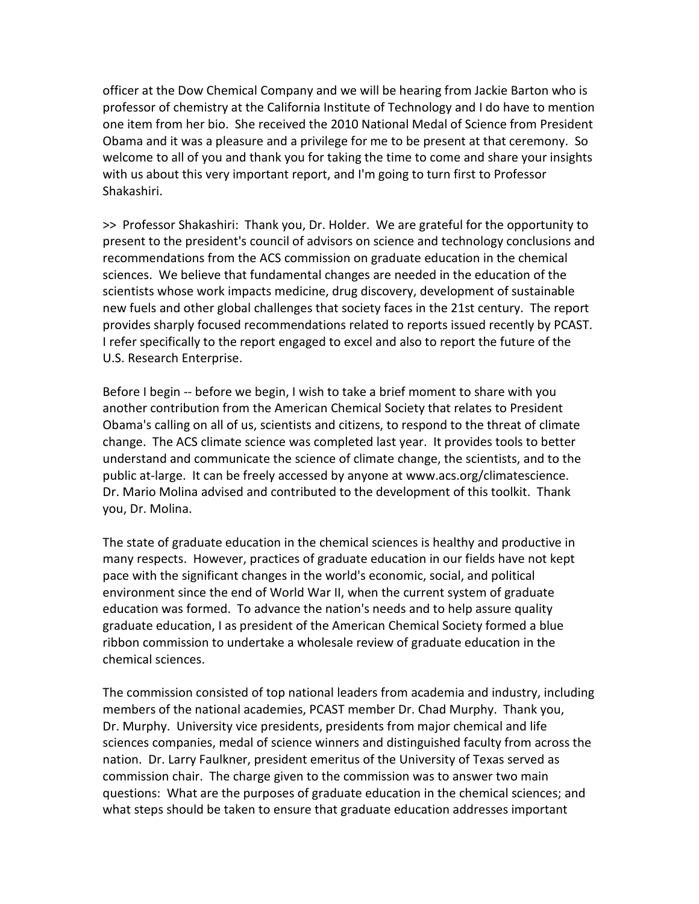officer at the Dow Chemical Company and we will be hearing from Jackie Barton who is professor of chemistry at the California Institute of Technology and I do have to mention one item from her bio. She received the 2010 National Medal of Science from President Obama and it was a pleasure and a privilege for me to be present at that ceremony. So welcome to all of you and thank you for taking the time to come and share your insights with us about this very important report, and I'm going to turn first to Professor Shakashiri.

>> Professor Shakashiri: Thank you, Dr. Holder. We are grateful for the opportunity to present to the president's council of advisors on science and technology conclusions and recommendations from the ACS commission on graduate education in the chemical sciences. We believe that fundamental changes are needed in the education of the scientists whose work impacts medicine, drug discovery, development of sustainable new fuels and other global challenges that society faces in the 21st century. The report provides sharply focused recommendations related to reports issued recently by PCAST. I refer specifically to the report engaged to excel and also to report the future of the U.S. Research Enterprise.

Before I begin -- before we begin, I wish to take a brief moment to share with you another contribution from the American Chemical Society that relates to President Obama's calling on all of us, scientists and citizens, to respond to the threat of climate change. The ACS climate science was completed last year. It provides tools to better understand and communicate the science of climate change, the scientists, and to the public at-large. It can be freely accessed by anyone at www.acs.org/climatescience. Dr. Mario Molina advised and contributed to the development of this toolkit. Thank you, Dr. Molina.

The state of graduate education in the chemical sciences is healthy and productive in many respects. However, practices of graduate education in our fields have not kept pace with the significant changes in the world's economic, social, and political environment since the end of World War II, when the current system of graduate education was formed. To advance the nation's needs and to help assure quality graduate education, I as president of the American Chemical Society formed a blue ribbon commission to undertake a wholesale review of graduate education in the chemical sciences.

The commission consisted of top national leaders from academia and industry, including members of the national academies, PCAST member Dr. Chad Murphy. Thank you, Dr. Murphy. University vice presidents, presidents from major chemical and life sciences companies, medal of science winners and distinguished faculty from across the nation. Dr. Larry Faulkner, president emeritus of the University of Texas served as commission chair. The charge given to the commission was to answer two main questions: What are the purposes of graduate education in the chemical sciences; and what steps should be taken to ensure that graduate education addresses important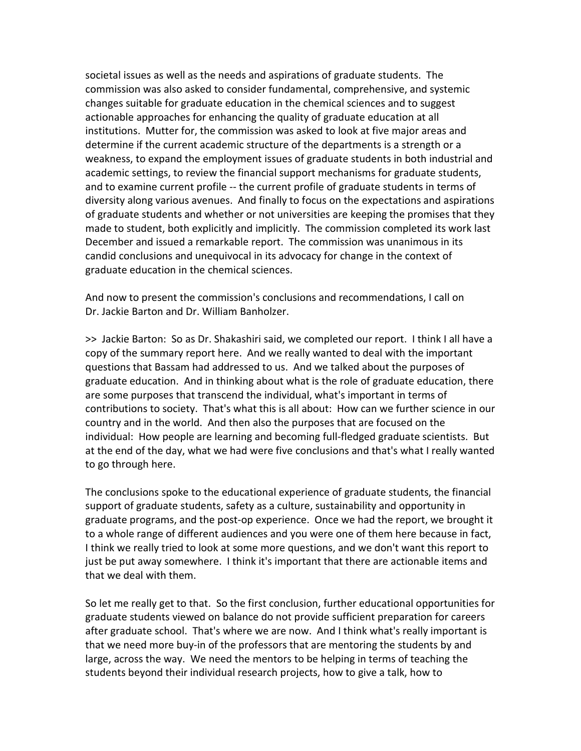societal issues as well as the needs and aspirations of graduate students. The commission was also asked to consider fundamental, comprehensive, and systemic changes suitable for graduate education in the chemical sciences and to suggest actionable approaches for enhancing the quality of graduate education at all institutions. Mutter for, the commission was asked to look at five major areas and determine if the current academic structure of the departments is a strength or a weakness, to expand the employment issues of graduate students in both industrial and academic settings, to review the financial support mechanisms for graduate students, and to examine current profile -- the current profile of graduate students in terms of diversity along various avenues. And finally to focus on the expectations and aspirations of graduate students and whether or not universities are keeping the promises that they made to student, both explicitly and implicitly. The commission completed its work last December and issued a remarkable report. The commission was unanimous in its candid conclusions and unequivocal in its advocacy for change in the context of graduate education in the chemical sciences.

And now to present the commission's conclusions and recommendations, I call on Dr. Jackie Barton and Dr. William Banholzer.

>> Jackie Barton: So as Dr. Shakashiri said, we completed our report. I think I all have a copy of the summary report here. And we really wanted to deal with the important questions that Bassam had addressed to us. And we talked about the purposes of graduate education. And in thinking about what is the role of graduate education, there are some purposes that transcend the individual, what's important in terms of contributions to society. That's what this is all about: How can we further science in our country and in the world. And then also the purposes that are focused on the individual: How people are learning and becoming full-fledged graduate scientists. But at the end of the day, what we had were five conclusions and that's what I really wanted to go through here.

The conclusions spoke to the educational experience of graduate students, the financial support of graduate students, safety as a culture, sustainability and opportunity in graduate programs, and the post-op experience. Once we had the report, we brought it to a whole range of different audiences and you were one of them here because in fact, I think we really tried to look at some more questions, and we don't want this report to just be put away somewhere. I think it's important that there are actionable items and that we deal with them.

So let me really get to that. So the first conclusion, further educational opportunities for graduate students viewed on balance do not provide sufficient preparation for careers after graduate school. That's where we are now. And I think what's really important is that we need more buy-in of the professors that are mentoring the students by and large, across the way. We need the mentors to be helping in terms of teaching the students beyond their individual research projects, how to give a talk, how to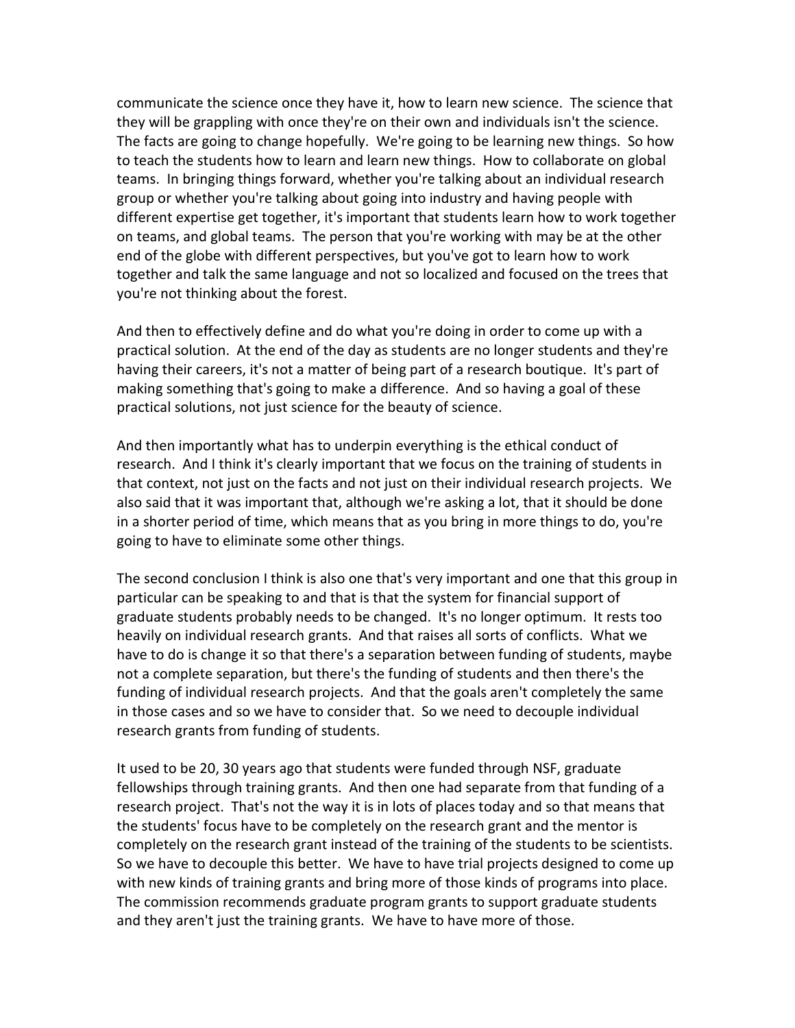communicate the science once they have it, how to learn new science. The science that they will be grappling with once they're on their own and individuals isn't the science. The facts are going to change hopefully. We're going to be learning new things. So how to teach the students how to learn and learn new things. How to collaborate on global teams. In bringing things forward, whether you're talking about an individual research group or whether you're talking about going into industry and having people with different expertise get together, it's important that students learn how to work together on teams, and global teams. The person that you're working with may be at the other end of the globe with different perspectives, but you've got to learn how to work together and talk the same language and not so localized and focused on the trees that you're not thinking about the forest.

And then to effectively define and do what you're doing in order to come up with a practical solution. At the end of the day as students are no longer students and they're having their careers, it's not a matter of being part of a research boutique. It's part of making something that's going to make a difference. And so having a goal of these practical solutions, not just science for the beauty of science.

And then importantly what has to underpin everything is the ethical conduct of research. And I think it's clearly important that we focus on the training of students in that context, not just on the facts and not just on their individual research projects. We also said that it was important that, although we're asking a lot, that it should be done in a shorter period of time, which means that as you bring in more things to do, you're going to have to eliminate some other things.

The second conclusion I think is also one that's very important and one that this group in particular can be speaking to and that is that the system for financial support of graduate students probably needs to be changed. It's no longer optimum. It rests too heavily on individual research grants. And that raises all sorts of conflicts. What we have to do is change it so that there's a separation between funding of students, maybe not a complete separation, but there's the funding of students and then there's the funding of individual research projects. And that the goals aren't completely the same in those cases and so we have to consider that. So we need to decouple individual research grants from funding of students.

It used to be 20, 30 years ago that students were funded through NSF, graduate fellowships through training grants. And then one had separate from that funding of a research project. That's not the way it is in lots of places today and so that means that the students' focus have to be completely on the research grant and the mentor is completely on the research grant instead of the training of the students to be scientists. So we have to decouple this better. We have to have trial projects designed to come up with new kinds of training grants and bring more of those kinds of programs into place. The commission recommends graduate program grants to support graduate students and they aren't just the training grants. We have to have more of those.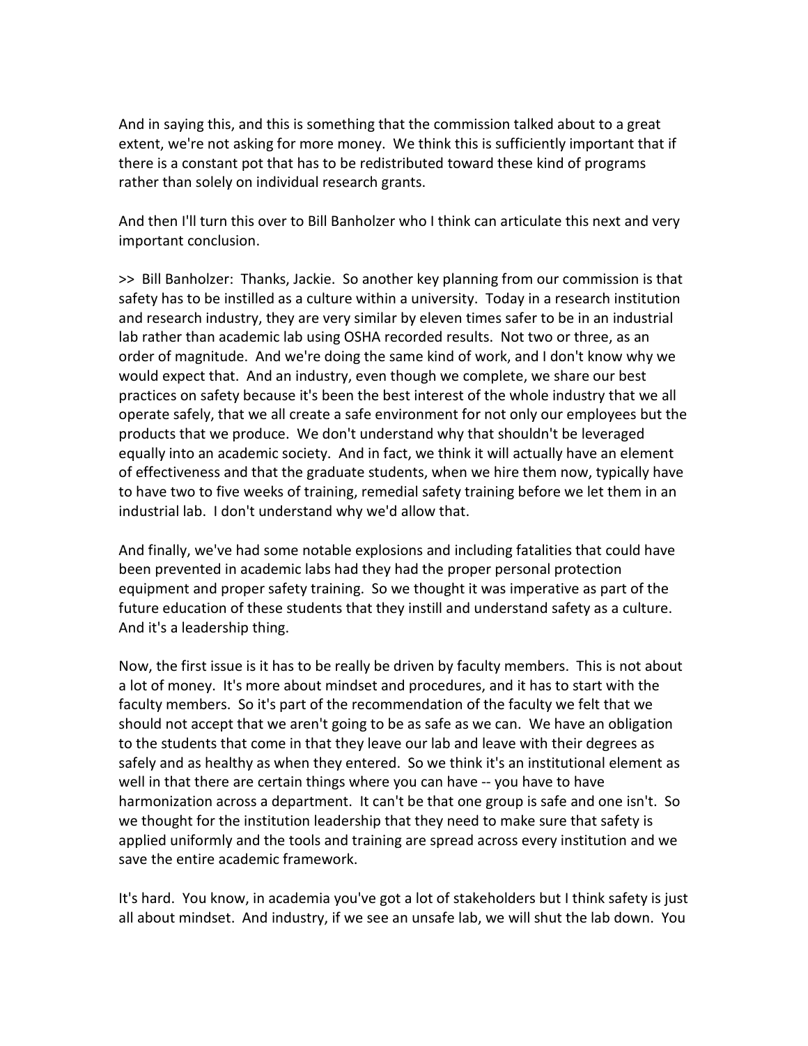And in saying this, and this is something that the commission talked about to a great extent, we're not asking for more money. We think this is sufficiently important that if there is a constant pot that has to be redistributed toward these kind of programs rather than solely on individual research grants.

And then I'll turn this over to Bill Banholzer who I think can articulate this next and very important conclusion.

>> Bill Banholzer: Thanks, Jackie. So another key planning from our commission is that safety has to be instilled as a culture within a university. Today in a research institution and research industry, they are very similar by eleven times safer to be in an industrial lab rather than academic lab using OSHA recorded results. Not two or three, as an order of magnitude. And we're doing the same kind of work, and I don't know why we would expect that. And an industry, even though we complete, we share our best practices on safety because it's been the best interest of the whole industry that we all operate safely, that we all create a safe environment for not only our employees but the products that we produce. We don't understand why that shouldn't be leveraged equally into an academic society. And in fact, we think it will actually have an element of effectiveness and that the graduate students, when we hire them now, typically have to have two to five weeks of training, remedial safety training before we let them in an industrial lab. I don't understand why we'd allow that.

And finally, we've had some notable explosions and including fatalities that could have been prevented in academic labs had they had the proper personal protection equipment and proper safety training. So we thought it was imperative as part of the future education of these students that they instill and understand safety as a culture. And it's a leadership thing.

Now, the first issue is it has to be really be driven by faculty members. This is not about a lot of money. It's more about mindset and procedures, and it has to start with the faculty members. So it's part of the recommendation of the faculty we felt that we should not accept that we aren't going to be as safe as we can. We have an obligation to the students that come in that they leave our lab and leave with their degrees as safely and as healthy as when they entered. So we think it's an institutional element as well in that there are certain things where you can have -- you have to have harmonization across a department. It can't be that one group is safe and one isn't. So we thought for the institution leadership that they need to make sure that safety is applied uniformly and the tools and training are spread across every institution and we save the entire academic framework.

It's hard. You know, in academia you've got a lot of stakeholders but I think safety is just all about mindset. And industry, if we see an unsafe lab, we will shut the lab down. You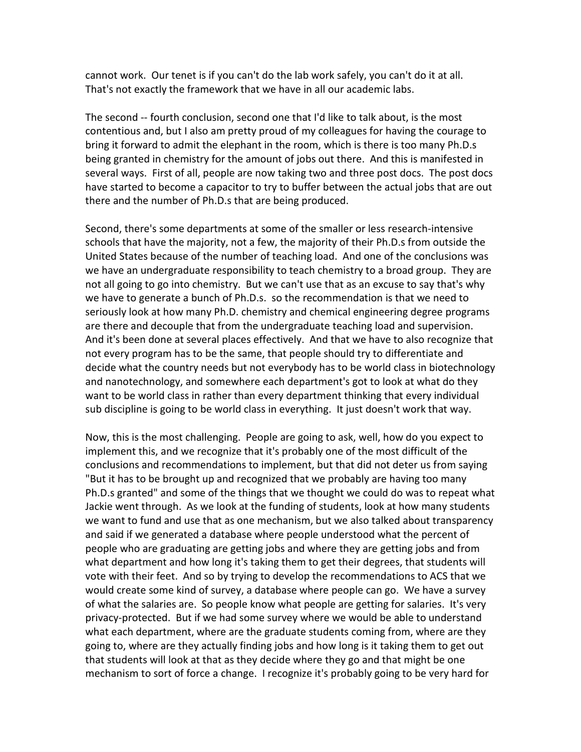cannot work. Our tenet is if you can't do the lab work safely, you can't do it at all. That's not exactly the framework that we have in all our academic labs.

The second -- fourth conclusion, second one that I'd like to talk about, is the most contentious and, but I also am pretty proud of my colleagues for having the courage to bring it forward to admit the elephant in the room, which is there is too many Ph.D.s being granted in chemistry for the amount of jobs out there. And this is manifested in several ways. First of all, people are now taking two and three post docs. The post docs have started to become a capacitor to try to buffer between the actual jobs that are out there and the number of Ph.D.s that are being produced.

Second, there's some departments at some of the smaller or less research-intensive schools that have the majority, not a few, the majority of their Ph.D.s from outside the United States because of the number of teaching load. And one of the conclusions was we have an undergraduate responsibility to teach chemistry to a broad group. They are not all going to go into chemistry. But we can't use that as an excuse to say that's why we have to generate a bunch of Ph.D.s. so the recommendation is that we need to seriously look at how many Ph.D. chemistry and chemical engineering degree programs are there and decouple that from the undergraduate teaching load and supervision. And it's been done at several places effectively. And that we have to also recognize that not every program has to be the same, that people should try to differentiate and decide what the country needs but not everybody has to be world class in biotechnology and nanotechnology, and somewhere each department's got to look at what do they want to be world class in rather than every department thinking that every individual sub discipline is going to be world class in everything. It just doesn't work that way.

Now, this is the most challenging. People are going to ask, well, how do you expect to implement this, and we recognize that it's probably one of the most difficult of the conclusions and recommendations to implement, but that did not deter us from saying "But it has to be brought up and recognized that we probably are having too many Ph.D.s granted" and some of the things that we thought we could do was to repeat what Jackie went through. As we look at the funding of students, look at how many students we want to fund and use that as one mechanism, but we also talked about transparency and said if we generated a database where people understood what the percent of people who are graduating are getting jobs and where they are getting jobs and from what department and how long it's taking them to get their degrees, that students will vote with their feet. And so by trying to develop the recommendations to ACS that we would create some kind of survey, a database where people can go. We have a survey of what the salaries are. So people know what people are getting for salaries. It's very privacy-protected. But if we had some survey where we would be able to understand what each department, where are the graduate students coming from, where are they going to, where are they actually finding jobs and how long is it taking them to get out that students will look at that as they decide where they go and that might be one mechanism to sort of force a change. I recognize it's probably going to be very hard for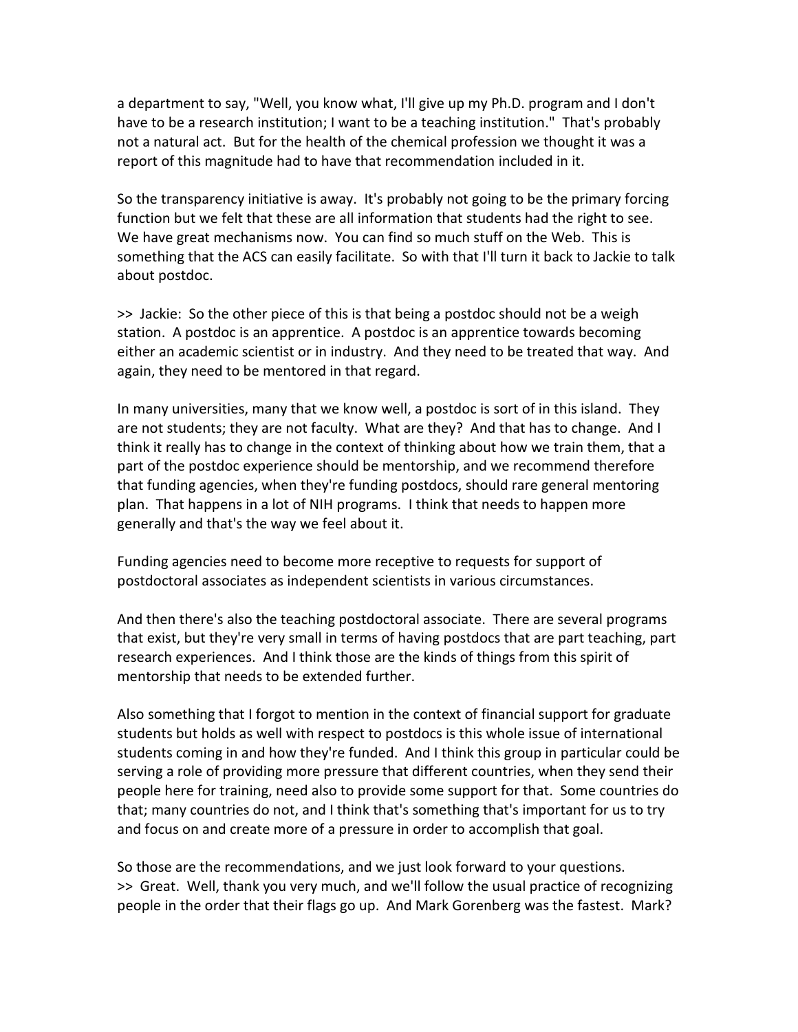a department to say, "Well, you know what, I'll give up my Ph.D. program and I don't have to be a research institution; I want to be a teaching institution." That's probably not a natural act. But for the health of the chemical profession we thought it was a report of this magnitude had to have that recommendation included in it.

So the transparency initiative is away. It's probably not going to be the primary forcing function but we felt that these are all information that students had the right to see. We have great mechanisms now. You can find so much stuff on the Web. This is something that the ACS can easily facilitate. So with that I'll turn it back to Jackie to talk about postdoc.

>> Jackie: So the other piece of this is that being a postdoc should not be a weigh station. A postdoc is an apprentice. A postdoc is an apprentice towards becoming either an academic scientist or in industry. And they need to be treated that way. And again, they need to be mentored in that regard.

In many universities, many that we know well, a postdoc is sort of in this island. They are not students; they are not faculty. What are they? And that has to change. And I think it really has to change in the context of thinking about how we train them, that a part of the postdoc experience should be mentorship, and we recommend therefore that funding agencies, when they're funding postdocs, should rare general mentoring plan. That happens in a lot of NIH programs. I think that needs to happen more generally and that's the way we feel about it.

Funding agencies need to become more receptive to requests for support of postdoctoral associates as independent scientists in various circumstances.

And then there's also the teaching postdoctoral associate. There are several programs that exist, but they're very small in terms of having postdocs that are part teaching, part research experiences. And I think those are the kinds of things from this spirit of mentorship that needs to be extended further.

Also something that I forgot to mention in the context of financial support for graduate students but holds as well with respect to postdocs is this whole issue of international students coming in and how they're funded. And I think this group in particular could be serving a role of providing more pressure that different countries, when they send their people here for training, need also to provide some support for that. Some countries do that; many countries do not, and I think that's something that's important for us to try and focus on and create more of a pressure in order to accomplish that goal.

So those are the recommendations, and we just look forward to your questions.
>> Great. Well, thank you very much, and we'll follow the usual practice of recognizing people in the order that their flags go up. And Mark Gorenberg was the fastest. Mark?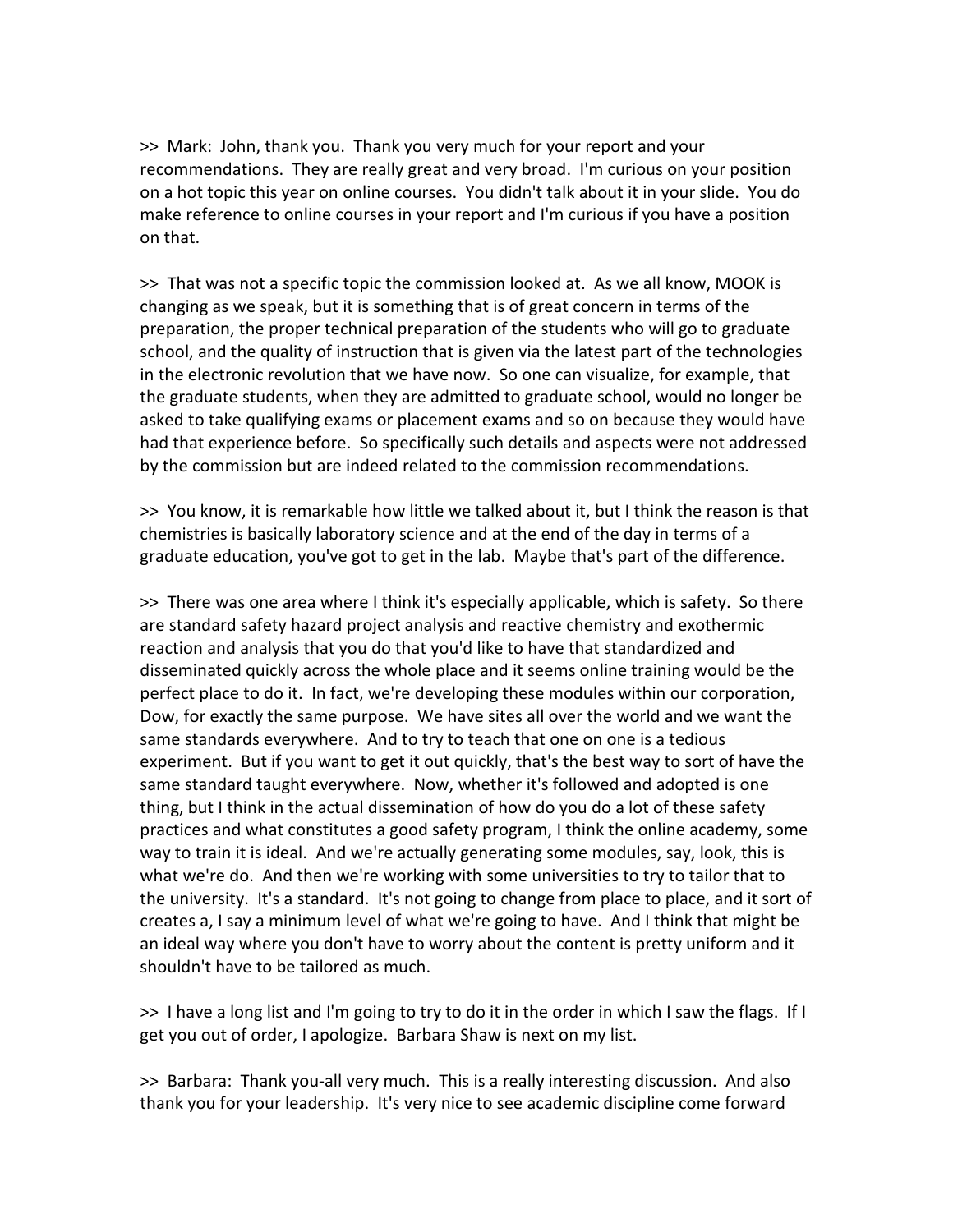>> Mark: John, thank you. Thank you very much for your report and your recommendations. They are really great and very broad. I'm curious on your position on a hot topic this year on online courses. You didn't talk about it in your slide. You do make reference to online courses in your report and I'm curious if you have a position on that.

>> That was not a specific topic the commission looked at. As we all know, MOOK is changing as we speak, but it is something that is of great concern in terms of the preparation, the proper technical preparation of the students who will go to graduate school, and the quality of instruction that is given via the latest part of the technologies in the electronic revolution that we have now. So one can visualize, for example, that the graduate students, when they are admitted to graduate school, would no longer be asked to take qualifying exams or placement exams and so on because they would have had that experience before. So specifically such details and aspects were not addressed by the commission but are indeed related to the commission recommendations.

>> You know, it is remarkable how little we talked about it, but I think the reason is that chemistries is basically laboratory science and at the end of the day in terms of a graduate education, you've got to get in the lab. Maybe that's part of the difference.

>> There was one area where I think it's especially applicable, which is safety. So there are standard safety hazard project analysis and reactive chemistry and exothermic reaction and analysis that you do that you'd like to have that standardized and disseminated quickly across the whole place and it seems online training would be the perfect place to do it. In fact, we're developing these modules within our corporation, Dow, for exactly the same purpose. We have sites all over the world and we want the same standards everywhere. And to try to teach that one on one is a tedious experiment. But if you want to get it out quickly, that's the best way to sort of have the same standard taught everywhere. Now, whether it's followed and adopted is one thing, but I think in the actual dissemination of how do you do a lot of these safety practices and what constitutes a good safety program, I think the online academy, some way to train it is ideal. And we're actually generating some modules, say, look, this is what we're do. And then we're working with some universities to try to tailor that to the university. It's a standard. It's not going to change from place to place, and it sort of creates a, I say a minimum level of what we're going to have. And I think that might be an ideal way where you don't have to worry about the content is pretty uniform and it shouldn't have to be tailored as much.

>> I have a long list and I'm going to try to do it in the order in which I saw the flags. If I get you out of order, I apologize. Barbara Shaw is next on my list.

>> Barbara: Thank you-all very much. This is a really interesting discussion. And also thank you for your leadership. It's very nice to see academic discipline come forward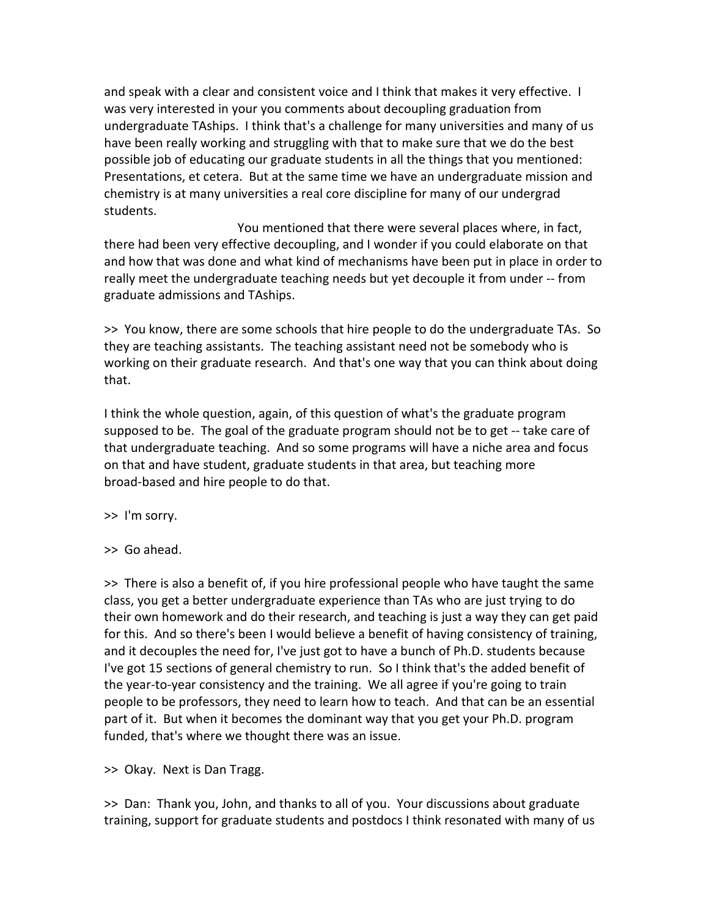and speak with a clear and consistent voice and I think that makes it very effective. I was very interested in your you comments about decoupling graduation from undergraduate TAships. I think that's a challenge for many universities and many of us have been really working and struggling with that to make sure that we do the best possible job of educating our graduate students in all the things that you mentioned: Presentations, et cetera. But at the same time we have an undergraduate mission and chemistry is at many universities a real core discipline for many of our undergrad students.

You mentioned that there were several places where, in fact, there had been very effective decoupling, and I wonder if you could elaborate on that and how that was done and what kind of mechanisms have been put in place in order to really meet the undergraduate teaching needs but yet decouple it from under -- from graduate admissions and TAships.

>> You know, there are some schools that hire people to do the undergraduate TAs. So they are teaching assistants. The teaching assistant need not be somebody who is working on their graduate research. And that's one way that you can think about doing that.

I think the whole question, again, of this question of what's the graduate program supposed to be. The goal of the graduate program should not be to get -- take care of that undergraduate teaching. And so some programs will have a niche area and focus on that and have student, graduate students in that area, but teaching more broad-based and hire people to do that.

>> I'm sorry.

>> Go ahead.

>> There is also a benefit of, if you hire professional people who have taught the same class, you get a better undergraduate experience than TAs who are just trying to do their own homework and do their research, and teaching is just a way they can get paid for this. And so there's been I would believe a benefit of having consistency of training, and it decouples the need for, I've just got to have a bunch of Ph.D. students because I've got 15 sections of general chemistry to run. So I think that's the added benefit of the year-to-year consistency and the training. We all agree if you're going to train people to be professors, they need to learn how to teach. And that can be an essential part of it. But when it becomes the dominant way that you get your Ph.D. program funded, that's where we thought there was an issue.

>> Okay. Next is Dan Tragg.

>> Dan: Thank you, John, and thanks to all of you. Your discussions about graduate training, support for graduate students and postdocs I think resonated with many of us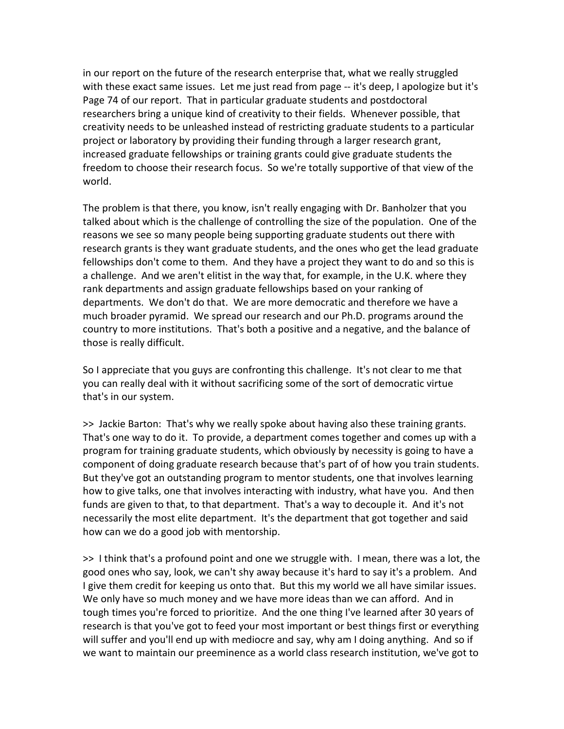in our report on the future of the research enterprise that, what we really struggled with these exact same issues. Let me just read from page -- it's deep, I apologize but it's Page 74 of our report. That in particular graduate students and postdoctoral researchers bring a unique kind of creativity to their fields. Whenever possible, that creativity needs to be unleashed instead of restricting graduate students to a particular project or laboratory by providing their funding through a larger research grant, increased graduate fellowships or training grants could give graduate students the freedom to choose their research focus. So we're totally supportive of that view of the world.

The problem is that there, you know, isn't really engaging with Dr. Banholzer that you talked about which is the challenge of controlling the size of the population. One of the reasons we see so many people being supporting graduate students out there with research grants is they want graduate students, and the ones who get the lead graduate fellowships don't come to them. And they have a project they want to do and so this is a challenge. And we aren't elitist in the way that, for example, in the U.K. where they rank departments and assign graduate fellowships based on your ranking of departments. We don't do that. We are more democratic and therefore we have a much broader pyramid. We spread our research and our Ph.D. programs around the country to more institutions. That's both a positive and a negative, and the balance of those is really difficult.

So I appreciate that you guys are confronting this challenge. It's not clear to me that you can really deal with it without sacrificing some of the sort of democratic virtue that's in our system.

>> Jackie Barton: That's why we really spoke about having also these training grants. That's one way to do it. To provide, a department comes together and comes up with a program for training graduate students, which obviously by necessity is going to have a component of doing graduate research because that's part of of how you train students. But they've got an outstanding program to mentor students, one that involves learning how to give talks, one that involves interacting with industry, what have you. And then funds are given to that, to that department. That's a way to decouple it. And it's not necessarily the most elite department. It's the department that got together and said how can we do a good job with mentorship.

>> I think that's a profound point and one we struggle with. I mean, there was a lot, the good ones who say, look, we can't shy away because it's hard to say it's a problem. And I give them credit for keeping us onto that. But this my world we all have similar issues. We only have so much money and we have more ideas than we can afford. And in tough times you're forced to prioritize. And the one thing I've learned after 30 years of research is that you've got to feed your most important or best things first or everything will suffer and you'll end up with mediocre and say, why am I doing anything. And so if we want to maintain our preeminence as a world class research institution, we've got to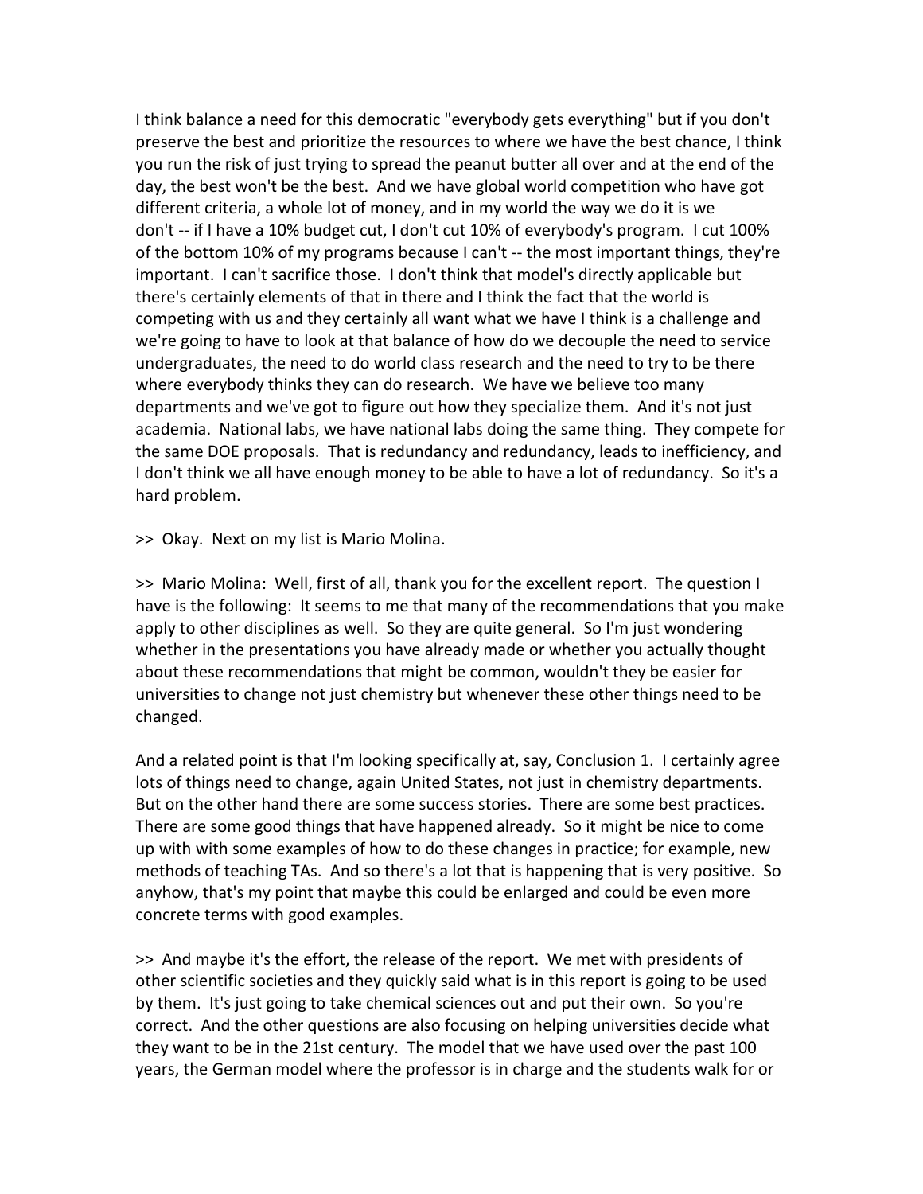I think balance a need for this democratic "everybody gets everything" but if you don't preserve the best and prioritize the resources to where we have the best chance, I think you run the risk of just trying to spread the peanut butter all over and at the end of the day, the best won't be the best. And we have global world competition who have got different criteria, a whole lot of money, and in my world the way we do it is we don't -- if I have a 10% budget cut, I don't cut 10% of everybody's program. I cut 100% of the bottom 10% of my programs because I can't -- the most important things, they're important. I can't sacrifice those. I don't think that model's directly applicable but there's certainly elements of that in there and I think the fact that the world is competing with us and they certainly all want what we have I think is a challenge and we're going to have to look at that balance of how do we decouple the need to service undergraduates, the need to do world class research and the need to try to be there where everybody thinks they can do research. We have we believe too many departments and we've got to figure out how they specialize them. And it's not just academia. National labs, we have national labs doing the same thing. They compete for the same DOE proposals. That is redundancy and redundancy, leads to inefficiency, and I don't think we all have enough money to be able to have a lot of redundancy. So it's a hard problem.

>> Okay. Next on my list is Mario Molina.

>> Mario Molina: Well, first of all, thank you for the excellent report. The question I have is the following: It seems to me that many of the recommendations that you make apply to other disciplines as well. So they are quite general. So I'm just wondering whether in the presentations you have already made or whether you actually thought about these recommendations that might be common, wouldn't they be easier for universities to change not just chemistry but whenever these other things need to be changed.

And a related point is that I'm looking specifically at, say, Conclusion 1. I certainly agree lots of things need to change, again United States, not just in chemistry departments. But on the other hand there are some success stories. There are some best practices. There are some good things that have happened already. So it might be nice to come up with with some examples of how to do these changes in practice; for example, new methods of teaching TAs. And so there's a lot that is happening that is very positive. So anyhow, that's my point that maybe this could be enlarged and could be even more concrete terms with good examples.

>> And maybe it's the effort, the release of the report. We met with presidents of other scientific societies and they quickly said what is in this report is going to be used by them. It's just going to take chemical sciences out and put their own. So you're correct. And the other questions are also focusing on helping universities decide what they want to be in the 21st century. The model that we have used over the past 100 years, the German model where the professor is in charge and the students walk for or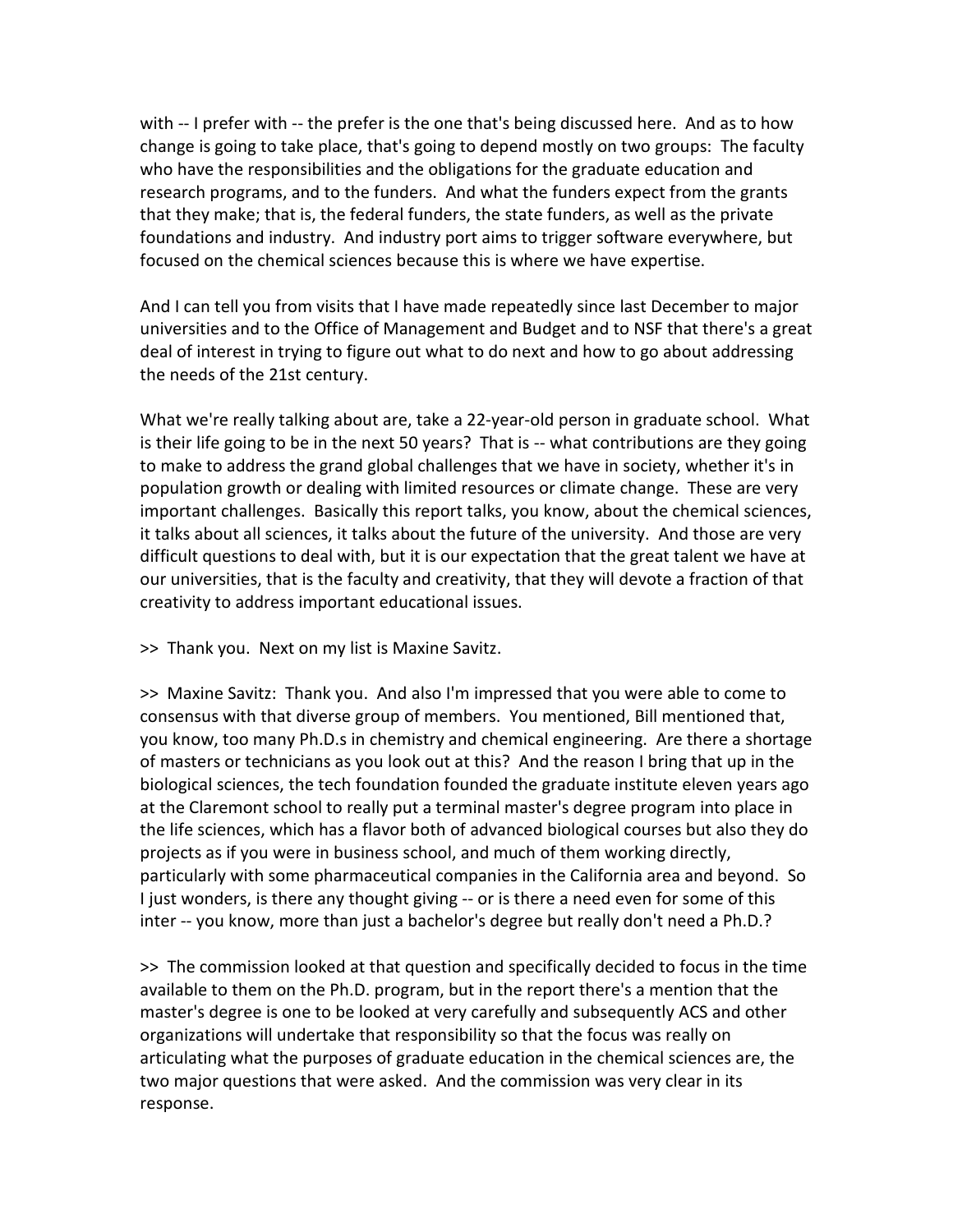with -- I prefer with -- the prefer is the one that's being discussed here. And as to how change is going to take place, that's going to depend mostly on two groups: The faculty who have the responsibilities and the obligations for the graduate education and research programs, and to the funders. And what the funders expect from the grants that they make; that is, the federal funders, the state funders, as well as the private foundations and industry. And industry port aims to trigger software everywhere, but focused on the chemical sciences because this is where we have expertise.

And I can tell you from visits that I have made repeatedly since last December to major universities and to the Office of Management and Budget and to NSF that there's a great deal of interest in trying to figure out what to do next and how to go about addressing the needs of the 21st century.

What we're really talking about are, take a 22-year-old person in graduate school. What is their life going to be in the next 50 years? That is -- what contributions are they going to make to address the grand global challenges that we have in society, whether it's in population growth or dealing with limited resources or climate change. These are very important challenges. Basically this report talks, you know, about the chemical sciences, it talks about all sciences, it talks about the future of the university. And those are very difficult questions to deal with, but it is our expectation that the great talent we have at our universities, that is the faculty and creativity, that they will devote a fraction of that creativity to address important educational issues.

>> Thank you. Next on my list is Maxine Savitz.

>> Maxine Savitz: Thank you. And also I'm impressed that you were able to come to consensus with that diverse group of members. You mentioned, Bill mentioned that, you know, too many Ph.D.s in chemistry and chemical engineering. Are there a shortage of masters or technicians as you look out at this? And the reason I bring that up in the biological sciences, the tech foundation founded the graduate institute eleven years ago at the Claremont school to really put a terminal master's degree program into place in the life sciences, which has a flavor both of advanced biological courses but also they do projects as if you were in business school, and much of them working directly, particularly with some pharmaceutical companies in the California area and beyond. So I just wonders, is there any thought giving -- or is there a need even for some of this inter -- you know, more than just a bachelor's degree but really don't need a Ph.D.?

>> The commission looked at that question and specifically decided to focus in the time available to them on the Ph.D. program, but in the report there's a mention that the master's degree is one to be looked at very carefully and subsequently ACS and other organizations will undertake that responsibility so that the focus was really on articulating what the purposes of graduate education in the chemical sciences are, the two major questions that were asked. And the commission was very clear in its response.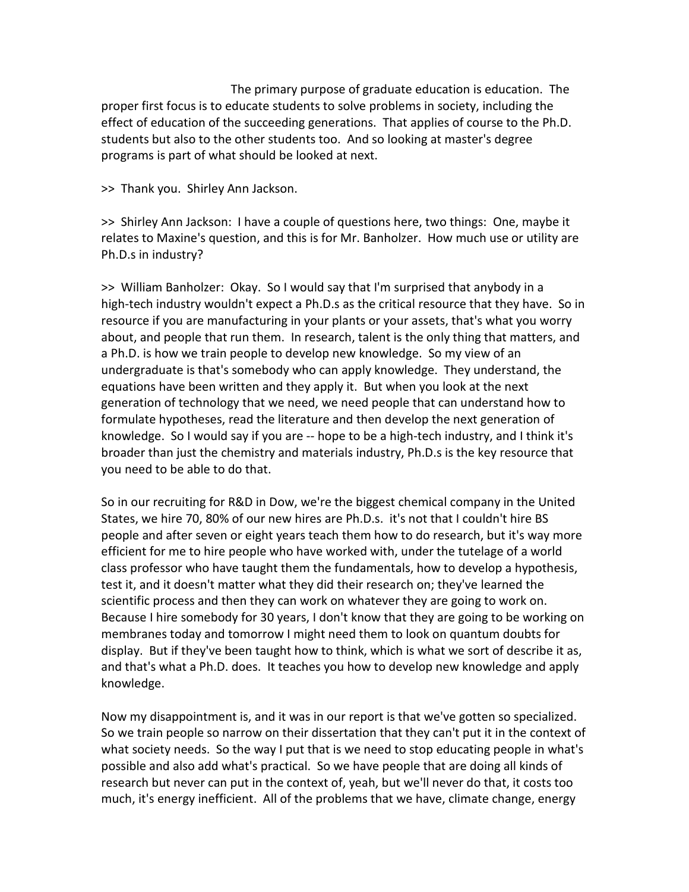The primary purpose of graduate education is education. The proper first focus is to educate students to solve problems in society, including the effect of education of the succeeding generations. That applies of course to the Ph.D. students but also to the other students too. And so looking at master's degree programs is part of what should be looked at next.

>> Thank you. Shirley Ann Jackson.

>> Shirley Ann Jackson: I have a couple of questions here, two things: One, maybe it relates to Maxine's question, and this is for Mr. Banholzer. How much use or utility are Ph.D.s in industry?

>> William Banholzer: Okay. So I would say that I'm surprised that anybody in a high-tech industry wouldn't expect a Ph.D.s as the critical resource that they have. So in resource if you are manufacturing in your plants or your assets, that's what you worry about, and people that run them. In research, talent is the only thing that matters, and a Ph.D. is how we train people to develop new knowledge. So my view of an undergraduate is that's somebody who can apply knowledge. They understand, the equations have been written and they apply it. But when you look at the next generation of technology that we need, we need people that can understand how to formulate hypotheses, read the literature and then develop the next generation of knowledge. So I would say if you are -- hope to be a high-tech industry, and I think it's broader than just the chemistry and materials industry, Ph.D.s is the key resource that you need to be able to do that.

So in our recruiting for R&D in Dow, we're the biggest chemical company in the United States, we hire 70, 80% of our new hires are Ph.D.s. it's not that I couldn't hire BS people and after seven or eight years teach them how to do research, but it's way more efficient for me to hire people who have worked with, under the tutelage of a world class professor who have taught them the fundamentals, how to develop a hypothesis, test it, and it doesn't matter what they did their research on; they've learned the scientific process and then they can work on whatever they are going to work on. Because I hire somebody for 30 years, I don't know that they are going to be working on membranes today and tomorrow I might need them to look on quantum doubts for display. But if they've been taught how to think, which is what we sort of describe it as, and that's what a Ph.D. does. It teaches you how to develop new knowledge and apply knowledge.

Now my disappointment is, and it was in our report is that we've gotten so specialized. So we train people so narrow on their dissertation that they can't put it in the context of what society needs. So the way I put that is we need to stop educating people in what's possible and also add what's practical. So we have people that are doing all kinds of research but never can put in the context of, yeah, but we'll never do that, it costs too much, it's energy inefficient. All of the problems that we have, climate change, energy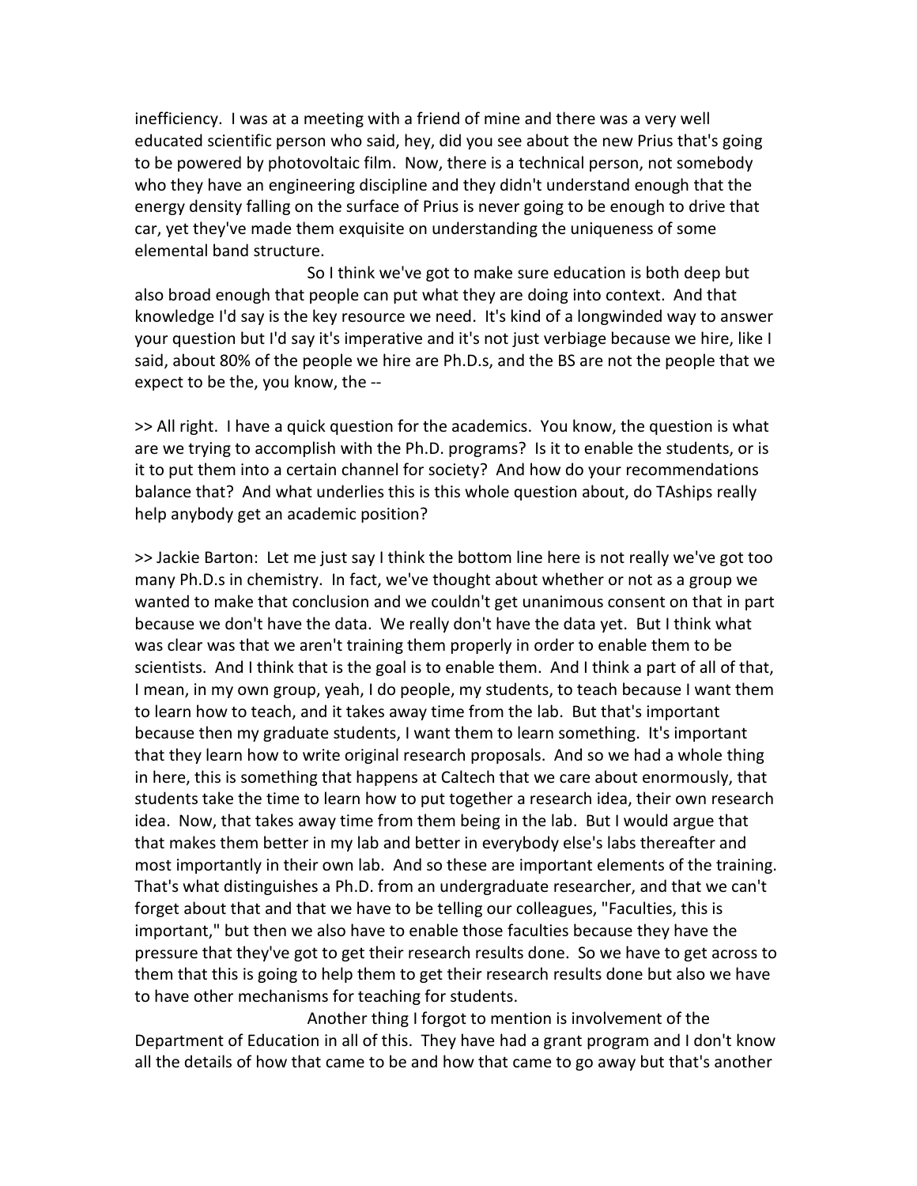inefficiency. I was at a meeting with a friend of mine and there was a very well educated scientific person who said, hey, did you see about the new Prius that's going to be powered by photovoltaic film. Now, there is a technical person, not somebody who they have an engineering discipline and they didn't understand enough that the energy density falling on the surface of Prius is never going to be enough to drive that car, yet they've made them exquisite on understanding the uniqueness of some elemental band structure.

So I think we've got to make sure education is both deep but also broad enough that people can put what they are doing into context. And that knowledge I'd say is the key resource we need. It's kind of a longwinded way to answer your question but I'd say it's imperative and it's not just verbiage because we hire, like I said, about 80% of the people we hire are Ph.D.s, and the BS are not the people that we expect to be the, you know, the --

>> All right. I have a quick question for the academics. You know, the question is what are we trying to accomplish with the Ph.D. programs? Is it to enable the students, or is it to put them into a certain channel for society? And how do your recommendations balance that? And what underlies this is this whole question about, do TAships really help anybody get an academic position?

>> Jackie Barton: Let me just say I think the bottom line here is not really we've got too many Ph.D.s in chemistry. In fact, we've thought about whether or not as a group we wanted to make that conclusion and we couldn't get unanimous consent on that in part because we don't have the data. We really don't have the data yet. But I think what was clear was that we aren't training them properly in order to enable them to be scientists. And I think that is the goal is to enable them. And I think a part of all of that, I mean, in my own group, yeah, I do people, my students, to teach because I want them to learn how to teach, and it takes away time from the lab. But that's important because then my graduate students, I want them to learn something. It's important that they learn how to write original research proposals. And so we had a whole thing in here, this is something that happens at Caltech that we care about enormously, that students take the time to learn how to put together a research idea, their own research idea. Now, that takes away time from them being in the lab. But I would argue that that makes them better in my lab and better in everybody else's labs thereafter and most importantly in their own lab. And so these are important elements of the training. That's what distinguishes a Ph.D. from an undergraduate researcher, and that we can't forget about that and that we have to be telling our colleagues, "Faculties, this is important," but then we also have to enable those faculties because they have the pressure that they've got to get their research results done. So we have to get across to them that this is going to help them to get their research results done but also we have to have other mechanisms for teaching for students.

Another thing I forgot to mention is involvement of the Department of Education in all of this. They have had a grant program and I don't know all the details of how that came to be and how that came to go away but that's another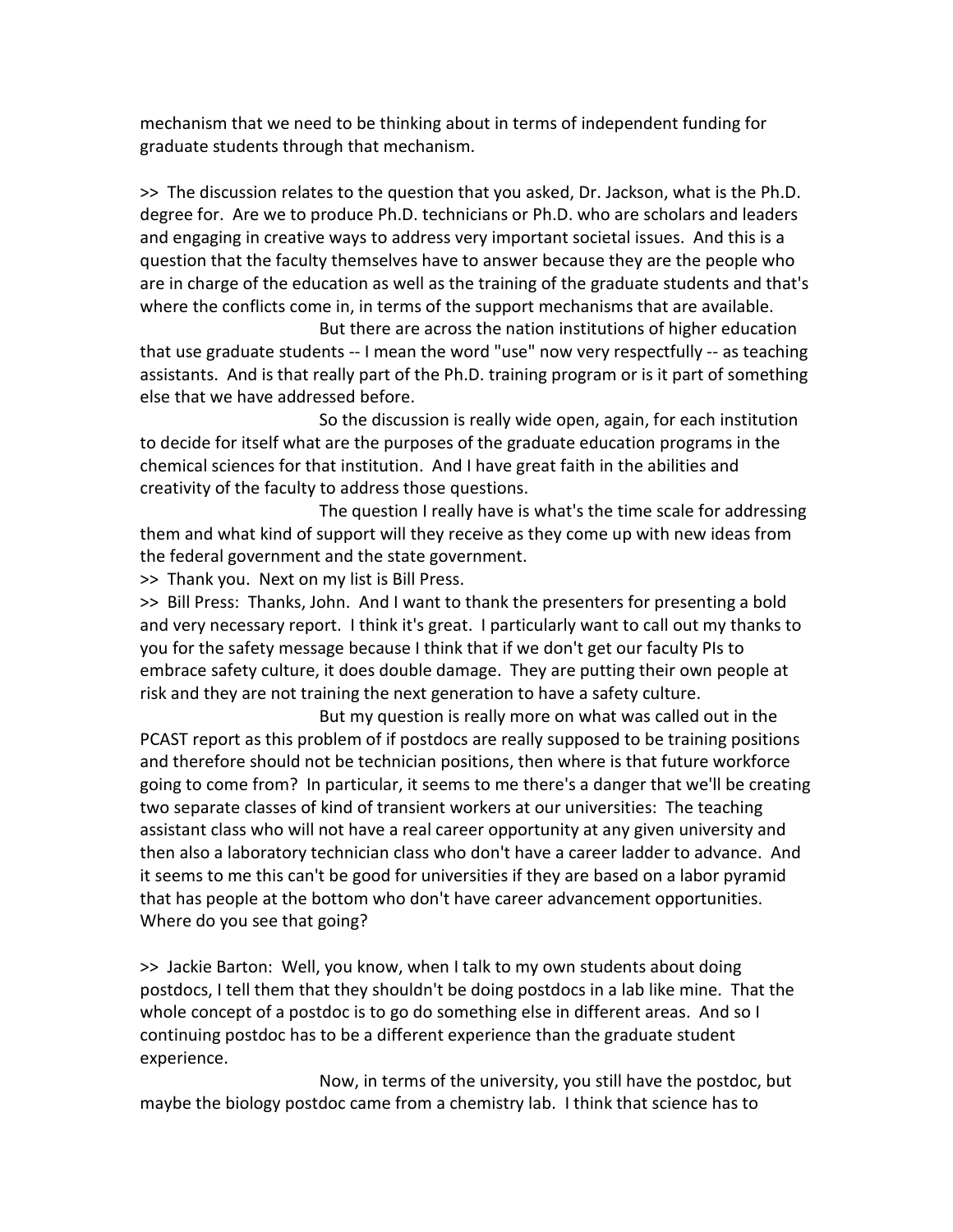mechanism that we need to be thinking about in terms of independent funding for graduate students through that mechanism.

>> The discussion relates to the question that you asked, Dr. Jackson, what is the Ph.D. degree for. Are we to produce Ph.D. technicians or Ph.D. who are scholars and leaders and engaging in creative ways to address very important societal issues. And this is a question that the faculty themselves have to answer because they are the people who are in charge of the education as well as the training of the graduate students and that's where the conflicts come in, in terms of the support mechanisms that are available.

But there are across the nation institutions of higher education that use graduate students -- I mean the word "use" now very respectfully -- as teaching assistants. And is that really part of the Ph.D. training program or is it part of something else that we have addressed before.

So the discussion is really wide open, again, for each institution to decide for itself what are the purposes of the graduate education programs in the chemical sciences for that institution. And I have great faith in the abilities and creativity of the faculty to address those questions.

The question I really have is what's the time scale for addressing them and what kind of support will they receive as they come up with new ideas from the federal government and the state government.

>> Thank you. Next on my list is Bill Press.

>> Bill Press: Thanks, John. And I want to thank the presenters for presenting a bold and very necessary report. I think it's great. I particularly want to call out my thanks to you for the safety message because I think that if we don't get our faculty PIs to embrace safety culture, it does double damage. They are putting their own people at risk and they are not training the next generation to have a safety culture.

But my question is really more on what was called out in the PCAST report as this problem of if postdocs are really supposed to be training positions and therefore should not be technician positions, then where is that future workforce going to come from? In particular, it seems to me there's a danger that we'll be creating two separate classes of kind of transient workers at our universities: The teaching assistant class who will not have a real career opportunity at any given university and then also a laboratory technician class who don't have a career ladder to advance. And it seems to me this can't be good for universities if they are based on a labor pyramid that has people at the bottom who don't have career advancement opportunities. Where do you see that going?

>> Jackie Barton: Well, you know, when I talk to my own students about doing postdocs, I tell them that they shouldn't be doing postdocs in a lab like mine. That the whole concept of a postdoc is to go do something else in different areas. And so I continuing postdoc has to be a different experience than the graduate student experience.

Now, in terms of the university, you still have the postdoc, but maybe the biology postdoc came from a chemistry lab. I think that science has to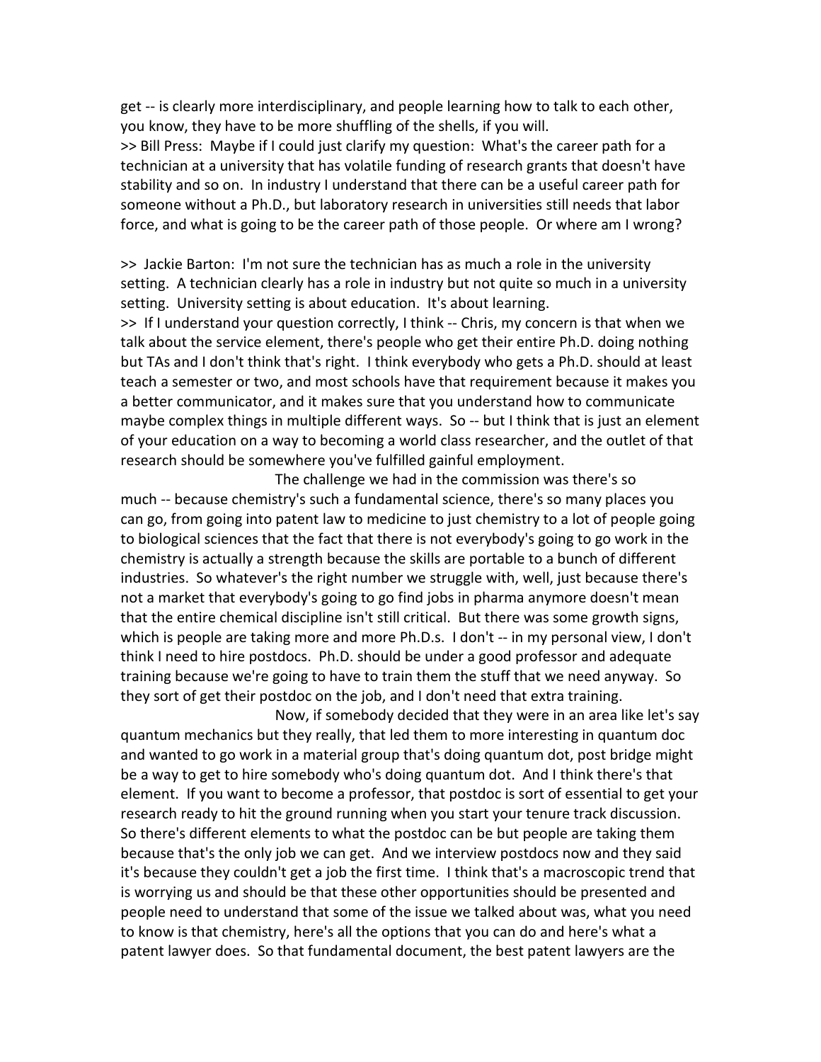get -- is clearly more interdisciplinary, and people learning how to talk to each other, you know, they have to be more shuffling of the shells, if you will.

>> Bill Press: Maybe if I could just clarify my question: What's the career path for a technician at a university that has volatile funding of research grants that doesn't have stability and so on. In industry I understand that there can be a useful career path for someone without a Ph.D., but laboratory research in universities still needs that labor force, and what is going to be the career path of those people. Or where am I wrong?

>> Jackie Barton: I'm not sure the technician has as much a role in the university setting. A technician clearly has a role in industry but not quite so much in a university setting. University setting is about education. It's about learning.

>> If I understand your question correctly, I think -- Chris, my concern is that when we talk about the service element, there's people who get their entire Ph.D. doing nothing but TAs and I don't think that's right. I think everybody who gets a Ph.D. should at least teach a semester or two, and most schools have that requirement because it makes you a better communicator, and it makes sure that you understand how to communicate maybe complex things in multiple different ways. So -- but I think that is just an element of your education on a way to becoming a world class researcher, and the outlet of that research should be somewhere you've fulfilled gainful employment.

The challenge we had in the commission was there's so much -- because chemistry's such a fundamental science, there's so many places you can go, from going into patent law to medicine to just chemistry to a lot of people going to biological sciences that the fact that there is not everybody's going to go work in the chemistry is actually a strength because the skills are portable to a bunch of different industries. So whatever's the right number we struggle with, well, just because there's not a market that everybody's going to go find jobs in pharma anymore doesn't mean that the entire chemical discipline isn't still critical. But there was some growth signs, which is people are taking more and more Ph.D.s. I don't -- in my personal view, I don't think I need to hire postdocs. Ph.D. should be under a good professor and adequate training because we're going to have to train them the stuff that we need anyway. So they sort of get their postdoc on the job, and I don't need that extra training.

Now, if somebody decided that they were in an area like let's say quantum mechanics but they really, that led them to more interesting in quantum doc and wanted to go work in a material group that's doing quantum dot, post bridge might be a way to get to hire somebody who's doing quantum dot. And I think there's that element. If you want to become a professor, that postdoc is sort of essential to get your research ready to hit the ground running when you start your tenure track discussion. So there's different elements to what the postdoc can be but people are taking them because that's the only job we can get. And we interview postdocs now and they said it's because they couldn't get a job the first time. I think that's a macroscopic trend that is worrying us and should be that these other opportunities should be presented and people need to understand that some of the issue we talked about was, what you need to know is that chemistry, here's all the options that you can do and here's what a patent lawyer does. So that fundamental document, the best patent lawyers are the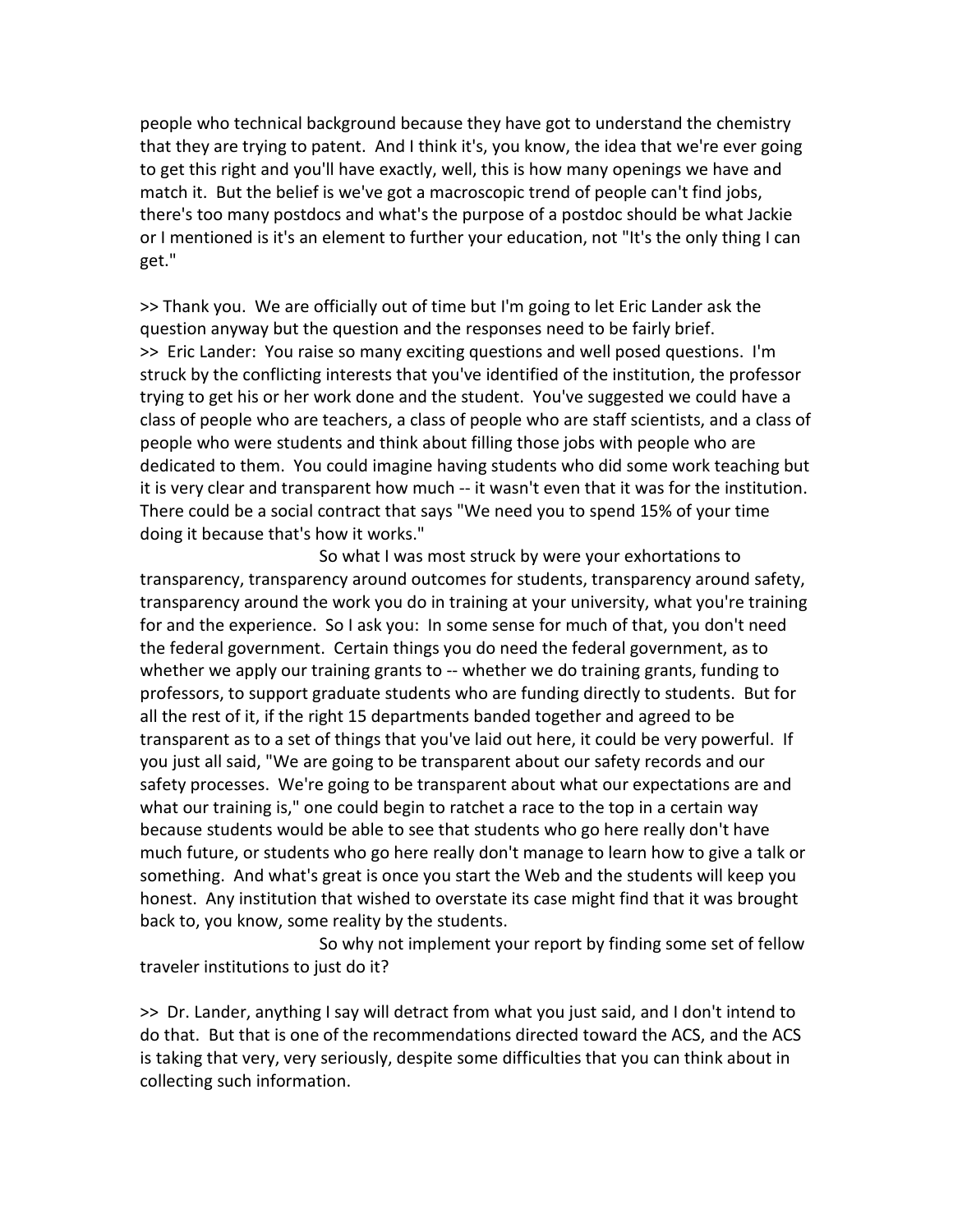people who technical background because they have got to understand the chemistry that they are trying to patent. And I think it's, you know, the idea that we're ever going to get this right and you'll have exactly, well, this is how many openings we have and match it. But the belief is we've got a macroscopic trend of people can't find jobs, there's too many postdocs and what's the purpose of a postdoc should be what Jackie or I mentioned is it's an element to further your education, not "It's the only thing I can get."

>> Thank you. We are officially out of time but I'm going to let Eric Lander ask the question anyway but the question and the responses need to be fairly brief.
>> Eric Lander: You raise so many exciting questions and well posed questions. I'm struck by the conflicting interests that you've identified of the institution, the professor trying to get his or her work done and the student. You've suggested we could have a class of people who are teachers, a class of people who are staff scientists, and a class of people who were students and think about filling those jobs with people who are dedicated to them. You could imagine having students who did some work teaching but it is very clear and transparent how much -- it wasn't even that it was for the institution. There could be a social contract that says "We need you to spend 15% of your time doing it because that's how it works."

So what I was most struck by were your exhortations to transparency, transparency around outcomes for students, transparency around safety, transparency around the work you do in training at your university, what you're training for and the experience. So I ask you: In some sense for much of that, you don't need the federal government. Certain things you do need the federal government, as to whether we apply our training grants to -- whether we do training grants, funding to professors, to support graduate students who are funding directly to students. But for all the rest of it, if the right 15 departments banded together and agreed to be transparent as to a set of things that you've laid out here, it could be very powerful. If you just all said, "We are going to be transparent about our safety records and our safety processes. We're going to be transparent about what our expectations are and what our training is," one could begin to ratchet a race to the top in a certain way because students would be able to see that students who go here really don't have much future, or students who go here really don't manage to learn how to give a talk or something. And what's great is once you start the Web and the students will keep you honest. Any institution that wished to overstate its case might find that it was brought back to, you know, some reality by the students.

So why not implement your report by finding some set of fellow traveler institutions to just do it?

>> Dr. Lander, anything I say will detract from what you just said, and I don't intend to do that. But that is one of the recommendations directed toward the ACS, and the ACS is taking that very, very seriously, despite some difficulties that you can think about in collecting such information.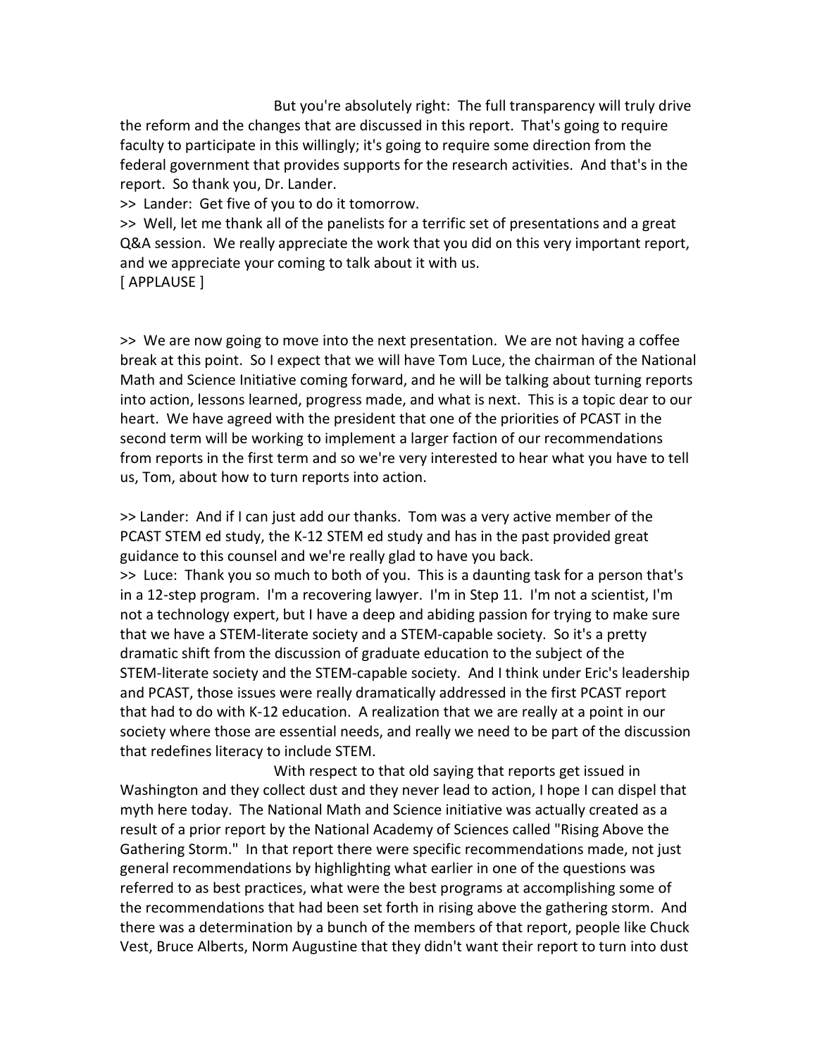But you're absolutely right: The full transparency will truly drive the reform and the changes that are discussed in this report. That's going to require faculty to participate in this willingly; it's going to require some direction from the federal government that provides supports for the research activities. And that's in the report. So thank you, Dr. Lander.

>> Lander: Get five of you to do it tomorrow.

>> Well, let me thank all of the panelists for a terrific set of presentations and a great Q&A session. We really appreciate the work that you did on this very important report, and we appreciate your coming to talk about it with us.

[ APPLAUSE ]

>> We are now going to move into the next presentation. We are not having a coffee break at this point. So I expect that we will have Tom Luce, the chairman of the National Math and Science Initiative coming forward, and he will be talking about turning reports into action, lessons learned, progress made, and what is next. This is a topic dear to our heart. We have agreed with the president that one of the priorities of PCAST in the second term will be working to implement a larger faction of our recommendations from reports in the first term and so we're very interested to hear what you have to tell us, Tom, about how to turn reports into action.

>> Lander: And if I can just add our thanks. Tom was a very active member of the PCAST STEM ed study, the K-12 STEM ed study and has in the past provided great guidance to this counsel and we're really glad to have you back.

>> Luce: Thank you so much to both of you. This is a daunting task for a person that's in a 12-step program. I'm a recovering lawyer. I'm in Step 11. I'm not a scientist, I'm not a technology expert, but I have a deep and abiding passion for trying to make sure that we have a STEM-literate society and a STEM-capable society. So it's a pretty dramatic shift from the discussion of graduate education to the subject of the STEM-literate society and the STEM-capable society. And I think under Eric's leadership and PCAST, those issues were really dramatically addressed in the first PCAST report that had to do with K-12 education. A realization that we are really at a point in our society where those are essential needs, and really we need to be part of the discussion that redefines literacy to include STEM.

With respect to that old saying that reports get issued in Washington and they collect dust and they never lead to action, I hope I can dispel that myth here today. The National Math and Science initiative was actually created as a result of a prior report by the National Academy of Sciences called "Rising Above the Gathering Storm." In that report there were specific recommendations made, not just general recommendations by highlighting what earlier in one of the questions was referred to as best practices, what were the best programs at accomplishing some of the recommendations that had been set forth in rising above the gathering storm. And there was a determination by a bunch of the members of that report, people like Chuck Vest, Bruce Alberts, Norm Augustine that they didn't want their report to turn into dust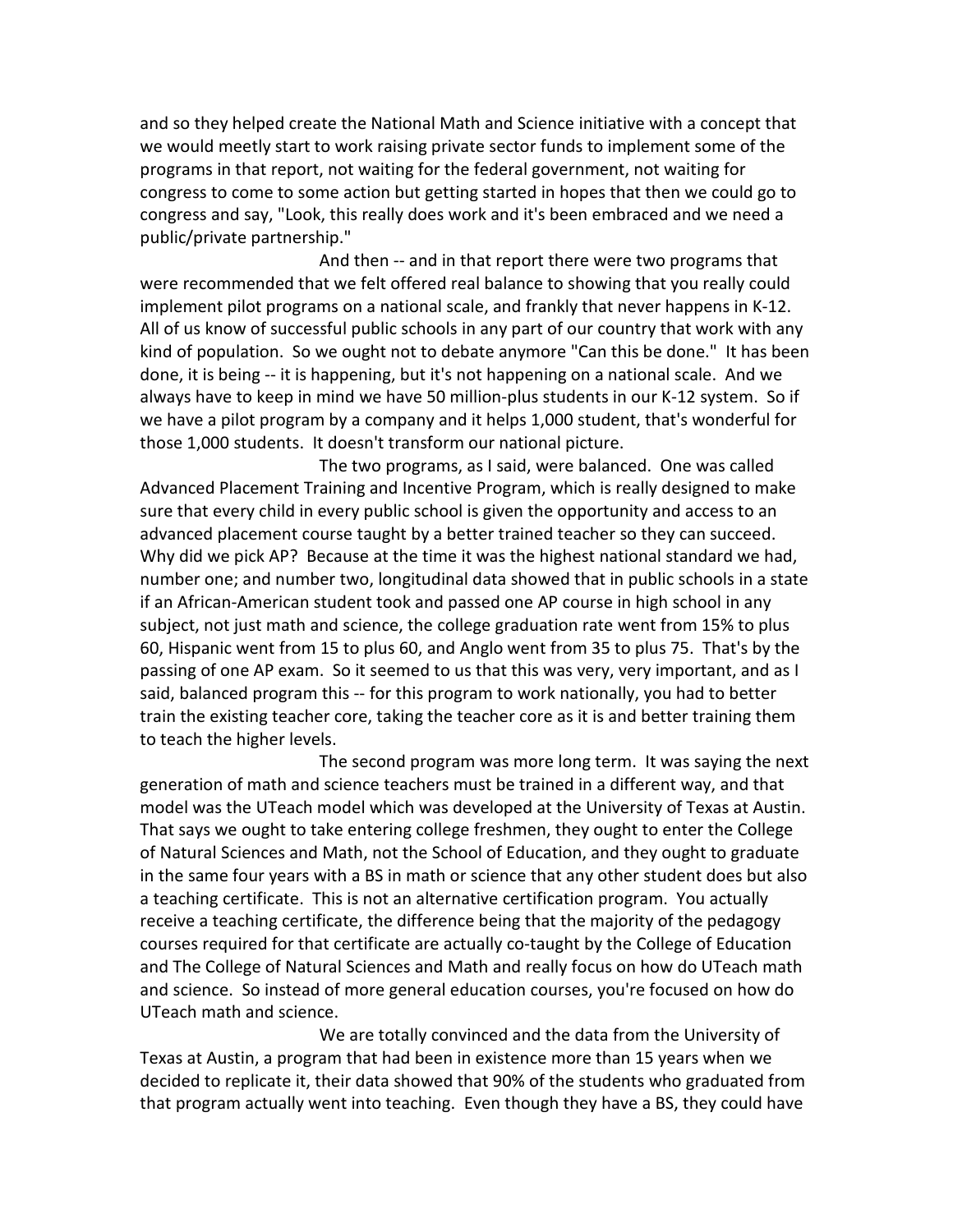and so they helped create the National Math and Science initiative with a concept that we would meetly start to work raising private sector funds to implement some of the programs in that report, not waiting for the federal government, not waiting for congress to come to some action but getting started in hopes that then we could go to congress and say, "Look, this really does work and it's been embraced and we need a public/private partnership."

And then -- and in that report there were two programs that were recommended that we felt offered real balance to showing that you really could implement pilot programs on a national scale, and frankly that never happens in K-12. All of us know of successful public schools in any part of our country that work with any kind of population. So we ought not to debate anymore "Can this be done." It has been done, it is being -- it is happening, but it's not happening on a national scale. And we always have to keep in mind we have 50 million-plus students in our K-12 system. So if we have a pilot program by a company and it helps 1,000 student, that's wonderful for those 1,000 students. It doesn't transform our national picture.

The two programs, as I said, were balanced. One was called Advanced Placement Training and Incentive Program, which is really designed to make sure that every child in every public school is given the opportunity and access to an advanced placement course taught by a better trained teacher so they can succeed. Why did we pick AP? Because at the time it was the highest national standard we had, number one; and number two, longitudinal data showed that in public schools in a state if an African-American student took and passed one AP course in high school in any subject, not just math and science, the college graduation rate went from 15% to plus 60, Hispanic went from 15 to plus 60, and Anglo went from 35 to plus 75. That's by the passing of one AP exam. So it seemed to us that this was very, very important, and as I said, balanced program this -- for this program to work nationally, you had to better train the existing teacher core, taking the teacher core as it is and better training them to teach the higher levels.

The second program was more long term. It was saying the next generation of math and science teachers must be trained in a different way, and that model was the UTeach model which was developed at the University of Texas at Austin. That says we ought to take entering college freshmen, they ought to enter the College of Natural Sciences and Math, not the School of Education, and they ought to graduate in the same four years with a BS in math or science that any other student does but also a teaching certificate. This is not an alternative certification program. You actually receive a teaching certificate, the difference being that the majority of the pedagogy courses required for that certificate are actually co-taught by the College of Education and The College of Natural Sciences and Math and really focus on how do UTeach math and science. So instead of more general education courses, you're focused on how do UTeach math and science.

We are totally convinced and the data from the University of Texas at Austin, a program that had been in existence more than 15 years when we decided to replicate it, their data showed that 90% of the students who graduated from that program actually went into teaching. Even though they have a BS, they could have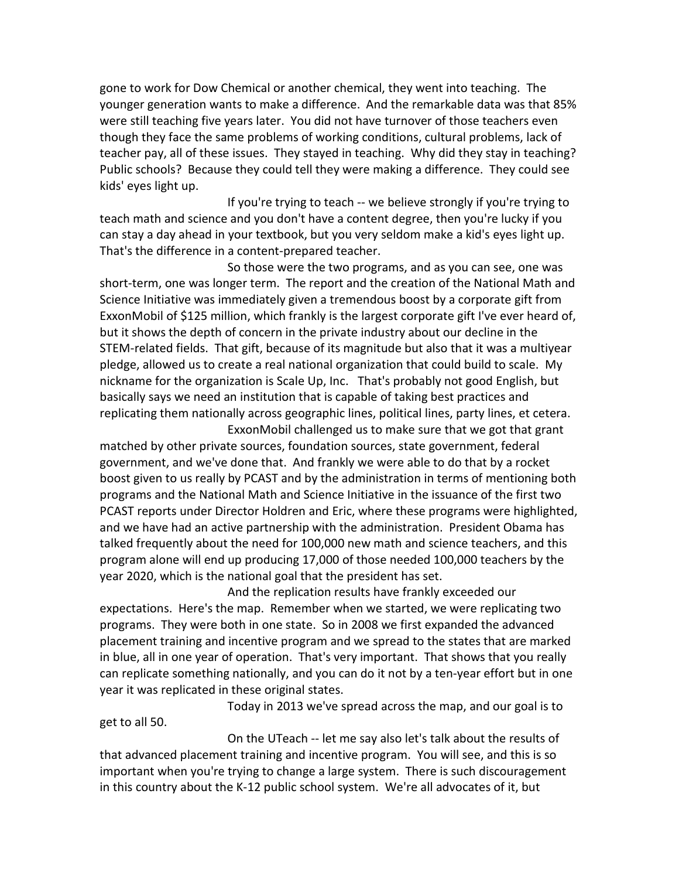gone to work for Dow Chemical or another chemical, they went into teaching. The younger generation wants to make a difference. And the remarkable data was that 85% were still teaching five years later. You did not have turnover of those teachers even though they face the same problems of working conditions, cultural problems, lack of teacher pay, all of these issues. They stayed in teaching. Why did they stay in teaching? Public schools? Because they could tell they were making a difference. They could see kids' eyes light up.

If you're trying to teach -- we believe strongly if you're trying to teach math and science and you don't have a content degree, then you're lucky if you can stay a day ahead in your textbook, but you very seldom make a kid's eyes light up. That's the difference in a content-prepared teacher.

So those were the two programs, and as you can see, one was short-term, one was longer term. The report and the creation of the National Math and Science Initiative was immediately given a tremendous boost by a corporate gift from ExxonMobil of $125 million, which frankly is the largest corporate gift I've ever heard of, but it shows the depth of concern in the private industry about our decline in the STEM-related fields. That gift, because of its magnitude but also that it was a multiyear pledge, allowed us to create a real national organization that could build to scale. My nickname for the organization is Scale Up, Inc. That's probably not good English, but basically says we need an institution that is capable of taking best practices and replicating them nationally across geographic lines, political lines, party lines, et cetera.

ExxonMobil challenged us to make sure that we got that grant matched by other private sources, foundation sources, state government, federal government, and we've done that. And frankly we were able to do that by a rocket boost given to us really by PCAST and by the administration in terms of mentioning both programs and the National Math and Science Initiative in the issuance of the first two PCAST reports under Director Holdren and Eric, where these programs were highlighted, and we have had an active partnership with the administration. President Obama has talked frequently about the need for 100,000 new math and science teachers, and this program alone will end up producing 17,000 of those needed 100,000 teachers by the year 2020, which is the national goal that the president has set.

And the replication results have frankly exceeded our expectations. Here's the map. Remember when we started, we were replicating two programs. They were both in one state. So in 2008 we first expanded the advanced placement training and incentive program and we spread to the states that are marked in blue, all in one year of operation. That's very important. That shows that you really can replicate something nationally, and you can do it not by a ten-year effort but in one year it was replicated in these original states.

Today in 2013 we've spread across the map, and our goal is to get to all 50.

On the UTeach -- let me say also let's talk about the results of that advanced placement training and incentive program. You will see, and this is so important when you're trying to change a large system. There is such discouragement in this country about the K-12 public school system. We're all advocates of it, but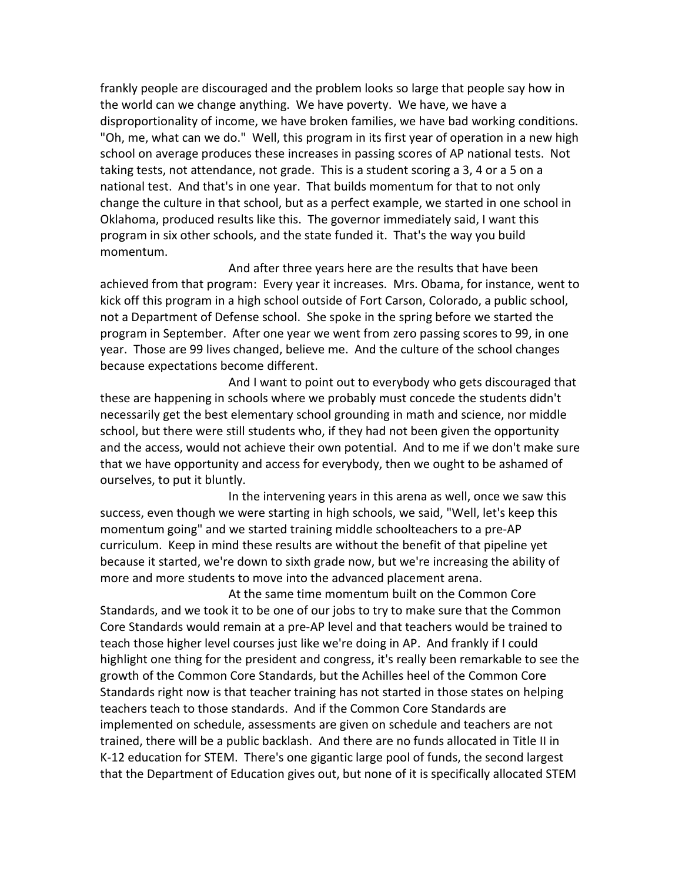frankly people are discouraged and the problem looks so large that people say how in the world can we change anything. We have poverty. We have, we have a disproportionality of income, we have broken families, we have bad working conditions. "Oh, me, what can we do." Well, this program in its first year of operation in a new high school on average produces these increases in passing scores of AP national tests. Not taking tests, not attendance, not grade. This is a student scoring a 3, 4 or a 5 on a national test. And that's in one year. That builds momentum for that to not only change the culture in that school, but as a perfect example, we started in one school in Oklahoma, produced results like this. The governor immediately said, I want this program in six other schools, and the state funded it. That's the way you build momentum.

And after three years here are the results that have been achieved from that program: Every year it increases. Mrs. Obama, for instance, went to kick off this program in a high school outside of Fort Carson, Colorado, a public school, not a Department of Defense school. She spoke in the spring before we started the program in September. After one year we went from zero passing scores to 99, in one year. Those are 99 lives changed, believe me. And the culture of the school changes because expectations become different.

And I want to point out to everybody who gets discouraged that these are happening in schools where we probably must concede the students didn't necessarily get the best elementary school grounding in math and science, nor middle school, but there were still students who, if they had not been given the opportunity and the access, would not achieve their own potential. And to me if we don't make sure that we have opportunity and access for everybody, then we ought to be ashamed of ourselves, to put it bluntly.

In the intervening years in this arena as well, once we saw this success, even though we were starting in high schools, we said, "Well, let's keep this momentum going" and we started training middle schoolteachers to a pre-AP curriculum. Keep in mind these results are without the benefit of that pipeline yet because it started, we're down to sixth grade now, but we're increasing the ability of more and more students to move into the advanced placement arena.

At the same time momentum built on the Common Core Standards, and we took it to be one of our jobs to try to make sure that the Common Core Standards would remain at a pre-AP level and that teachers would be trained to teach those higher level courses just like we're doing in AP. And frankly if I could highlight one thing for the president and congress, it's really been remarkable to see the growth of the Common Core Standards, but the Achilles heel of the Common Core Standards right now is that teacher training has not started in those states on helping teachers teach to those standards. And if the Common Core Standards are implemented on schedule, assessments are given on schedule and teachers are not trained, there will be a public backlash. And there are no funds allocated in Title II in K-12 education for STEM. There's one gigantic large pool of funds, the second largest that the Department of Education gives out, but none of it is specifically allocated STEM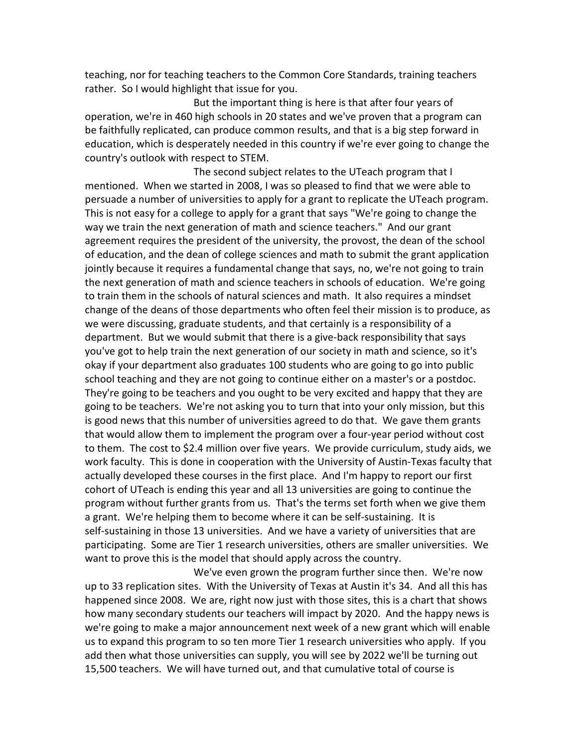teaching, nor for teaching teachers to the Common Core Standards, training teachers rather. So I would highlight that issue for you.

But the important thing is here is that after four years of operation, we're in 460 high schools in 20 states and we've proven that a program can be faithfully replicated, can produce common results, and that is a big step forward in education, which is desperately needed in this country if we're ever going to change the country's outlook with respect to STEM.

The second subject relates to the UTeach program that I mentioned. When we started in 2008, I was so pleased to find that we were able to persuade a number of universities to apply for a grant to replicate the UTeach program. This is not easy for a college to apply for a grant that says "We're going to change the way we train the next generation of math and science teachers." And our grant agreement requires the president of the university, the provost, the dean of the school of education, and the dean of college sciences and math to submit the grant application jointly because it requires a fundamental change that says, no, we're not going to train the next generation of math and science teachers in schools of education. We're going to train them in the schools of natural sciences and math. It also requires a mindset change of the deans of those departments who often feel their mission is to produce, as we were discussing, graduate students, and that certainly is a responsibility of a department. But we would submit that there is a give-back responsibility that says you've got to help train the next generation of our society in math and science, so it's okay if your department also graduates 100 students who are going to go into public school teaching and they are not going to continue either on a master's or a postdoc. They're going to be teachers and you ought to be very excited and happy that they are going to be teachers. We're not asking you to turn that into your only mission, but this is good news that this number of universities agreed to do that. We gave them grants that would allow them to implement the program over a four-year period without cost to them. The cost to $2.4 million over five years. We provide curriculum, study aids, we work faculty. This is done in cooperation with the University of Austin-Texas faculty that actually developed these courses in the first place. And I'm happy to report our first cohort of UTeach is ending this year and all 13 universities are going to continue the program without further grants from us. That's the terms set forth when we give them a grant. We're helping them to become where it can be self-sustaining. It is self-sustaining in those 13 universities. And we have a variety of universities that are participating. Some are Tier 1 research universities, others are smaller universities. We want to prove this is the model that should apply across the country.

We've even grown the program further since then. We're now up to 33 replication sites. With the University of Texas at Austin it's 34. And all this has happened since 2008. We are, right now just with those sites, this is a chart that shows how many secondary students our teachers will impact by 2020. And the happy news is we're going to make a major announcement next week of a new grant which will enable us to expand this program to so ten more Tier 1 research universities who apply. If you add then what those universities can supply, you will see by 2022 we'll be turning out 15,500 teachers. We will have turned out, and that cumulative total of course is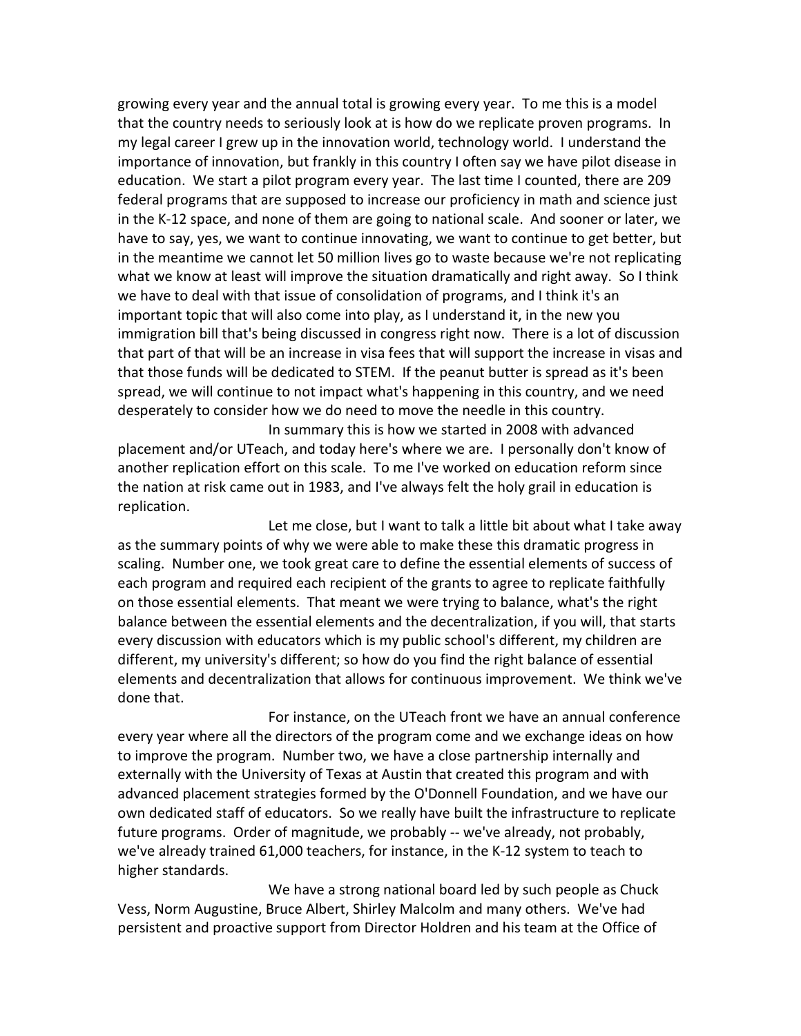growing every year and the annual total is growing every year. To me this is a model that the country needs to seriously look at is how do we replicate proven programs. In my legal career I grew up in the innovation world, technology world. I understand the importance of innovation, but frankly in this country I often say we have pilot disease in education. We start a pilot program every year. The last time I counted, there are 209 federal programs that are supposed to increase our proficiency in math and science just in the K-12 space, and none of them are going to national scale. And sooner or later, we have to say, yes, we want to continue innovating, we want to continue to get better, but in the meantime we cannot let 50 million lives go to waste because we're not replicating what we know at least will improve the situation dramatically and right away. So I think we have to deal with that issue of consolidation of programs, and I think it's an important topic that will also come into play, as I understand it, in the new you immigration bill that's being discussed in congress right now. There is a lot of discussion that part of that will be an increase in visa fees that will support the increase in visas and that those funds will be dedicated to STEM. If the peanut butter is spread as it's been spread, we will continue to not impact what's happening in this country, and we need desperately to consider how we do need to move the needle in this country.

In summary this is how we started in 2008 with advanced placement and/or UTeach, and today here's where we are. I personally don't know of another replication effort on this scale. To me I've worked on education reform since the nation at risk came out in 1983, and I've always felt the holy grail in education is replication.

Let me close, but I want to talk a little bit about what I take away as the summary points of why we were able to make these this dramatic progress in scaling. Number one, we took great care to define the essential elements of success of each program and required each recipient of the grants to agree to replicate faithfully on those essential elements. That meant we were trying to balance, what's the right balance between the essential elements and the decentralization, if you will, that starts every discussion with educators which is my public school's different, my children are different, my university's different; so how do you find the right balance of essential elements and decentralization that allows for continuous improvement. We think we've done that.

For instance, on the UTeach front we have an annual conference every year where all the directors of the program come and we exchange ideas on how to improve the program. Number two, we have a close partnership internally and externally with the University of Texas at Austin that created this program and with advanced placement strategies formed by the O'Donnell Foundation, and we have our own dedicated staff of educators. So we really have built the infrastructure to replicate future programs. Order of magnitude, we probably -- we've already, not probably, we've already trained 61,000 teachers, for instance, in the K-12 system to teach to higher standards.

We have a strong national board led by such people as Chuck Vess, Norm Augustine, Bruce Albert, Shirley Malcolm and many others. We've had persistent and proactive support from Director Holdren and his team at the Office of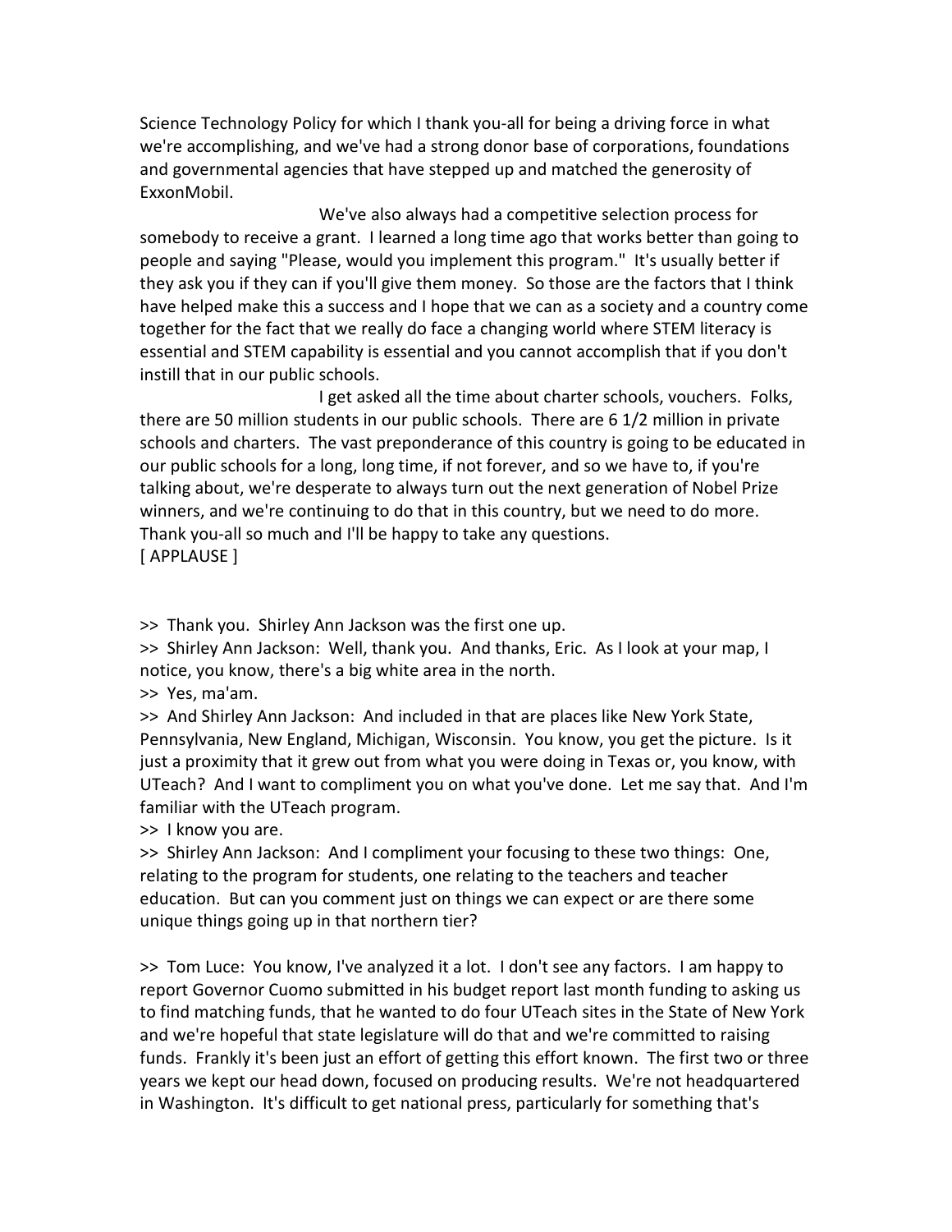Science Technology Policy for which I thank you-all for being a driving force in what we're accomplishing, and we've had a strong donor base of corporations, foundations and governmental agencies that have stepped up and matched the generosity of ExxonMobil.

We've also always had a competitive selection process for somebody to receive a grant. I learned a long time ago that works better than going to people and saying "Please, would you implement this program." It's usually better if they ask you if they can if you'll give them money. So those are the factors that I think have helped make this a success and I hope that we can as a society and a country come together for the fact that we really do face a changing world where STEM literacy is essential and STEM capability is essential and you cannot accomplish that if you don't instill that in our public schools.

I get asked all the time about charter schools, vouchers. Folks, there are 50 million students in our public schools. There are 6 1/2 million in private schools and charters. The vast preponderance of this country is going to be educated in our public schools for a long, long time, if not forever, and so we have to, if you're talking about, we're desperate to always turn out the next generation of Nobel Prize winners, and we're continuing to do that in this country, but we need to do more. Thank you-all so much and I'll be happy to take any questions.
[ APPLAUSE ]

>> Thank you. Shirley Ann Jackson was the first one up.
>> Shirley Ann Jackson: Well, thank you. And thanks, Eric. As I look at your map, I notice, you know, there's a big white area in the north.
>> Yes, ma'am.
>> And Shirley Ann Jackson: And included in that are places like New York State, Pennsylvania, New England, Michigan, Wisconsin. You know, you get the picture. Is it just a proximity that it grew out from what you were doing in Texas or, you know, with UTeach? And I want to compliment you on what you've done. Let me say that. And I'm familiar with the UTeach program.
>> I know you are.
>> Shirley Ann Jackson: And I compliment your focusing to these two things: One, relating to the program for students, one relating to the teachers and teacher education. But can you comment just on things we can expect or are there some unique things going up in that northern tier?

>> Tom Luce: You know, I've analyzed it a lot. I don't see any factors. I am happy to report Governor Cuomo submitted in his budget report last month funding to asking us to find matching funds, that he wanted to do four UTeach sites in the State of New York and we're hopeful that state legislature will do that and we're committed to raising funds. Frankly it's been just an effort of getting this effort known. The first two or three years we kept our head down, focused on producing results. We're not headquartered in Washington. It's difficult to get national press, particularly for something that's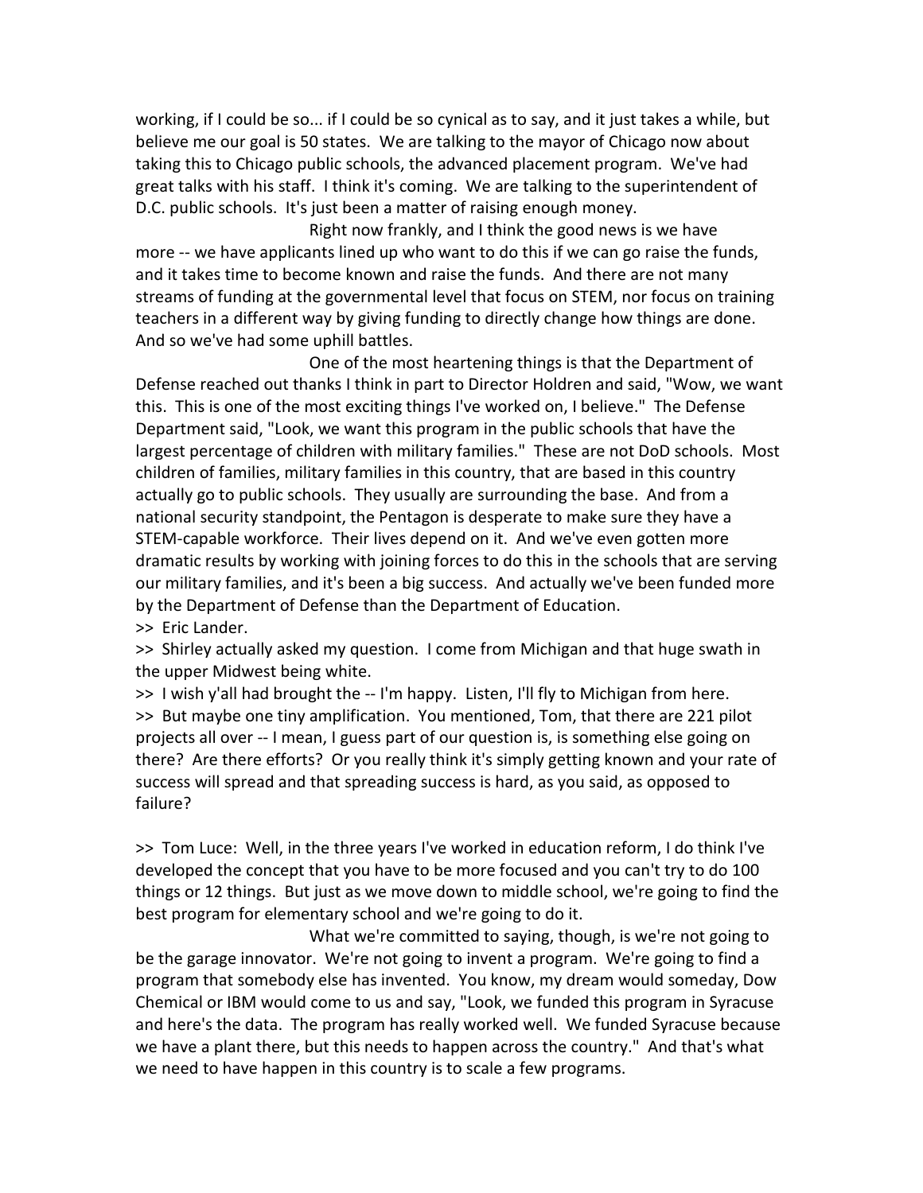working, if I could be so... if I could be so cynical as to say, and it just takes a while, but believe me our goal is 50 states. We are talking to the mayor of Chicago now about taking this to Chicago public schools, the advanced placement program. We've had great talks with his staff. I think it's coming. We are talking to the superintendent of D.C. public schools. It's just been a matter of raising enough money.

Right now frankly, and I think the good news is we have more -- we have applicants lined up who want to do this if we can go raise the funds, and it takes time to become known and raise the funds. And there are not many streams of funding at the governmental level that focus on STEM, nor focus on training teachers in a different way by giving funding to directly change how things are done. And so we've had some uphill battles.

One of the most heartening things is that the Department of Defense reached out thanks I think in part to Director Holdren and said, "Wow, we want this. This is one of the most exciting things I've worked on, I believe." The Defense Department said, "Look, we want this program in the public schools that have the largest percentage of children with military families." These are not DoD schools. Most children of families, military families in this country, that are based in this country actually go to public schools. They usually are surrounding the base. And from a national security standpoint, the Pentagon is desperate to make sure they have a STEM-capable workforce. Their lives depend on it. And we've even gotten more dramatic results by working with joining forces to do this in the schools that are serving our military families, and it's been a big success. And actually we've been funded more by the Department of Defense than the Department of Education.

>> Eric Lander.

>> Shirley actually asked my question. I come from Michigan and that huge swath in the upper Midwest being white.

>> I wish y'all had brought the -- I'm happy. Listen, I'll fly to Michigan from here.

>> But maybe one tiny amplification. You mentioned, Tom, that there are 221 pilot projects all over -- I mean, I guess part of our question is, is something else going on there? Are there efforts? Or you really think it's simply getting known and your rate of success will spread and that spreading success is hard, as you said, as opposed to failure?

>> Tom Luce: Well, in the three years I've worked in education reform, I do think I've developed the concept that you have to be more focused and you can't try to do 100 things or 12 things. But just as we move down to middle school, we're going to find the best program for elementary school and we're going to do it.

What we're committed to saying, though, is we're not going to be the garage innovator. We're not going to invent a program. We're going to find a program that somebody else has invented. You know, my dream would someday, Dow Chemical or IBM would come to us and say, "Look, we funded this program in Syracuse and here's the data. The program has really worked well. We funded Syracuse because we have a plant there, but this needs to happen across the country." And that's what we need to have happen in this country is to scale a few programs.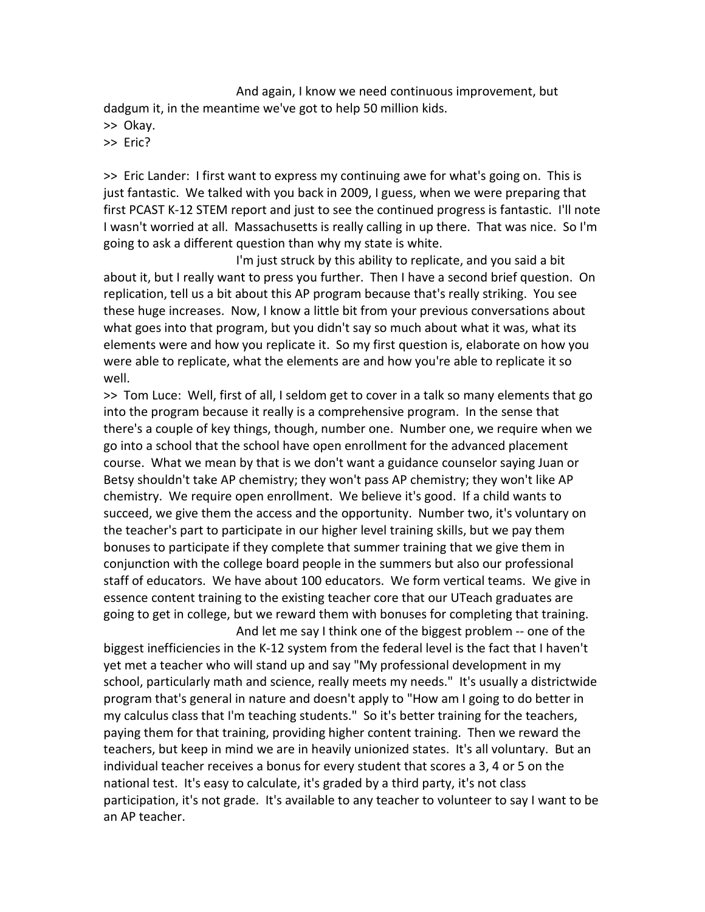And again, I know we need continuous improvement, but dadgum it, in the meantime we've got to help 50 million kids.

>> Okay.

>> Eric?

>> Eric Lander: I first want to express my continuing awe for what's going on. This is just fantastic. We talked with you back in 2009, I guess, when we were preparing that first PCAST K-12 STEM report and just to see the continued progress is fantastic. I'll note I wasn't worried at all. Massachusetts is really calling in up there. That was nice. So I'm going to ask a different question than why my state is white.

I'm just struck by this ability to replicate, and you said a bit about it, but I really want to press you further. Then I have a second brief question. On replication, tell us a bit about this AP program because that's really striking. You see these huge increases. Now, I know a little bit from your previous conversations about what goes into that program, but you didn't say so much about what it was, what its elements were and how you replicate it. So my first question is, elaborate on how you were able to replicate, what the elements are and how you're able to replicate it so well.

>> Tom Luce: Well, first of all, I seldom get to cover in a talk so many elements that go into the program because it really is a comprehensive program. In the sense that there's a couple of key things, though, number one. Number one, we require when we go into a school that the school have open enrollment for the advanced placement course. What we mean by that is we don't want a guidance counselor saying Juan or Betsy shouldn't take AP chemistry; they won't pass AP chemistry; they won't like AP chemistry. We require open enrollment. We believe it's good. If a child wants to succeed, we give them the access and the opportunity. Number two, it's voluntary on the teacher's part to participate in our higher level training skills, but we pay them bonuses to participate if they complete that summer training that we give them in conjunction with the college board people in the summers but also our professional staff of educators. We have about 100 educators. We form vertical teams. We give in essence content training to the existing teacher core that our UTeach graduates are going to get in college, but we reward them with bonuses for completing that training.

And let me say I think one of the biggest problem -- one of the biggest inefficiencies in the K-12 system from the federal level is the fact that I haven't yet met a teacher who will stand up and say "My professional development in my school, particularly math and science, really meets my needs." It's usually a districtwide program that's general in nature and doesn't apply to "How am I going to do better in my calculus class that I'm teaching students." So it's better training for the teachers, paying them for that training, providing higher content training. Then we reward the teachers, but keep in mind we are in heavily unionized states. It's all voluntary. But an individual teacher receives a bonus for every student that scores a 3, 4 or 5 on the national test. It's easy to calculate, it's graded by a third party, it's not class participation, it's not grade. It's available to any teacher to volunteer to say I want to be an AP teacher.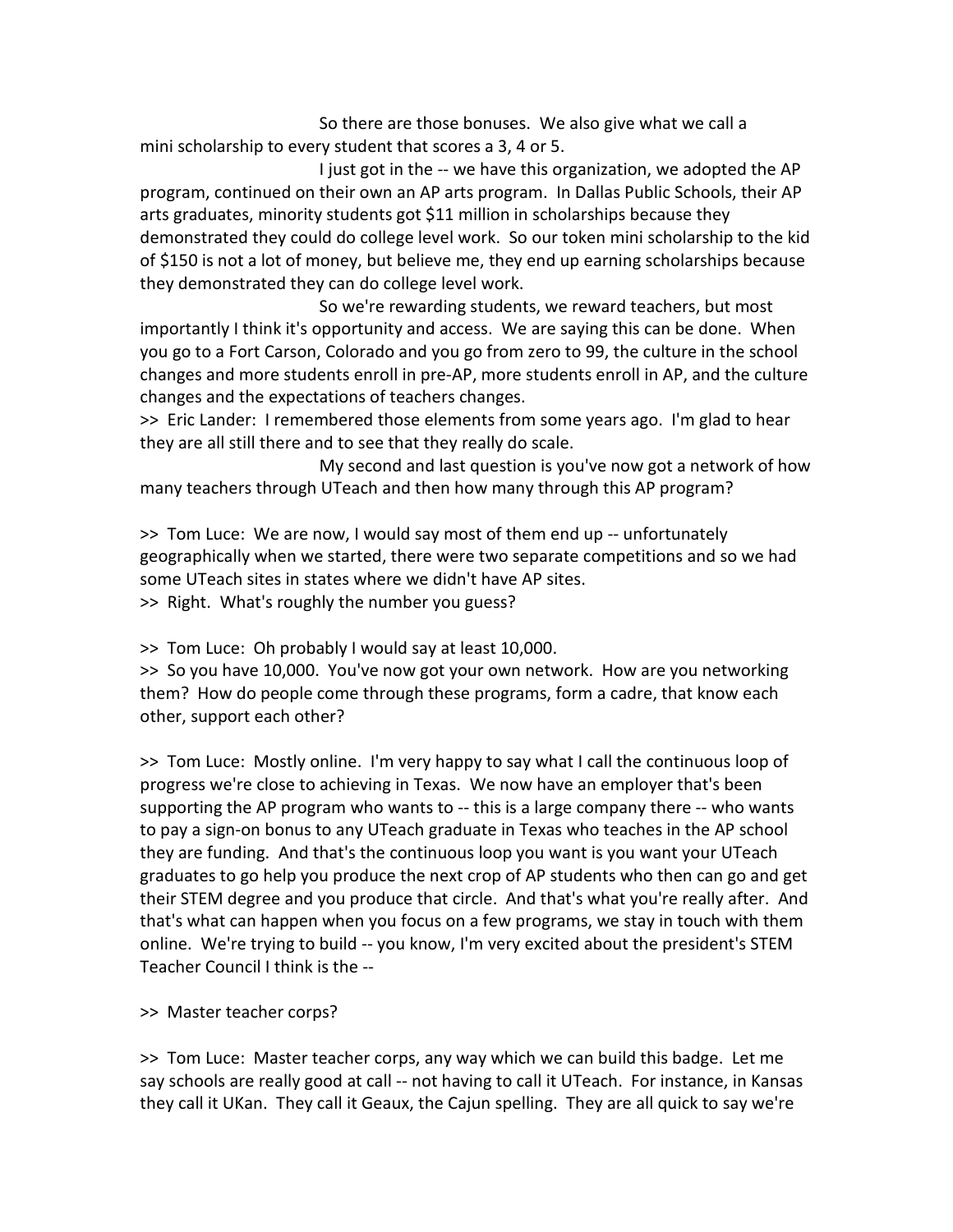So there are those bonuses. We also give what we call a mini scholarship to every student that scores a 3, 4 or 5.

I just got in the -- we have this organization, we adopted the AP program, continued on their own an AP arts program. In Dallas Public Schools, their AP arts graduates, minority students got $11 million in scholarships because they demonstrated they could do college level work. So our token mini scholarship to the kid of $150 is not a lot of money, but believe me, they end up earning scholarships because they demonstrated they can do college level work.

So we're rewarding students, we reward teachers, but most importantly I think it's opportunity and access. We are saying this can be done. When you go to a Fort Carson, Colorado and you go from zero to 99, the culture in the school changes and more students enroll in pre-AP, more students enroll in AP, and the culture changes and the expectations of teachers changes.

>> Eric Lander: I remembered those elements from some years ago. I'm glad to hear they are all still there and to see that they really do scale.

My second and last question is you've now got a network of how many teachers through UTeach and then how many through this AP program?

>> Tom Luce: We are now, I would say most of them end up -- unfortunately geographically when we started, there were two separate competitions and so we had some UTeach sites in states where we didn't have AP sites.

>> Right. What's roughly the number you guess?

>> Tom Luce: Oh probably I would say at least 10,000.

>> So you have 10,000. You've now got your own network. How are you networking them? How do people come through these programs, form a cadre, that know each other, support each other?

>> Tom Luce: Mostly online. I'm very happy to say what I call the continuous loop of progress we're close to achieving in Texas. We now have an employer that's been supporting the AP program who wants to -- this is a large company there -- who wants to pay a sign-on bonus to any UTeach graduate in Texas who teaches in the AP school they are funding. And that's the continuous loop you want is you want your UTeach graduates to go help you produce the next crop of AP students who then can go and get their STEM degree and you produce that circle. And that's what you're really after. And that's what can happen when you focus on a few programs, we stay in touch with them online. We're trying to build -- you know, I'm very excited about the president's STEM Teacher Council I think is the --

>> Master teacher corps?

>> Tom Luce: Master teacher corps, any way which we can build this badge. Let me say schools are really good at call -- not having to call it UTeach. For instance, in Kansas they call it UKan. They call it Geaux, the Cajun spelling. They are all quick to say we're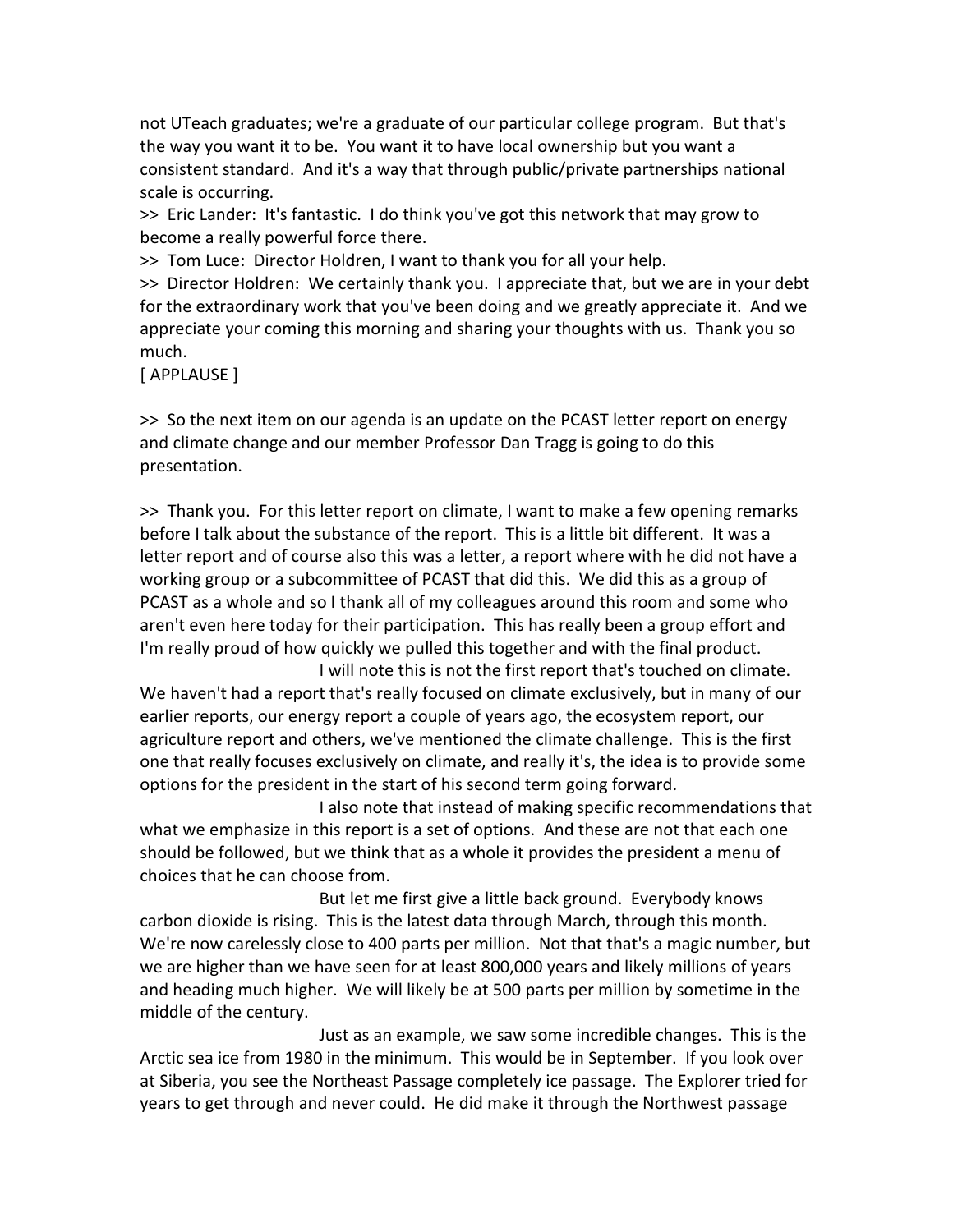not UTeach graduates; we're a graduate of our particular college program. But that's the way you want it to be. You want it to have local ownership but you want a consistent standard. And it's a way that through public/private partnerships national scale is occurring.

>> Eric Lander: It's fantastic. I do think you've got this network that may grow to become a really powerful force there.

>> Tom Luce: Director Holdren, I want to thank you for all your help.

>> Director Holdren: We certainly thank you. I appreciate that, but we are in your debt for the extraordinary work that you've been doing and we greatly appreciate it. And we appreciate your coming this morning and sharing your thoughts with us. Thank you so much.

[ APPLAUSE ]

>> So the next item on our agenda is an update on the PCAST letter report on energy and climate change and our member Professor Dan Tragg is going to do this presentation.

>> Thank you. For this letter report on climate, I want to make a few opening remarks before I talk about the substance of the report. This is a little bit different. It was a letter report and of course also this was a letter, a report where with he did not have a working group or a subcommittee of PCAST that did this. We did this as a group of PCAST as a whole and so I thank all of my colleagues around this room and some who aren't even here today for their participation. This has really been a group effort and I'm really proud of how quickly we pulled this together and with the final product.

I will note this is not the first report that's touched on climate. We haven't had a report that's really focused on climate exclusively, but in many of our earlier reports, our energy report a couple of years ago, the ecosystem report, our agriculture report and others, we've mentioned the climate challenge. This is the first one that really focuses exclusively on climate, and really it's, the idea is to provide some options for the president in the start of his second term going forward.

I also note that instead of making specific recommendations that what we emphasize in this report is a set of options. And these are not that each one should be followed, but we think that as a whole it provides the president a menu of choices that he can choose from.

But let me first give a little back ground. Everybody knows carbon dioxide is rising. This is the latest data through March, through this month. We're now carelessly close to 400 parts per million. Not that that's a magic number, but we are higher than we have seen for at least 800,000 years and likely millions of years and heading much higher. We will likely be at 500 parts per million by sometime in the middle of the century.

Just as an example, we saw some incredible changes. This is the Arctic sea ice from 1980 in the minimum. This would be in September. If you look over at Siberia, you see the Northeast Passage completely ice passage. The Explorer tried for years to get through and never could. He did make it through the Northwest passage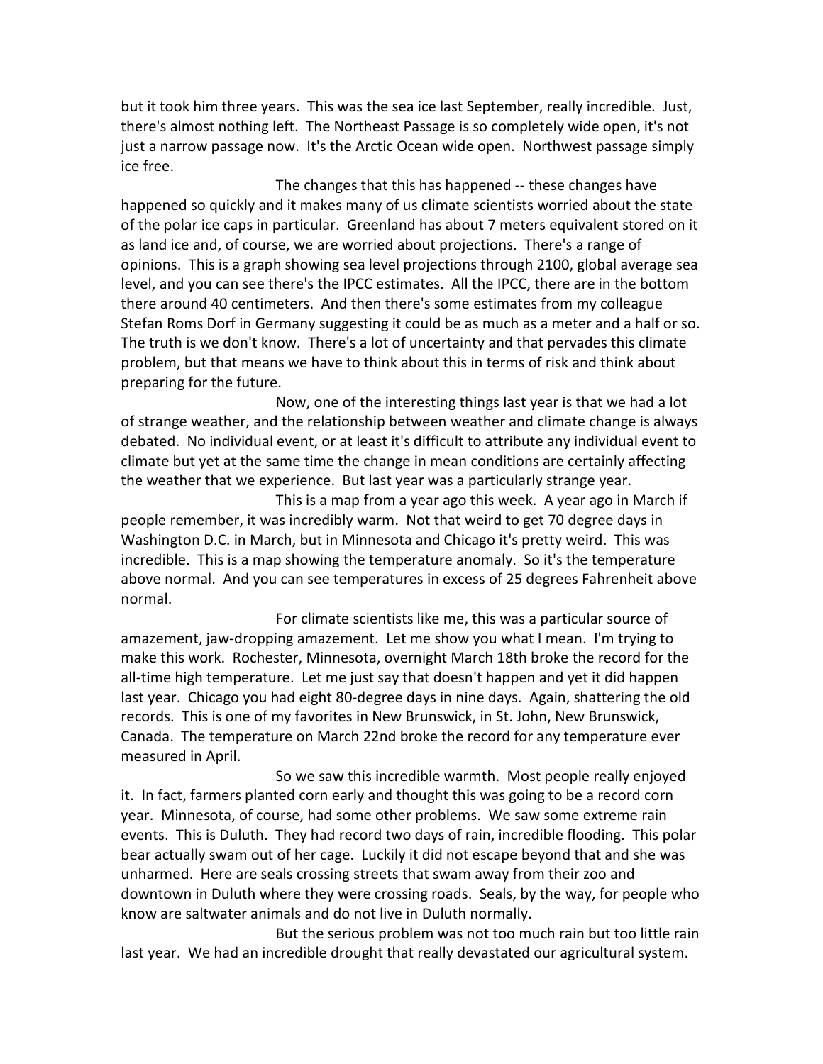but it took him three years. This was the sea ice last September, really incredible. Just, there's almost nothing left. The Northeast Passage is so completely wide open, it's not just a narrow passage now. It's the Arctic Ocean wide open. Northwest passage simply ice free.

The changes that this has happened -- these changes have happened so quickly and it makes many of us climate scientists worried about the state of the polar ice caps in particular. Greenland has about 7 meters equivalent stored on it as land ice and, of course, we are worried about projections. There's a range of opinions. This is a graph showing sea level projections through 2100, global average sea level, and you can see there's the IPCC estimates. All the IPCC, there are in the bottom there around 40 centimeters. And then there's some estimates from my colleague Stefan Roms Dorf in Germany suggesting it could be as much as a meter and a half or so. The truth is we don't know. There's a lot of uncertainty and that pervades this climate problem, but that means we have to think about this in terms of risk and think about preparing for the future.

Now, one of the interesting things last year is that we had a lot of strange weather, and the relationship between weather and climate change is always debated. No individual event, or at least it's difficult to attribute any individual event to climate but yet at the same time the change in mean conditions are certainly affecting the weather that we experience. But last year was a particularly strange year.

This is a map from a year ago this week. A year ago in March if people remember, it was incredibly warm. Not that weird to get 70 degree days in Washington D.C. in March, but in Minnesota and Chicago it's pretty weird. This was incredible. This is a map showing the temperature anomaly. So it's the temperature above normal. And you can see temperatures in excess of 25 degrees Fahrenheit above normal.

For climate scientists like me, this was a particular source of amazement, jaw-dropping amazement. Let me show you what I mean. I'm trying to make this work. Rochester, Minnesota, overnight March 18th broke the record for the all-time high temperature. Let me just say that doesn't happen and yet it did happen last year. Chicago you had eight 80-degree days in nine days. Again, shattering the old records. This is one of my favorites in New Brunswick, in St. John, New Brunswick, Canada. The temperature on March 22nd broke the record for any temperature ever measured in April.

So we saw this incredible warmth. Most people really enjoyed it. In fact, farmers planted corn early and thought this was going to be a record corn year. Minnesota, of course, had some other problems. We saw some extreme rain events. This is Duluth. They had record two days of rain, incredible flooding. This polar bear actually swam out of her cage. Luckily it did not escape beyond that and she was unharmed. Here are seals crossing streets that swam away from their zoo and downtown in Duluth where they were crossing roads. Seals, by the way, for people who know are saltwater animals and do not live in Duluth normally.

But the serious problem was not too much rain but too little rain last year. We had an incredible drought that really devastated our agricultural system.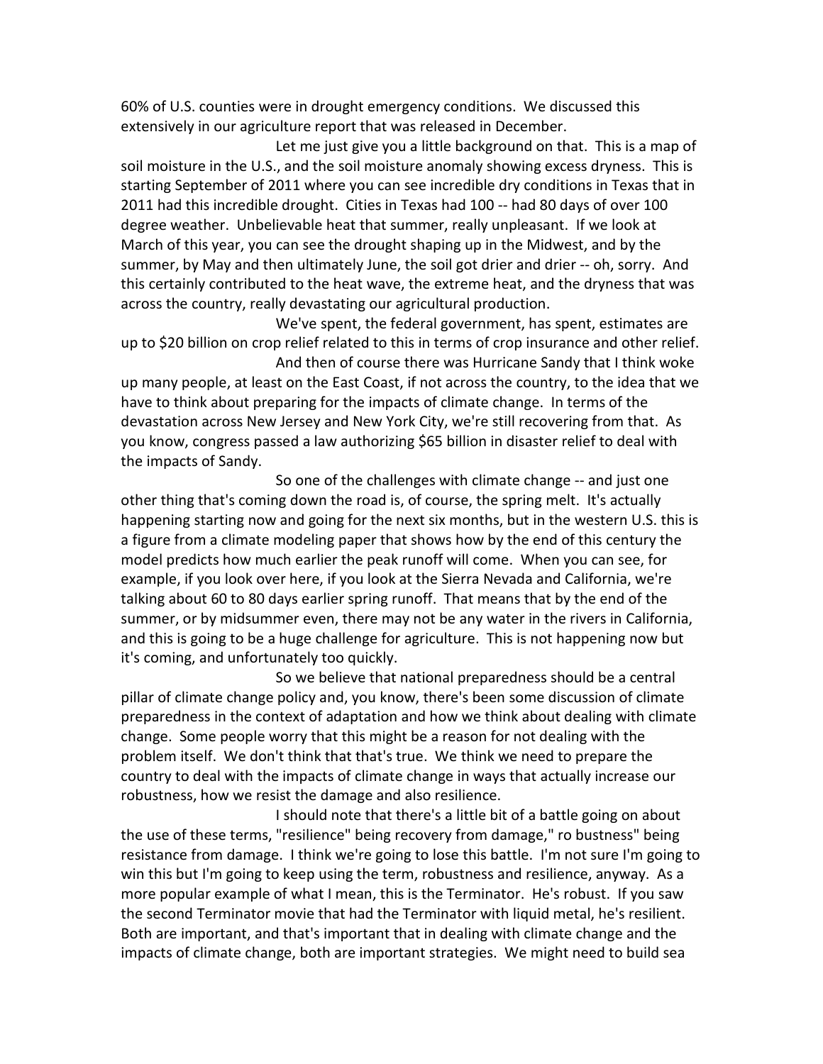60% of U.S. counties were in drought emergency conditions. We discussed this extensively in our agriculture report that was released in December.

Let me just give you a little background on that. This is a map of soil moisture in the U.S., and the soil moisture anomaly showing excess dryness. This is starting September of 2011 where you can see incredible dry conditions in Texas that in 2011 had this incredible drought. Cities in Texas had 100 -- had 80 days of over 100 degree weather. Unbelievable heat that summer, really unpleasant. If we look at March of this year, you can see the drought shaping up in the Midwest, and by the summer, by May and then ultimately June, the soil got drier and drier -- oh, sorry. And this certainly contributed to the heat wave, the extreme heat, and the dryness that was across the country, really devastating our agricultural production.

We've spent, the federal government, has spent, estimates are up to $20 billion on crop relief related to this in terms of crop insurance and other relief.

And then of course there was Hurricane Sandy that I think woke up many people, at least on the East Coast, if not across the country, to the idea that we have to think about preparing for the impacts of climate change. In terms of the devastation across New Jersey and New York City, we're still recovering from that. As you know, congress passed a law authorizing $65 billion in disaster relief to deal with the impacts of Sandy.

So one of the challenges with climate change -- and just one other thing that's coming down the road is, of course, the spring melt. It's actually happening starting now and going for the next six months, but in the western U.S. this is a figure from a climate modeling paper that shows how by the end of this century the model predicts how much earlier the peak runoff will come. When you can see, for example, if you look over here, if you look at the Sierra Nevada and California, we're talking about 60 to 80 days earlier spring runoff. That means that by the end of the summer, or by midsummer even, there may not be any water in the rivers in California, and this is going to be a huge challenge for agriculture. This is not happening now but it's coming, and unfortunately too quickly.

So we believe that national preparedness should be a central pillar of climate change policy and, you know, there's been some discussion of climate preparedness in the context of adaptation and how we think about dealing with climate change. Some people worry that this might be a reason for not dealing with the problem itself. We don't think that that's true. We think we need to prepare the country to deal with the impacts of climate change in ways that actually increase our robustness, how we resist the damage and also resilience.

I should note that there's a little bit of a battle going on about the use of these terms, "resilience" being recovery from damage," ro bustness" being resistance from damage. I think we're going to lose this battle. I'm not sure I'm going to win this but I'm going to keep using the term, robustness and resilience, anyway. As a more popular example of what I mean, this is the Terminator. He's robust. If you saw the second Terminator movie that had the Terminator with liquid metal, he's resilient. Both are important, and that's important that in dealing with climate change and the impacts of climate change, both are important strategies. We might need to build sea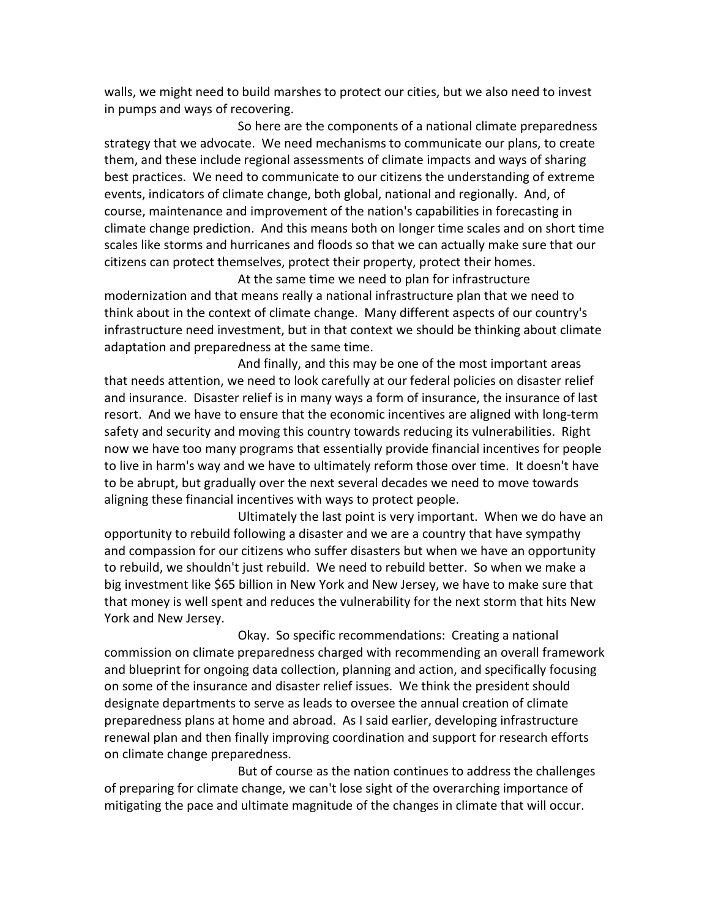walls, we might need to build marshes to protect our cities, but we also need to invest in pumps and ways of recovering.

So here are the components of a national climate preparedness strategy that we advocate. We need mechanisms to communicate our plans, to create them, and these include regional assessments of climate impacts and ways of sharing best practices. We need to communicate to our citizens the understanding of extreme events, indicators of climate change, both global, national and regionally. And, of course, maintenance and improvement of the nation's capabilities in forecasting in climate change prediction. And this means both on longer time scales and on short time scales like storms and hurricanes and floods so that we can actually make sure that our citizens can protect themselves, protect their property, protect their homes.

At the same time we need to plan for infrastructure modernization and that means really a national infrastructure plan that we need to think about in the context of climate change. Many different aspects of our country's infrastructure need investment, but in that context we should be thinking about climate adaptation and preparedness at the same time.

And finally, and this may be one of the most important areas that needs attention, we need to look carefully at our federal policies on disaster relief and insurance. Disaster relief is in many ways a form of insurance, the insurance of last resort. And we have to ensure that the economic incentives are aligned with long-term safety and security and moving this country towards reducing its vulnerabilities. Right now we have too many programs that essentially provide financial incentives for people to live in harm's way and we have to ultimately reform those over time. It doesn't have to be abrupt, but gradually over the next several decades we need to move towards aligning these financial incentives with ways to protect people.

Ultimately the last point is very important. When we do have an opportunity to rebuild following a disaster and we are a country that have sympathy and compassion for our citizens who suffer disasters but when we have an opportunity to rebuild, we shouldn't just rebuild. We need to rebuild better. So when we make a big investment like $65 billion in New York and New Jersey, we have to make sure that that money is well spent and reduces the vulnerability for the next storm that hits New York and New Jersey.

Okay. So specific recommendations: Creating a national commission on climate preparedness charged with recommending an overall framework and blueprint for ongoing data collection, planning and action, and specifically focusing on some of the insurance and disaster relief issues. We think the president should designate departments to serve as leads to oversee the annual creation of climate preparedness plans at home and abroad. As I said earlier, developing infrastructure renewal plan and then finally improving coordination and support for research efforts on climate change preparedness.

But of course as the nation continues to address the challenges of preparing for climate change, we can't lose sight of the overarching importance of mitigating the pace and ultimate magnitude of the changes in climate that will occur.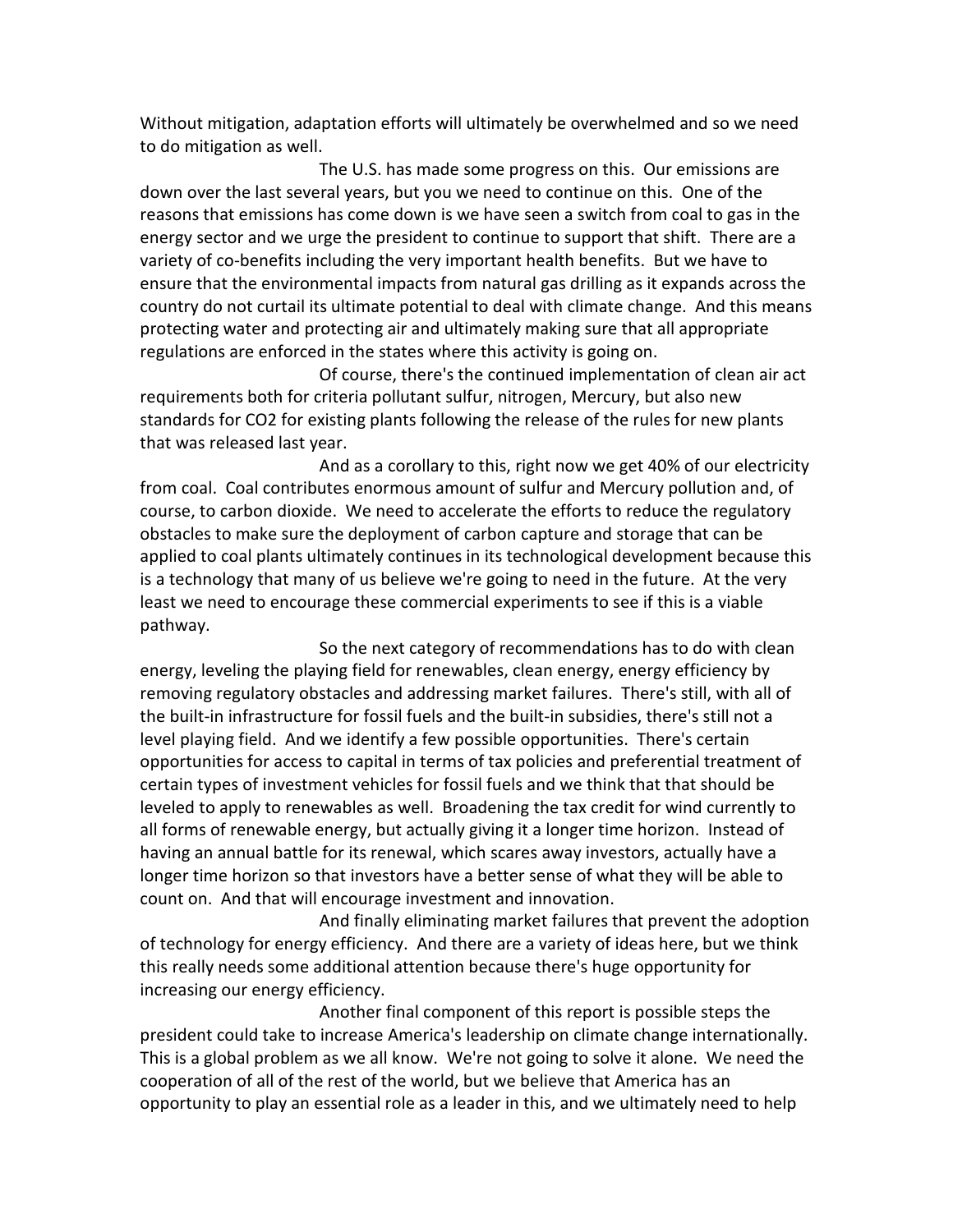Without mitigation, adaptation efforts will ultimately be overwhelmed and so we need to do mitigation as well.

The U.S. has made some progress on this. Our emissions are down over the last several years, but you we need to continue on this. One of the reasons that emissions has come down is we have seen a switch from coal to gas in the energy sector and we urge the president to continue to support that shift. There are a variety of co-benefits including the very important health benefits. But we have to ensure that the environmental impacts from natural gas drilling as it expands across the country do not curtail its ultimate potential to deal with climate change. And this means protecting water and protecting air and ultimately making sure that all appropriate regulations are enforced in the states where this activity is going on.

Of course, there's the continued implementation of clean air act requirements both for criteria pollutant sulfur, nitrogen, Mercury, but also new standards for CO2 for existing plants following the release of the rules for new plants that was released last year.

And as a corollary to this, right now we get 40% of our electricity from coal. Coal contributes enormous amount of sulfur and Mercury pollution and, of course, to carbon dioxide. We need to accelerate the efforts to reduce the regulatory obstacles to make sure the deployment of carbon capture and storage that can be applied to coal plants ultimately continues in its technological development because this is a technology that many of us believe we're going to need in the future. At the very least we need to encourage these commercial experiments to see if this is a viable pathway.

So the next category of recommendations has to do with clean energy, leveling the playing field for renewables, clean energy, energy efficiency by removing regulatory obstacles and addressing market failures. There's still, with all of the built-in infrastructure for fossil fuels and the built-in subsidies, there's still not a level playing field. And we identify a few possible opportunities. There's certain opportunities for access to capital in terms of tax policies and preferential treatment of certain types of investment vehicles for fossil fuels and we think that that should be leveled to apply to renewables as well. Broadening the tax credit for wind currently to all forms of renewable energy, but actually giving it a longer time horizon. Instead of having an annual battle for its renewal, which scares away investors, actually have a longer time horizon so that investors have a better sense of what they will be able to count on. And that will encourage investment and innovation.

And finally eliminating market failures that prevent the adoption of technology for energy efficiency. And there are a variety of ideas here, but we think this really needs some additional attention because there's huge opportunity for increasing our energy efficiency.

Another final component of this report is possible steps the president could take to increase America's leadership on climate change internationally. This is a global problem as we all know. We're not going to solve it alone. We need the cooperation of all of the rest of the world, but we believe that America has an opportunity to play an essential role as a leader in this, and we ultimately need to help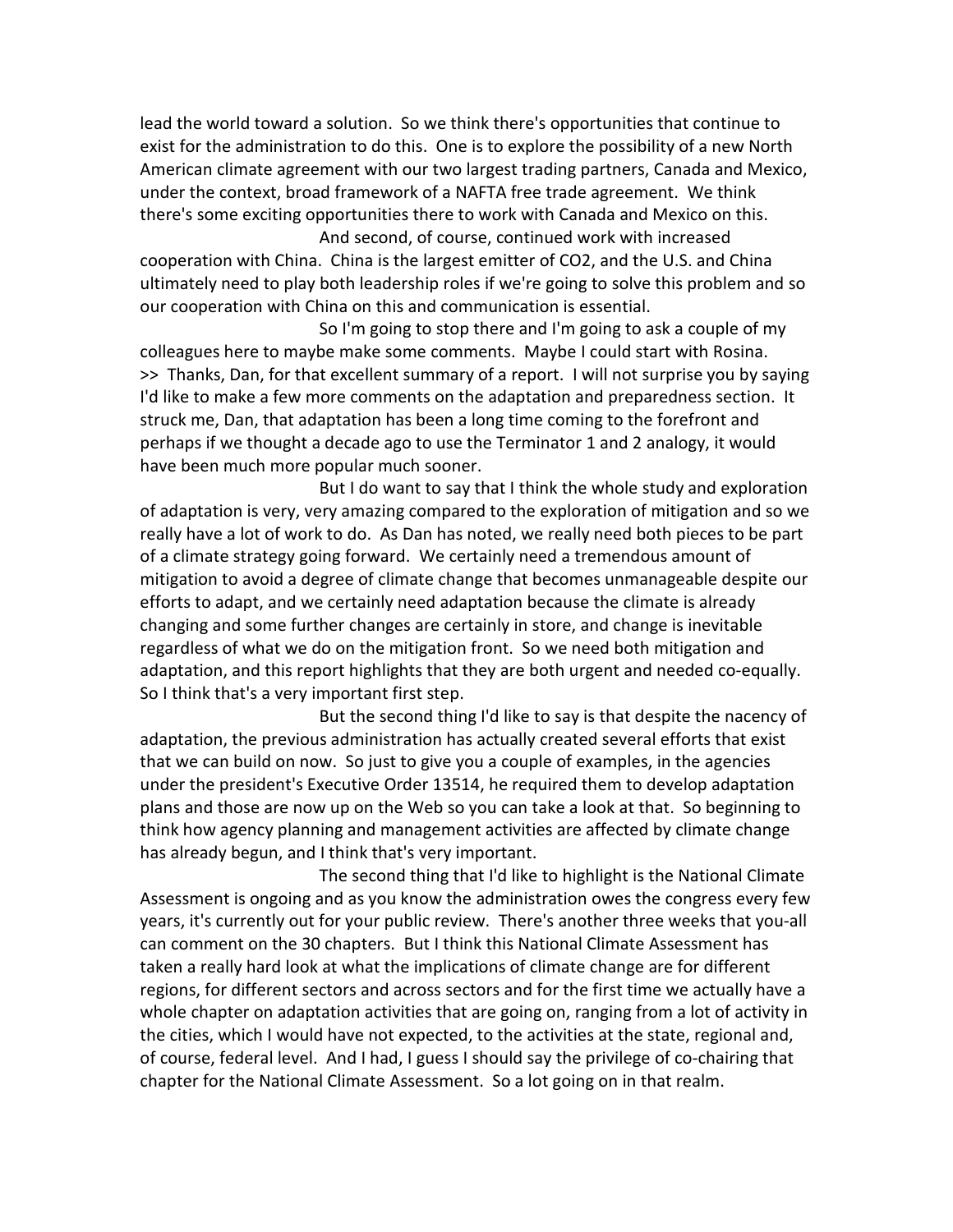lead the world toward a solution. So we think there's opportunities that continue to exist for the administration to do this. One is to explore the possibility of a new North American climate agreement with our two largest trading partners, Canada and Mexico, under the context, broad framework of a NAFTA free trade agreement. We think there's some exciting opportunities there to work with Canada and Mexico on this.

And second, of course, continued work with increased cooperation with China. China is the largest emitter of $CO_2$, and the U.S. and China ultimately need to play both leadership roles if we're going to solve this problem and so our cooperation with China on this and communication is essential.

So I'm going to stop there and I'm going to ask a couple of my colleagues here to maybe make some comments. Maybe I could start with Rosina.

>> Thanks, Dan, for that excellent summary of a report. I will not surprise you by saying I'd like to make a few more comments on the adaptation and preparedness section. It struck me, Dan, that adaptation has been a long time coming to the forefront and perhaps if we thought a decade ago to use the Terminator 1 and 2 analogy, it would have been much more popular much sooner.

But I do want to say that I think the whole study and exploration of adaptation is very, very amazing compared to the exploration of mitigation and so we really have a lot of work to do. As Dan has noted, we really need both pieces to be part of a climate strategy going forward. We certainly need a tremendous amount of mitigation to avoid a degree of climate change that becomes unmanageable despite our efforts to adapt, and we certainly need adaptation because the climate is already changing and some further changes are certainly in store, and change is inevitable regardless of what we do on the mitigation front. So we need both mitigation and adaptation, and this report highlights that they are both urgent and needed co-equally. So I think that's a very important first step.

But the second thing I'd like to say is that despite the nacency of adaptation, the previous administration has actually created several efforts that exist that we can build on now. So just to give you a couple of examples, in the agencies under the president's Executive Order 13514, he required them to develop adaptation plans and those are now up on the Web so you can take a look at that. So beginning to think how agency planning and management activities are affected by climate change has already begun, and I think that's very important.

The second thing that I'd like to highlight is the National Climate Assessment is ongoing and as you know the administration owes the congress every few years, it's currently out for your public review. There's another three weeks that you-all can comment on the 30 chapters. But I think this National Climate Assessment has taken a really hard look at what the implications of climate change are for different regions, for different sectors and across sectors and for the first time we actually have a whole chapter on adaptation activities that are going on, ranging from a lot of activity in the cities, which I would have not expected, to the activities at the state, regional and, of course, federal level. And I had, I guess I should say the privilege of co-chairing that chapter for the National Climate Assessment. So a lot going on in that realm.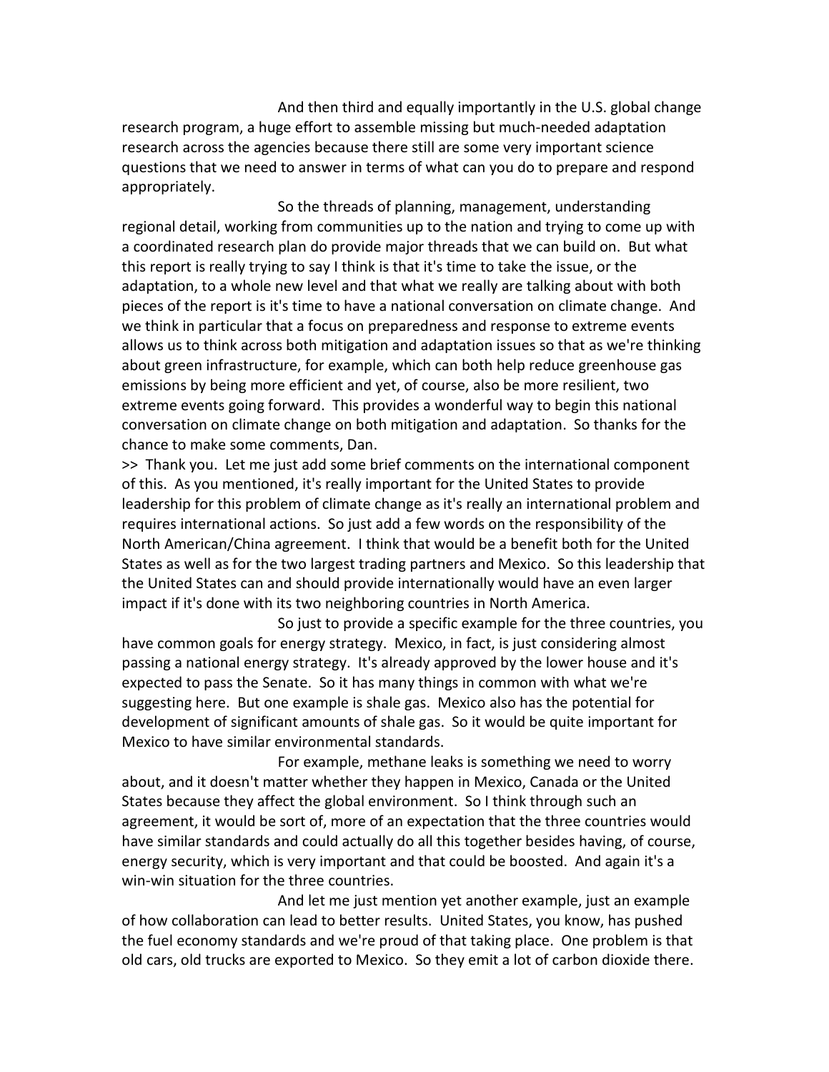And then third and equally importantly in the U.S. global change research program, a huge effort to assemble missing but much-needed adaptation research across the agencies because there still are some very important science questions that we need to answer in terms of what can you do to prepare and respond appropriately.

So the threads of planning, management, understanding regional detail, working from communities up to the nation and trying to come up with a coordinated research plan do provide major threads that we can build on. But what this report is really trying to say I think is that it's time to take the issue, or the adaptation, to a whole new level and that what we really are talking about with both pieces of the report is it's time to have a national conversation on climate change. And we think in particular that a focus on preparedness and response to extreme events allows us to think across both mitigation and adaptation issues so that as we're thinking about green infrastructure, for example, which can both help reduce greenhouse gas emissions by being more efficient and yet, of course, also be more resilient, two extreme events going forward. This provides a wonderful way to begin this national conversation on climate change on both mitigation and adaptation. So thanks for the chance to make some comments, Dan.

>> Thank you. Let me just add some brief comments on the international component of this. As you mentioned, it's really important for the United States to provide leadership for this problem of climate change as it's really an international problem and requires international actions. So just add a few words on the responsibility of the North American/China agreement. I think that would be a benefit both for the United States as well as for the two largest trading partners and Mexico. So this leadership that the United States can and should provide internationally would have an even larger impact if it's done with its two neighboring countries in North America.

So just to provide a specific example for the three countries, you have common goals for energy strategy. Mexico, in fact, is just considering almost passing a national energy strategy. It's already approved by the lower house and it's expected to pass the Senate. So it has many things in common with what we're suggesting here. But one example is shale gas. Mexico also has the potential for development of significant amounts of shale gas. So it would be quite important for Mexico to have similar environmental standards.

For example, methane leaks is something we need to worry about, and it doesn't matter whether they happen in Mexico, Canada or the United States because they affect the global environment. So I think through such an agreement, it would be sort of, more of an expectation that the three countries would have similar standards and could actually do all this together besides having, of course, energy security, which is very important and that could be boosted. And again it's a win-win situation for the three countries.

And let me just mention yet another example, just an example of how collaboration can lead to better results. United States, you know, has pushed the fuel economy standards and we're proud of that taking place. One problem is that old cars, old trucks are exported to Mexico. So they emit a lot of carbon dioxide there.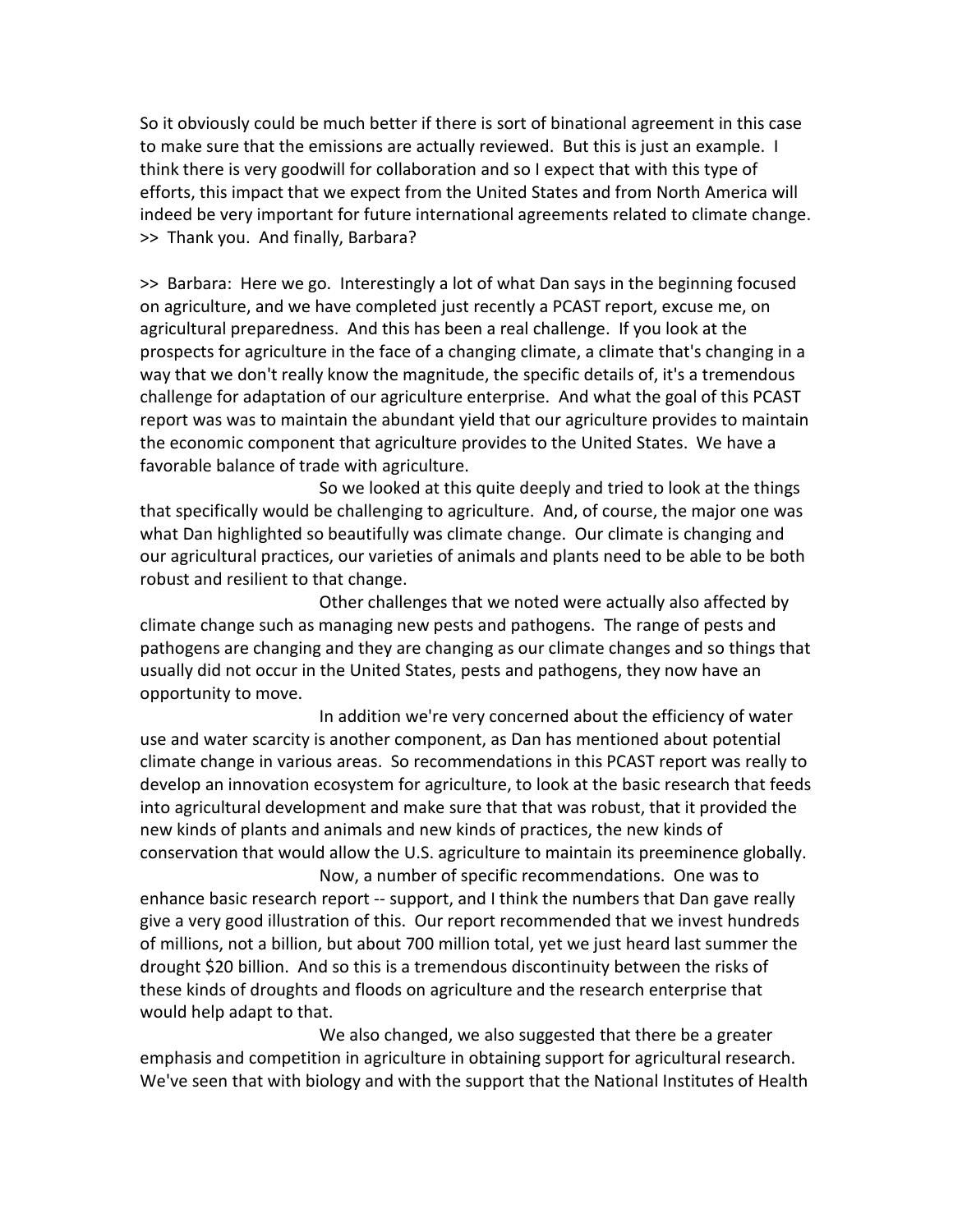So it obviously could be much better if there is sort of binational agreement in this case to make sure that the emissions are actually reviewed. But this is just an example. I think there is very goodwill for collaboration and so I expect that with this type of efforts, this impact that we expect from the United States and from North America will indeed be very important for future international agreements related to climate change.
>> Thank you. And finally, Barbara?

>> Barbara: Here we go. Interestingly a lot of what Dan says in the beginning focused on agriculture, and we have completed just recently a PCAST report, excuse me, on agricultural preparedness. And this has been a real challenge. If you look at the prospects for agriculture in the face of a changing climate, a climate that's changing in a way that we don't really know the magnitude, the specific details of, it's a tremendous challenge for adaptation of our agriculture enterprise. And what the goal of this PCAST report was was to maintain the abundant yield that our agriculture provides to maintain the economic component that agriculture provides to the United States. We have a favorable balance of trade with agriculture.

So we looked at this quite deeply and tried to look at the things that specifically would be challenging to agriculture. And, of course, the major one was what Dan highlighted so beautifully was climate change. Our climate is changing and our agricultural practices, our varieties of animals and plants need to be able to be both robust and resilient to that change.

Other challenges that we noted were actually also affected by climate change such as managing new pests and pathogens. The range of pests and pathogens are changing and they are changing as our climate changes and so things that usually did not occur in the United States, pests and pathogens, they now have an opportunity to move.

In addition we're very concerned about the efficiency of water use and water scarcity is another component, as Dan has mentioned about potential climate change in various areas. So recommendations in this PCAST report was really to develop an innovation ecosystem for agriculture, to look at the basic research that feeds into agricultural development and make sure that that was robust, that it provided the new kinds of plants and animals and new kinds of practices, the new kinds of conservation that would allow the U.S. agriculture to maintain its preeminence globally.

Now, a number of specific recommendations. One was to enhance basic research report -- support, and I think the numbers that Dan gave really give a very good illustration of this. Our report recommended that we invest hundreds of millions, not a billion, but about 700 million total, yet we just heard last summer the drought $20 billion. And so this is a tremendous discontinuity between the risks of these kinds of droughts and floods on agriculture and the research enterprise that would help adapt to that.

We also changed, we also suggested that there be a greater emphasis and competition in agriculture in obtaining support for agricultural research. We've seen that with biology and with the support that the National Institutes of Health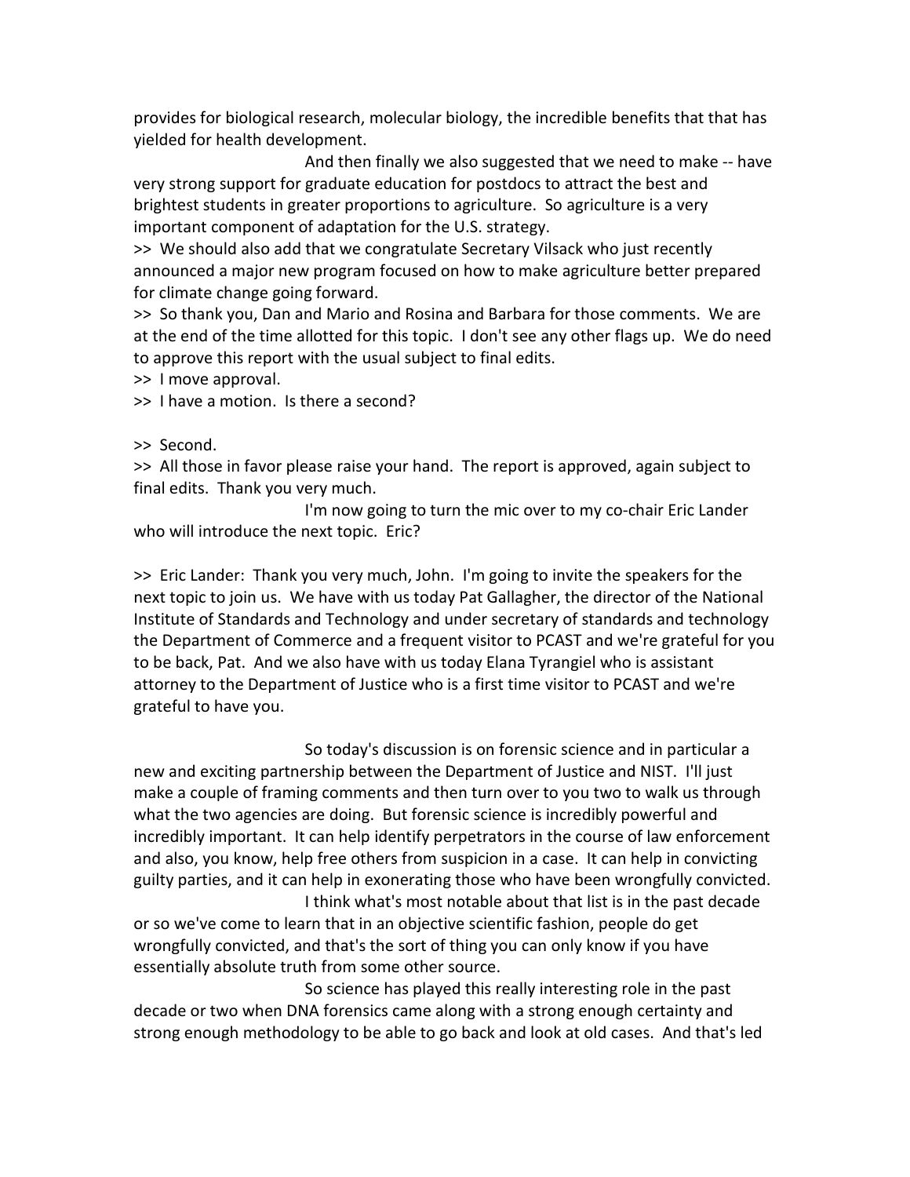provides for biological research, molecular biology, the incredible benefits that that has yielded for health development.

And then finally we also suggested that we need to make -- have very strong support for graduate education for postdocs to attract the best and brightest students in greater proportions to agriculture. So agriculture is a very important component of adaptation for the U.S. strategy.

>> We should also add that we congratulate Secretary Vilsack who just recently announced a major new program focused on how to make agriculture better prepared for climate change going forward.

>> So thank you, Dan and Mario and Rosina and Barbara for those comments. We are at the end of the time allotted for this topic. I don't see any other flags up. We do need to approve this report with the usual subject to final edits.

>> I move approval.

>> I have a motion. Is there a second?

>> Second.

>> All those in favor please raise your hand. The report is approved, again subject to final edits. Thank you very much.

I'm now going to turn the mic over to my co-chair Eric Lander who will introduce the next topic. Eric?

>> Eric Lander: Thank you very much, John. I'm going to invite the speakers for the next topic to join us. We have with us today Pat Gallagher, the director of the National Institute of Standards and Technology and under secretary of standards and technology the Department of Commerce and a frequent visitor to PCAST and we're grateful for you to be back, Pat. And we also have with us today Elana Tyrangiel who is assistant attorney to the Department of Justice who is a first time visitor to PCAST and we're grateful to have you.

So today's discussion is on forensic science and in particular a new and exciting partnership between the Department of Justice and NIST. I'll just make a couple of framing comments and then turn over to you two to walk us through what the two agencies are doing. But forensic science is incredibly powerful and incredibly important. It can help identify perpetrators in the course of law enforcement and also, you know, help free others from suspicion in a case. It can help in convicting guilty parties, and it can help in exonerating those who have been wrongfully convicted.

I think what's most notable about that list is in the past decade or so we've come to learn that in an objective scientific fashion, people do get wrongfully convicted, and that's the sort of thing you can only know if you have essentially absolute truth from some other source.

So science has played this really interesting role in the past decade or two when DNA forensics came along with a strong enough certainty and strong enough methodology to be able to go back and look at old cases. And that's led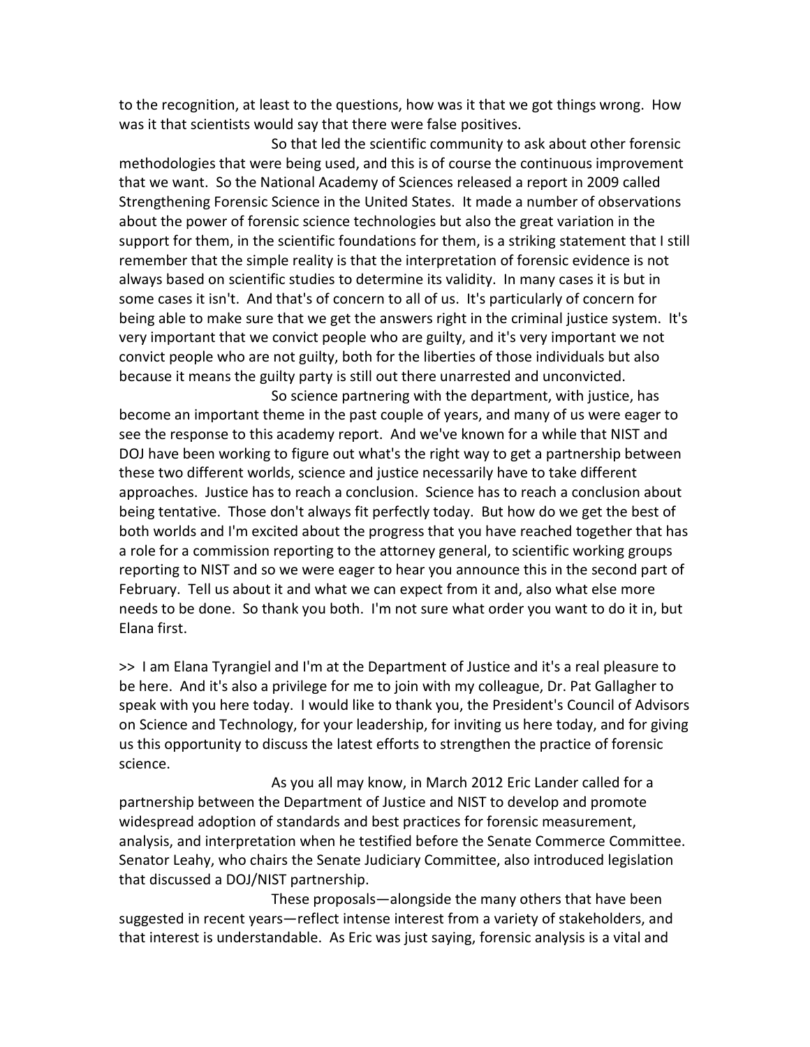to the recognition, at least to the questions, how was it that we got things wrong. How was it that scientists would say that there were false positives.

So that led the scientific community to ask about other forensic methodologies that were being used, and this is of course the continuous improvement that we want. So the National Academy of Sciences released a report in 2009 called Strengthening Forensic Science in the United States. It made a number of observations about the power of forensic science technologies but also the great variation in the support for them, in the scientific foundations for them, is a striking statement that I still remember that the simple reality is that the interpretation of forensic evidence is not always based on scientific studies to determine its validity. In many cases it is but in some cases it isn't. And that's of concern to all of us. It's particularly of concern for being able to make sure that we get the answers right in the criminal justice system. It's very important that we convict people who are guilty, and it's very important we not convict people who are not guilty, both for the liberties of those individuals but also because it means the guilty party is still out there unarrested and unconvicted.

So science partnering with the department, with justice, has become an important theme in the past couple of years, and many of us were eager to see the response to this academy report. And we've known for a while that NIST and DOJ have been working to figure out what's the right way to get a partnership between these two different worlds, science and justice necessarily have to take different approaches. Justice has to reach a conclusion. Science has to reach a conclusion about being tentative. Those don't always fit perfectly today. But how do we get the best of both worlds and I'm excited about the progress that you have reached together that has a role for a commission reporting to the attorney general, to scientific working groups reporting to NIST and so we were eager to hear you announce this in the second part of February. Tell us about it and what we can expect from it and, also what else more needs to be done. So thank you both. I'm not sure what order you want to do it in, but Elana first.

>> I am Elana Tyrangiel and I'm at the Department of Justice and it's a real pleasure to be here. And it's also a privilege for me to join with my colleague, Dr. Pat Gallagher to speak with you here today. I would like to thank you, the President's Council of Advisors on Science and Technology, for your leadership, for inviting us here today, and for giving us this opportunity to discuss the latest efforts to strengthen the practice of forensic science.

As you all may know, in March 2012 Eric Lander called for a partnership between the Department of Justice and NIST to develop and promote widespread adoption of standards and best practices for forensic measurement, analysis, and interpretation when he testified before the Senate Commerce Committee. Senator Leahy, who chairs the Senate Judiciary Committee, also introduced legislation that discussed a DOJ/NIST partnership.

These proposals—alongside the many others that have been suggested in recent years—reflect intense interest from a variety of stakeholders, and that interest is understandable. As Eric was just saying, forensic analysis is a vital and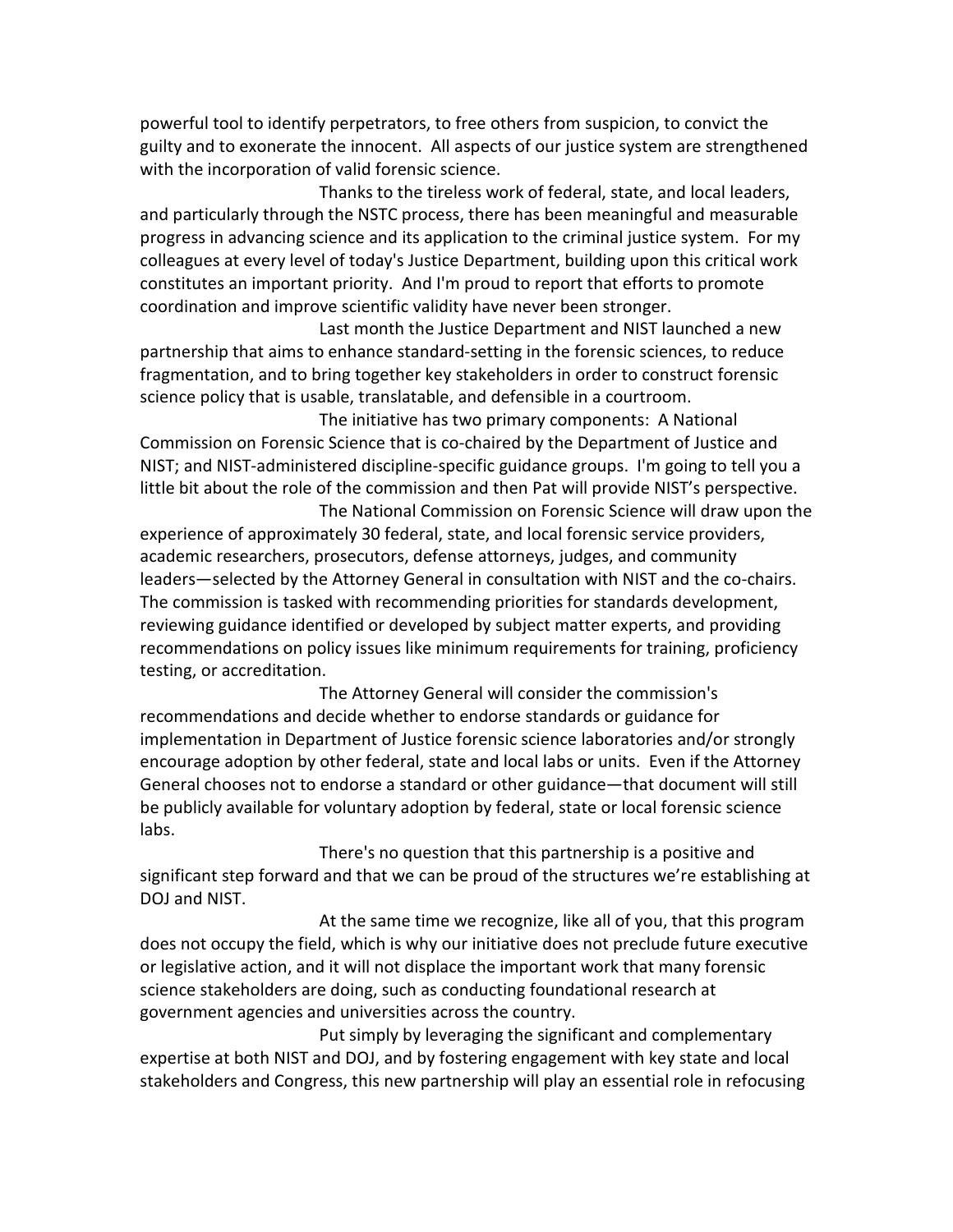powerful tool to identify perpetrators, to free others from suspicion, to convict the guilty and to exonerate the innocent. All aspects of our justice system are strengthened with the incorporation of valid forensic science.

Thanks to the tireless work of federal, state, and local leaders, and particularly through the NSTC process, there has been meaningful and measurable progress in advancing science and its application to the criminal justice system. For my colleagues at every level of today's Justice Department, building upon this critical work constitutes an important priority. And I'm proud to report that efforts to promote coordination and improve scientific validity have never been stronger.

Last month the Justice Department and NIST launched a new partnership that aims to enhance standard-setting in the forensic sciences, to reduce fragmentation, and to bring together key stakeholders in order to construct forensic science policy that is usable, translatable, and defensible in a courtroom.

The initiative has two primary components: A National Commission on Forensic Science that is co-chaired by the Department of Justice and NIST; and NIST-administered discipline-specific guidance groups. I'm going to tell you a little bit about the role of the commission and then Pat will provide NIST's perspective.

The National Commission on Forensic Science will draw upon the experience of approximately 30 federal, state, and local forensic service providers, academic researchers, prosecutors, defense attorneys, judges, and community leaders—selected by the Attorney General in consultation with NIST and the co-chairs. The commission is tasked with recommending priorities for standards development, reviewing guidance identified or developed by subject matter experts, and providing recommendations on policy issues like minimum requirements for training, proficiency testing, or accreditation.

The Attorney General will consider the commission's recommendations and decide whether to endorse standards or guidance for implementation in Department of Justice forensic science laboratories and/or strongly encourage adoption by other federal, state and local labs or units. Even if the Attorney General chooses not to endorse a standard or other guidance—that document will still be publicly available for voluntary adoption by federal, state or local forensic science labs.

There's no question that this partnership is a positive and significant step forward and that we can be proud of the structures we're establishing at DOJ and NIST.

At the same time we recognize, like all of you, that this program does not occupy the field, which is why our initiative does not preclude future executive or legislative action, and it will not displace the important work that many forensic science stakeholders are doing, such as conducting foundational research at government agencies and universities across the country.

Put simply by leveraging the significant and complementary expertise at both NIST and DOJ, and by fostering engagement with key state and local stakeholders and Congress, this new partnership will play an essential role in refocusing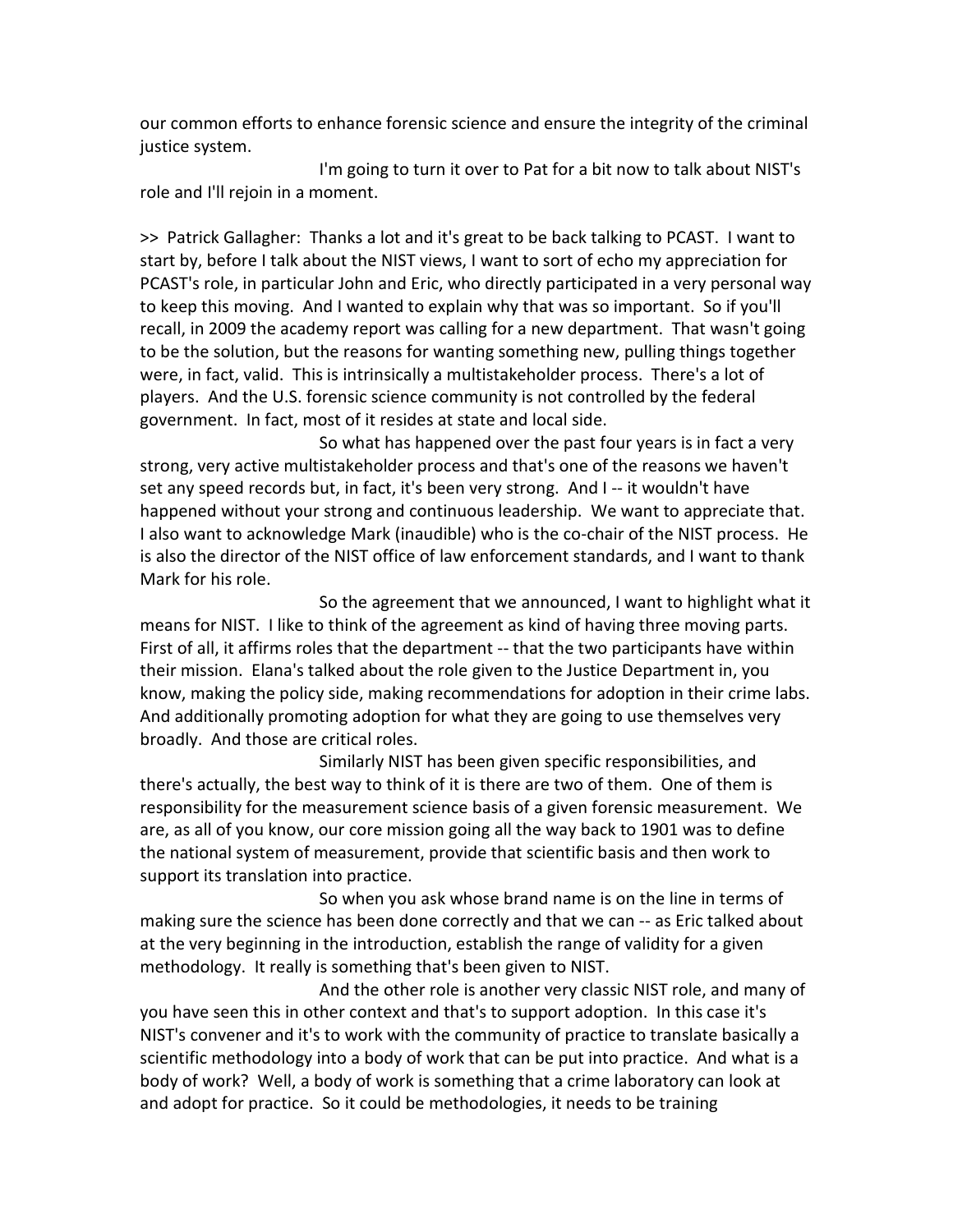our common efforts to enhance forensic science and ensure the integrity of the criminal justice system.

I'm going to turn it over to Pat for a bit now to talk about NIST's role and I'll rejoin in a moment.

>> Patrick Gallagher: Thanks a lot and it's great to be back talking to PCAST. I want to start by, before I talk about the NIST views, I want to sort of echo my appreciation for PCAST's role, in particular John and Eric, who directly participated in a very personal way to keep this moving. And I wanted to explain why that was so important. So if you'll recall, in 2009 the academy report was calling for a new department. That wasn't going to be the solution, but the reasons for wanting something new, pulling things together were, in fact, valid. This is intrinsically a multistakeholder process. There's a lot of players. And the U.S. forensic science community is not controlled by the federal government. In fact, most of it resides at state and local side.

So what has happened over the past four years is in fact a very strong, very active multistakeholder process and that's one of the reasons we haven't set any speed records but, in fact, it's been very strong. And I -- it wouldn't have happened without your strong and continuous leadership. We want to appreciate that. I also want to acknowledge Mark (inaudible) who is the co-chair of the NIST process. He is also the director of the NIST office of law enforcement standards, and I want to thank Mark for his role.

So the agreement that we announced, I want to highlight what it means for NIST. I like to think of the agreement as kind of having three moving parts. First of all, it affirms roles that the department -- that the two participants have within their mission. Elana's talked about the role given to the Justice Department in, you know, making the policy side, making recommendations for adoption in their crime labs. And additionally promoting adoption for what they are going to use themselves very broadly. And those are critical roles.

Similarly NIST has been given specific responsibilities, and there's actually, the best way to think of it is there are two of them. One of them is responsibility for the measurement science basis of a given forensic measurement. We are, as all of you know, our core mission going all the way back to 1901 was to define the national system of measurement, provide that scientific basis and then work to support its translation into practice.

So when you ask whose brand name is on the line in terms of making sure the science has been done correctly and that we can -- as Eric talked about at the very beginning in the introduction, establish the range of validity for a given methodology. It really is something that's been given to NIST.

And the other role is another very classic NIST role, and many of you have seen this in other context and that's to support adoption. In this case it's NIST's convener and it's to work with the community of practice to translate basically a scientific methodology into a body of work that can be put into practice. And what is a body of work? Well, a body of work is something that a crime laboratory can look at and adopt for practice. So it could be methodologies, it needs to be training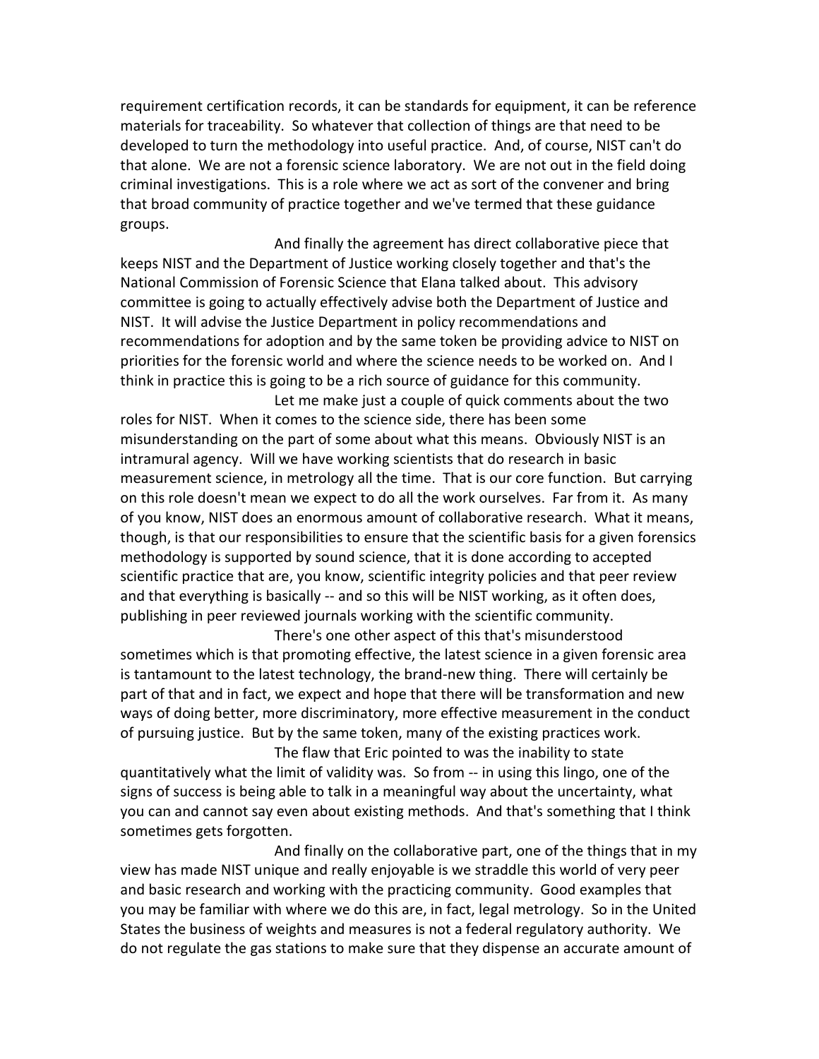requirement certification records, it can be standards for equipment, it can be reference materials for traceability. So whatever that collection of things are that need to be developed to turn the methodology into useful practice. And, of course, NIST can't do that alone. We are not a forensic science laboratory. We are not out in the field doing criminal investigations. This is a role where we act as sort of the convener and bring that broad community of practice together and we've termed that these guidance groups.

And finally the agreement has direct collaborative piece that keeps NIST and the Department of Justice working closely together and that's the National Commission of Forensic Science that Elana talked about. This advisory committee is going to actually effectively advise both the Department of Justice and NIST. It will advise the Justice Department in policy recommendations and recommendations for adoption and by the same token be providing advice to NIST on priorities for the forensic world and where the science needs to be worked on. And I think in practice this is going to be a rich source of guidance for this community.

Let me make just a couple of quick comments about the two roles for NIST. When it comes to the science side, there has been some misunderstanding on the part of some about what this means. Obviously NIST is an intramural agency. Will we have working scientists that do research in basic measurement science, in metrology all the time. That is our core function. But carrying on this role doesn't mean we expect to do all the work ourselves. Far from it. As many of you know, NIST does an enormous amount of collaborative research. What it means, though, is that our responsibilities to ensure that the scientific basis for a given forensics methodology is supported by sound science, that it is done according to accepted scientific practice that are, you know, scientific integrity policies and that peer review and that everything is basically -- and so this will be NIST working, as it often does, publishing in peer reviewed journals working with the scientific community.

There's one other aspect of this that's misunderstood sometimes which is that promoting effective, the latest science in a given forensic area is tantamount to the latest technology, the brand-new thing. There will certainly be part of that and in fact, we expect and hope that there will be transformation and new ways of doing better, more discriminatory, more effective measurement in the conduct of pursuing justice. But by the same token, many of the existing practices work.

The flaw that Eric pointed to was the inability to state quantitatively what the limit of validity was. So from -- in using this lingo, one of the signs of success is being able to talk in a meaningful way about the uncertainty, what you can and cannot say even about existing methods. And that's something that I think sometimes gets forgotten.

And finally on the collaborative part, one of the things that in my view has made NIST unique and really enjoyable is we straddle this world of very peer and basic research and working with the practicing community. Good examples that you may be familiar with where we do this are, in fact, legal metrology. So in the United States the business of weights and measures is not a federal regulatory authority. We do not regulate the gas stations to make sure that they dispense an accurate amount of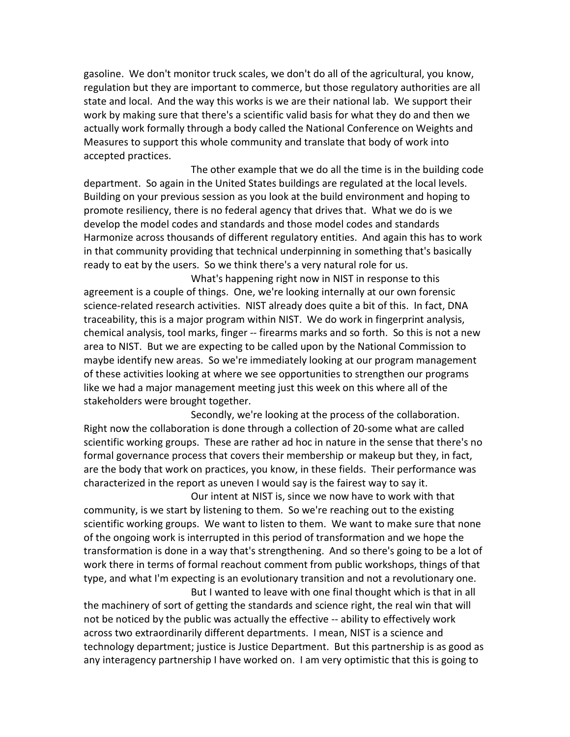gasoline. We don't monitor truck scales, we don't do all of the agricultural, you know, regulation but they are important to commerce, but those regulatory authorities are all state and local. And the way this works is we are their national lab. We support their work by making sure that there's a scientific valid basis for what they do and then we actually work formally through a body called the National Conference on Weights and Measures to support this whole community and translate that body of work into accepted practices.

The other example that we do all the time is in the building code department. So again in the United States buildings are regulated at the local levels. Building on your previous session as you look at the build environment and hoping to promote resiliency, there is no federal agency that drives that. What we do is we develop the model codes and standards and those model codes and standards Harmonize across thousands of different regulatory entities. And again this has to work in that community providing that technical underpinning in something that's basically ready to eat by the users. So we think there's a very natural role for us.

What's happening right now in NIST in response to this agreement is a couple of things. One, we're looking internally at our own forensic science-related research activities. NIST already does quite a bit of this. In fact, DNA traceability, this is a major program within NIST. We do work in fingerprint analysis, chemical analysis, tool marks, finger -- firearms marks and so forth. So this is not a new area to NIST. But we are expecting to be called upon by the National Commission to maybe identify new areas. So we're immediately looking at our program management of these activities looking at where we see opportunities to strengthen our programs like we had a major management meeting just this week on this where all of the stakeholders were brought together.

Secondly, we're looking at the process of the collaboration. Right now the collaboration is done through a collection of 20-some what are called scientific working groups. These are rather ad hoc in nature in the sense that there's no formal governance process that covers their membership or makeup but they, in fact, are the body that work on practices, you know, in these fields. Their performance was characterized in the report as uneven I would say is the fairest way to say it.

Our intent at NIST is, since we now have to work with that community, is we start by listening to them. So we're reaching out to the existing scientific working groups. We want to listen to them. We want to make sure that none of the ongoing work is interrupted in this period of transformation and we hope the transformation is done in a way that's strengthening. And so there's going to be a lot of work there in terms of formal reachout comment from public workshops, things of that type, and what I'm expecting is an evolutionary transition and not a revolutionary one.

But I wanted to leave with one final thought which is that in all the machinery of sort of getting the standards and science right, the real win that will not be noticed by the public was actually the effective -- ability to effectively work across two extraordinarily different departments. I mean, NIST is a science and technology department; justice is Justice Department. But this partnership is as good as any interagency partnership I have worked on. I am very optimistic that this is going to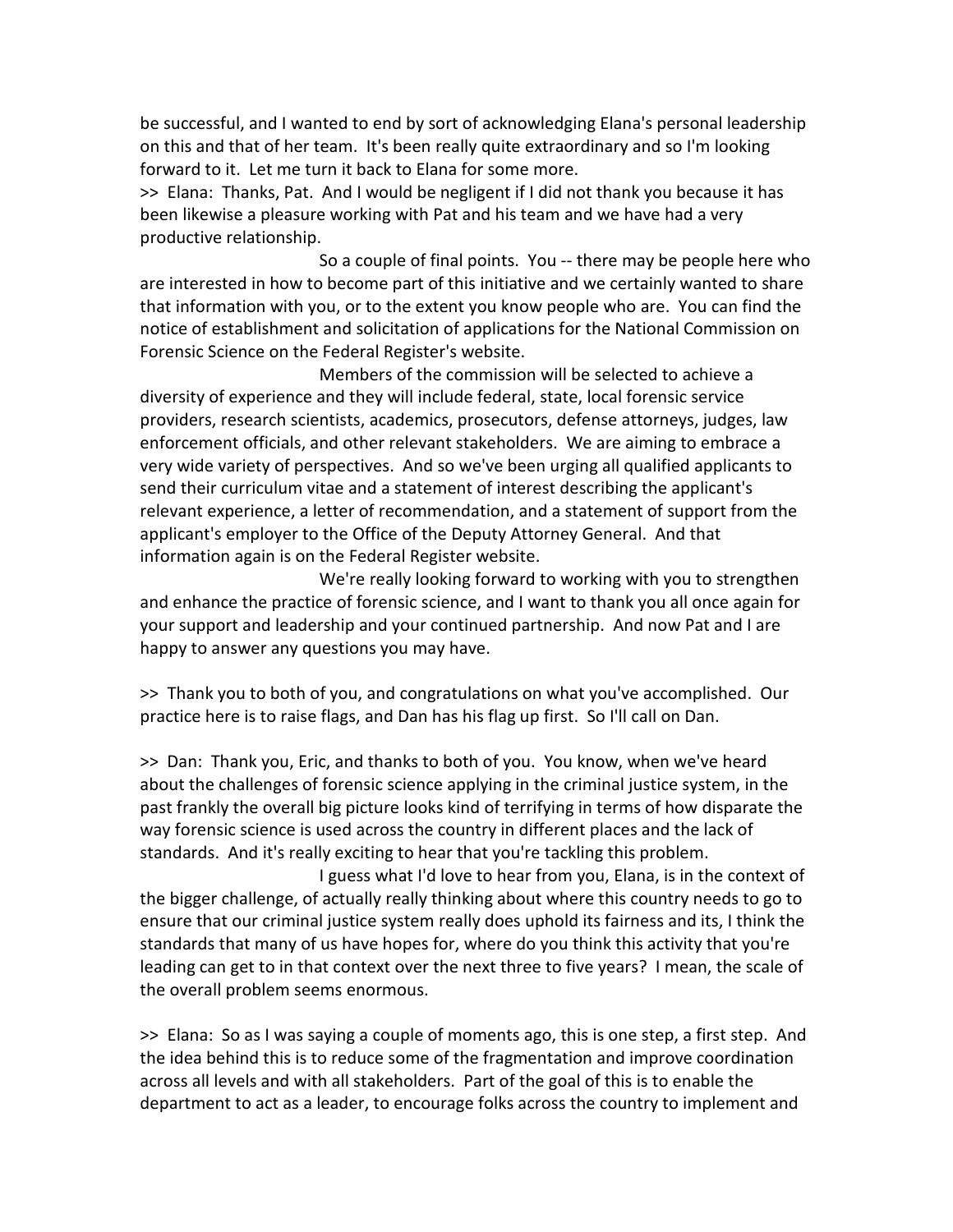be successful, and I wanted to end by sort of acknowledging Elana's personal leadership on this and that of her team. It's been really quite extraordinary and so I'm looking forward to it. Let me turn it back to Elana for some more.

>> Elana: Thanks, Pat. And I would be negligent if I did not thank you because it has been likewise a pleasure working with Pat and his team and we have had a very productive relationship.

So a couple of final points. You -- there may be people here who are interested in how to become part of this initiative and we certainly wanted to share that information with you, or to the extent you know people who are. You can find the notice of establishment and solicitation of applications for the National Commission on Forensic Science on the Federal Register's website.

Members of the commission will be selected to achieve a diversity of experience and they will include federal, state, local forensic service providers, research scientists, academics, prosecutors, defense attorneys, judges, law enforcement officials, and other relevant stakeholders. We are aiming to embrace a very wide variety of perspectives. And so we've been urging all qualified applicants to send their curriculum vitae and a statement of interest describing the applicant's relevant experience, a letter of recommendation, and a statement of support from the applicant's employer to the Office of the Deputy Attorney General. And that information again is on the Federal Register website.

We're really looking forward to working with you to strengthen and enhance the practice of forensic science, and I want to thank you all once again for your support and leadership and your continued partnership. And now Pat and I are happy to answer any questions you may have.

>> Thank you to both of you, and congratulations on what you've accomplished. Our practice here is to raise flags, and Dan has his flag up first. So I'll call on Dan.

>> Dan: Thank you, Eric, and thanks to both of you. You know, when we've heard about the challenges of forensic science applying in the criminal justice system, in the past frankly the overall big picture looks kind of terrifying in terms of how disparate the way forensic science is used across the country in different places and the lack of standards. And it's really exciting to hear that you're tackling this problem.

I guess what I'd love to hear from you, Elana, is in the context of the bigger challenge, of actually really thinking about where this country needs to go to ensure that our criminal justice system really does uphold its fairness and its, I think the standards that many of us have hopes for, where do you think this activity that you're leading can get to in that context over the next three to five years? I mean, the scale of the overall problem seems enormous.

>> Elana: So as I was saying a couple of moments ago, this is one step, a first step. And the idea behind this is to reduce some of the fragmentation and improve coordination across all levels and with all stakeholders. Part of the goal of this is to enable the department to act as a leader, to encourage folks across the country to implement and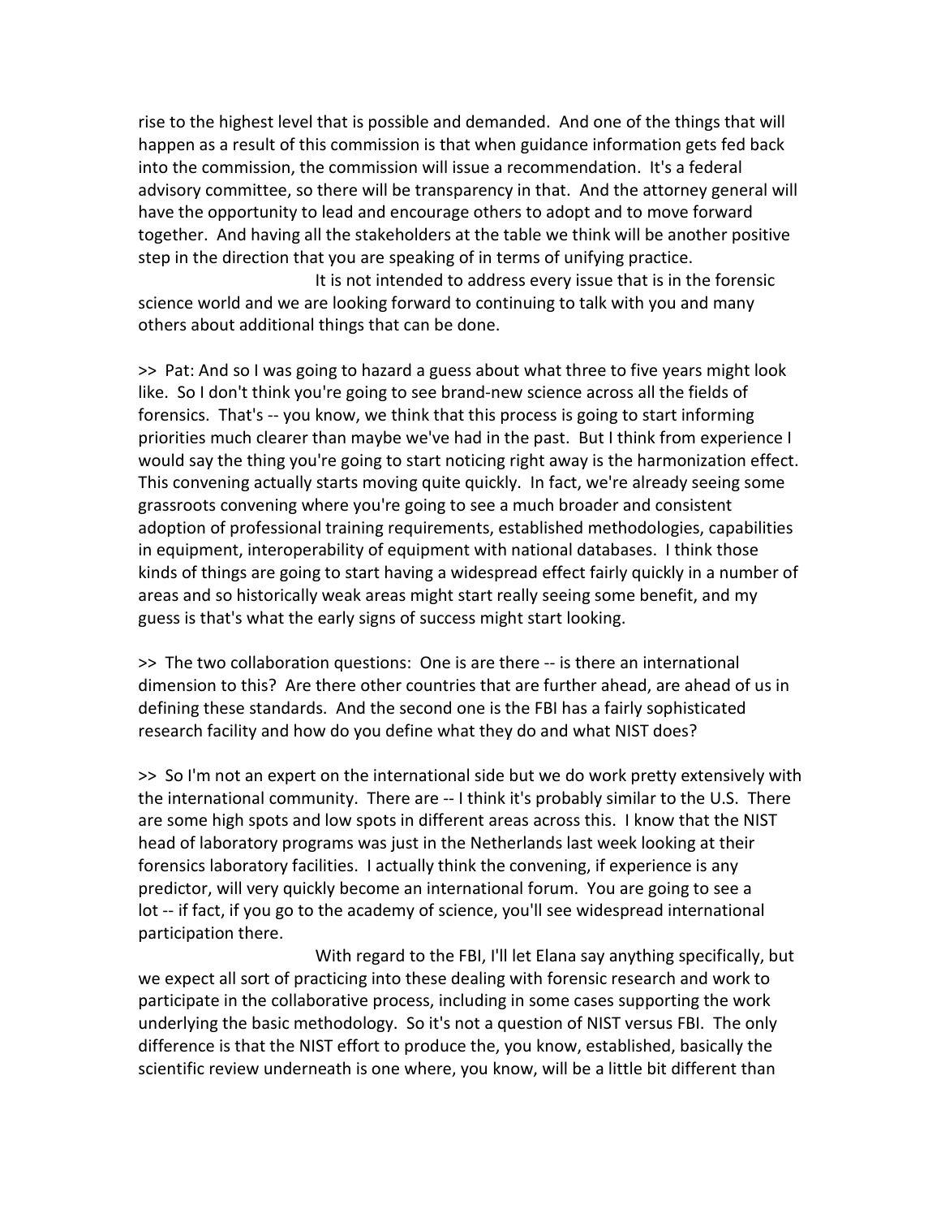rise to the highest level that is possible and demanded. And one of the things that will happen as a result of this commission is that when guidance information gets fed back into the commission, the commission will issue a recommendation. It's a federal advisory committee, so there will be transparency in that. And the attorney general will have the opportunity to lead and encourage others to adopt and to move forward together. And having all the stakeholders at the table we think will be another positive step in the direction that you are speaking of in terms of unifying practice.

It is not intended to address every issue that is in the forensic science world and we are looking forward to continuing to talk with you and many others about additional things that can be done.

>> Pat: And so I was going to hazard a guess about what three to five years might look like. So I don't think you're going to see brand-new science across all the fields of forensics. That's -- you know, we think that this process is going to start informing priorities much clearer than maybe we've had in the past. But I think from experience I would say the thing you're going to start noticing right away is the harmonization effect. This convening actually starts moving quite quickly. In fact, we're already seeing some grassroots convening where you're going to see a much broader and consistent adoption of professional training requirements, established methodologies, capabilities in equipment, interoperability of equipment with national databases. I think those kinds of things are going to start having a widespread effect fairly quickly in a number of areas and so historically weak areas might start really seeing some benefit, and my guess is that's what the early signs of success might start looking.

>> The two collaboration questions: One is are there -- is there an international dimension to this? Are there other countries that are further ahead, are ahead of us in defining these standards. And the second one is the FBI has a fairly sophisticated research facility and how do you define what they do and what NIST does?

>> So I'm not an expert on the international side but we do work pretty extensively with the international community. There are -- I think it's probably similar to the U.S. There are some high spots and low spots in different areas across this. I know that the NIST head of laboratory programs was just in the Netherlands last week looking at their forensics laboratory facilities. I actually think the convening, if experience is any predictor, will very quickly become an international forum. You are going to see a lot -- if fact, if you go to the academy of science, you'll see widespread international participation there.

With regard to the FBI, I'll let Elana say anything specifically, but we expect all sort of practicing into these dealing with forensic research and work to participate in the collaborative process, including in some cases supporting the work underlying the basic methodology. So it's not a question of NIST versus FBI. The only difference is that the NIST effort to produce the, you know, established, basically the scientific review underneath is one where, you know, will be a little bit different than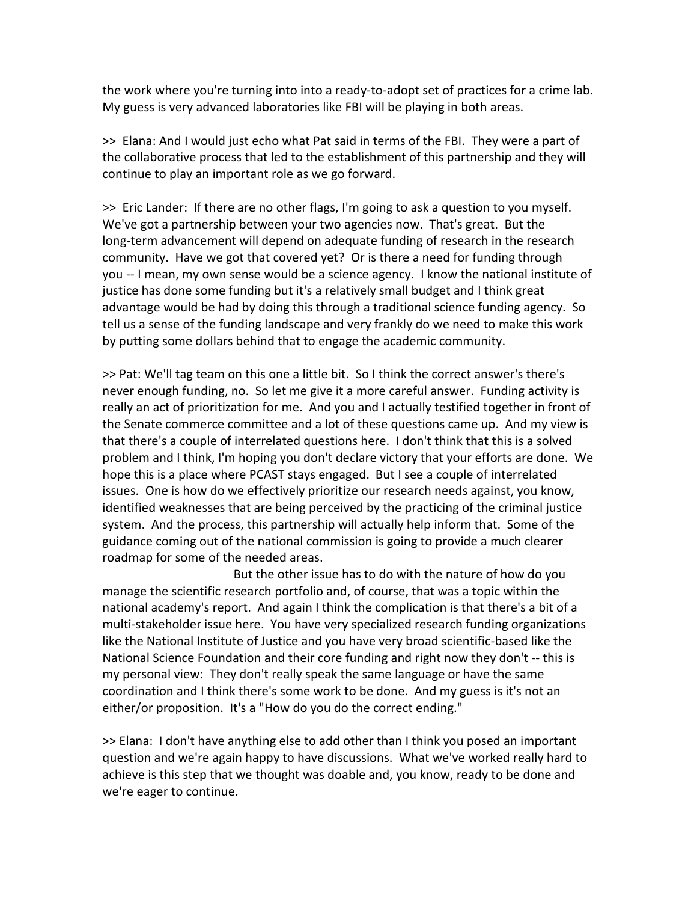the work where you're turning into into a ready-to-adopt set of practices for a crime lab. My guess is very advanced laboratories like FBI will be playing in both areas.

>> Elana: And I would just echo what Pat said in terms of the FBI. They were a part of the collaborative process that led to the establishment of this partnership and they will continue to play an important role as we go forward.

>> Eric Lander: If there are no other flags, I'm going to ask a question to you myself. We've got a partnership between your two agencies now. That's great. But the long-term advancement will depend on adequate funding of research in the research community. Have we got that covered yet? Or is there a need for funding through you -- I mean, my own sense would be a science agency. I know the national institute of justice has done some funding but it's a relatively small budget and I think great advantage would be had by doing this through a traditional science funding agency. So tell us a sense of the funding landscape and very frankly do we need to make this work by putting some dollars behind that to engage the academic community.

>> Pat: We'll tag team on this one a little bit. So I think the correct answer's there's never enough funding, no. So let me give it a more careful answer. Funding activity is really an act of prioritization for me. And you and I actually testified together in front of the Senate commerce committee and a lot of these questions came up. And my view is that there's a couple of interrelated questions here. I don't think that this is a solved problem and I think, I'm hoping you don't declare victory that your efforts are done. We hope this is a place where PCAST stays engaged. But I see a couple of interrelated issues. One is how do we effectively prioritize our research needs against, you know, identified weaknesses that are being perceived by the practicing of the criminal justice system. And the process, this partnership will actually help inform that. Some of the guidance coming out of the national commission is going to provide a much clearer roadmap for some of the needed areas.

But the other issue has to do with the nature of how do you manage the scientific research portfolio and, of course, that was a topic within the national academy's report. And again I think the complication is that there's a bit of a multi-stakeholder issue here. You have very specialized research funding organizations like the National Institute of Justice and you have very broad scientific-based like the National Science Foundation and their core funding and right now they don't -- this is my personal view: They don't really speak the same language or have the same coordination and I think there's some work to be done. And my guess is it's not an either/or proposition. It's a "How do you do the correct ending."

>> Elana: I don't have anything else to add other than I think you posed an important question and we're again happy to have discussions. What we've worked really hard to achieve is this step that we thought was doable and, you know, ready to be done and we're eager to continue.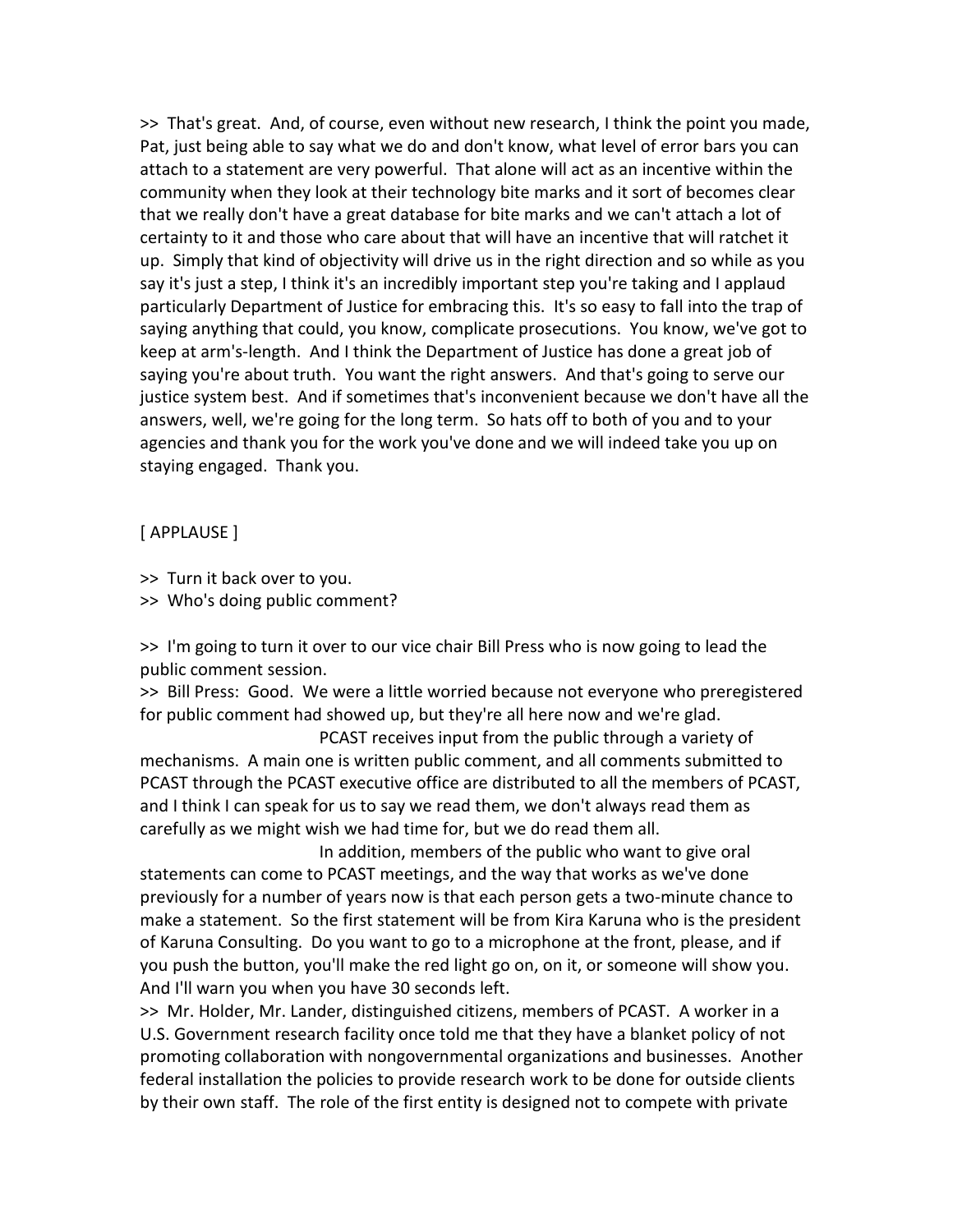>> That's great. And, of course, even without new research, I think the point you made, Pat, just being able to say what we do and don't know, what level of error bars you can attach to a statement are very powerful. That alone will act as an incentive within the community when they look at their technology bite marks and it sort of becomes clear that we really don't have a great database for bite marks and we can't attach a lot of certainty to it and those who care about that will have an incentive that will ratchet it up. Simply that kind of objectivity will drive us in the right direction and so while as you say it's just a step, I think it's an incredibly important step you're taking and I applaud particularly Department of Justice for embracing this. It's so easy to fall into the trap of saying anything that could, you know, complicate prosecutions. You know, we've got to keep at arm's-length. And I think the Department of Justice has done a great job of saying you're about truth. You want the right answers. And that's going to serve our justice system best. And if sometimes that's inconvenient because we don't have all the answers, well, we're going for the long term. So hats off to both of you and to your agencies and thank you for the work you've done and we will indeed take you up on staying engaged. Thank you.

[ APPLAUSE ]

>> Turn it back over to you.
>> Who's doing public comment?

>> I'm going to turn it over to our vice chair Bill Press who is now going to lead the public comment session.
>> Bill Press: Good. We were a little worried because not everyone who preregistered for public comment had showed up, but they're all here now and we're glad.

PCAST receives input from the public through a variety of mechanisms. A main one is written public comment, and all comments submitted to PCAST through the PCAST executive office are distributed to all the members of PCAST, and I think I can speak for us to say we read them, we don't always read them as carefully as we might wish we had time for, but we do read them all.

In addition, members of the public who want to give oral statements can come to PCAST meetings, and the way that works as we've done previously for a number of years now is that each person gets a two-minute chance to make a statement. So the first statement will be from Kira Karuna who is the president of Karuna Consulting. Do you want to go to a microphone at the front, please, and if you push the button, you'll make the red light go on, on it, or someone will show you. And I'll warn you when you have 30 seconds left.
>> Mr. Holder, Mr. Lander, distinguished citizens, members of PCAST. A worker in a U.S. Government research facility once told me that they have a blanket policy of not promoting collaboration with nongovernmental organizations and businesses. Another federal installation the policies to provide research work to be done for outside clients by their own staff. The role of the first entity is designed not to compete with private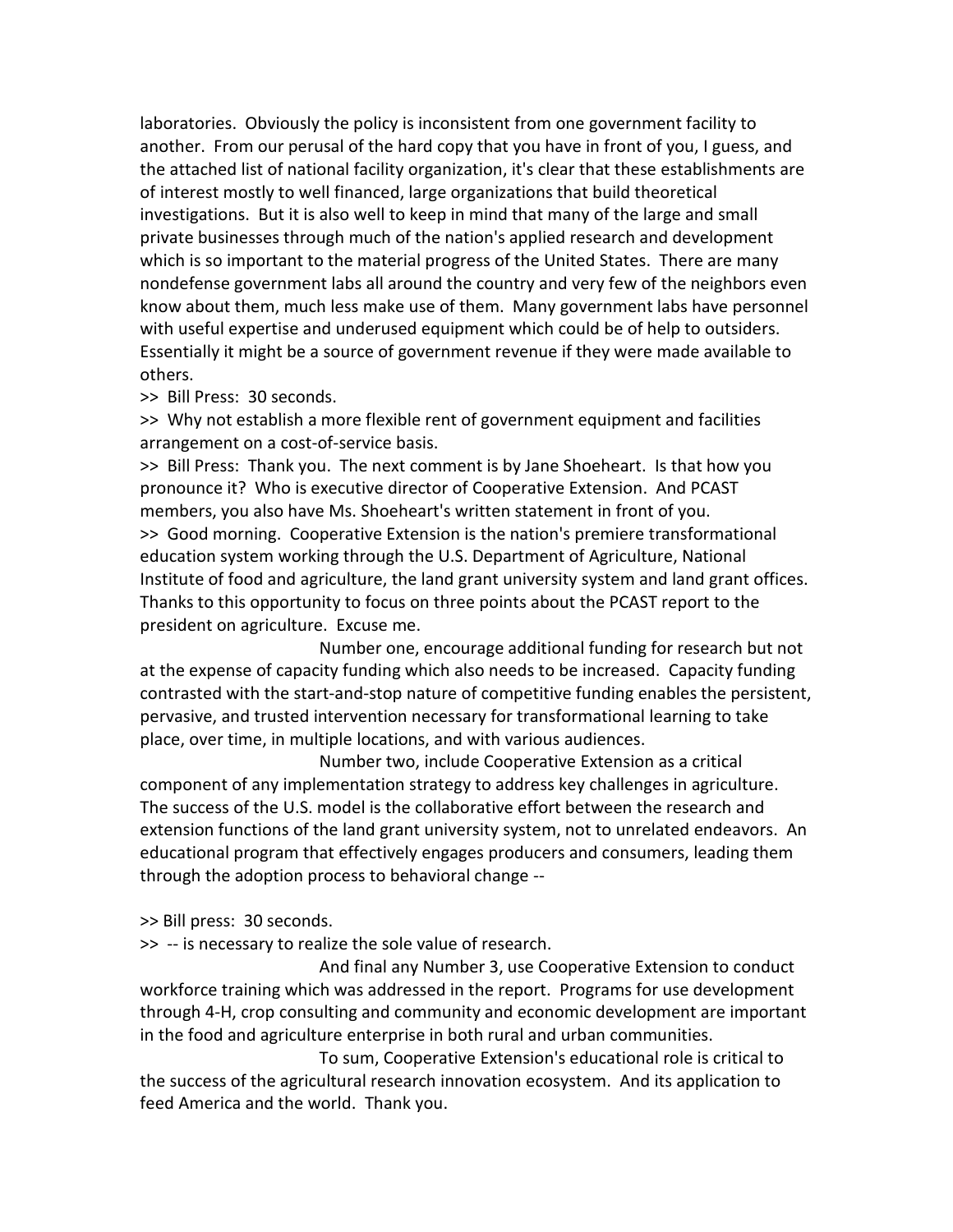laboratories. Obviously the policy is inconsistent from one government facility to another. From our perusal of the hard copy that you have in front of you, I guess, and the attached list of national facility organization, it's clear that these establishments are of interest mostly to well financed, large organizations that build theoretical investigations. But it is also well to keep in mind that many of the large and small private businesses through much of the nation's applied research and development which is so important to the material progress of the United States. There are many nondefense government labs all around the country and very few of the neighbors even know about them, much less make use of them. Many government labs have personnel with useful expertise and underused equipment which could be of help to outsiders. Essentially it might be a source of government revenue if they were made available to others.

>> Bill Press: 30 seconds.

>> Why not establish a more flexible rent of government equipment and facilities arrangement on a cost-of-service basis.

>> Bill Press: Thank you. The next comment is by Jane Shoeheart. Is that how you pronounce it? Who is executive director of Cooperative Extension. And PCAST members, you also have Ms. Shoeheart's written statement in front of you.

>> Good morning. Cooperative Extension is the nation's premiere transformational education system working through the U.S. Department of Agriculture, National Institute of food and agriculture, the land grant university system and land grant offices. Thanks to this opportunity to focus on three points about the PCAST report to the president on agriculture. Excuse me.

Number one, encourage additional funding for research but not at the expense of capacity funding which also needs to be increased. Capacity funding contrasted with the start-and-stop nature of competitive funding enables the persistent, pervasive, and trusted intervention necessary for transformational learning to take place, over time, in multiple locations, and with various audiences.

Number two, include Cooperative Extension as a critical component of any implementation strategy to address key challenges in agriculture. The success of the U.S. model is the collaborative effort between the research and extension functions of the land grant university system, not to unrelated endeavors. An educational program that effectively engages producers and consumers, leading them through the adoption process to behavioral change --

>> Bill press: 30 seconds.

>> -- is necessary to realize the sole value of research.

And final any Number 3, use Cooperative Extension to conduct workforce training which was addressed in the report. Programs for use development through 4-H, crop consulting and community and economic development are important in the food and agriculture enterprise in both rural and urban communities.

To sum, Cooperative Extension's educational role is critical to the success of the agricultural research innovation ecosystem. And its application to feed America and the world. Thank you.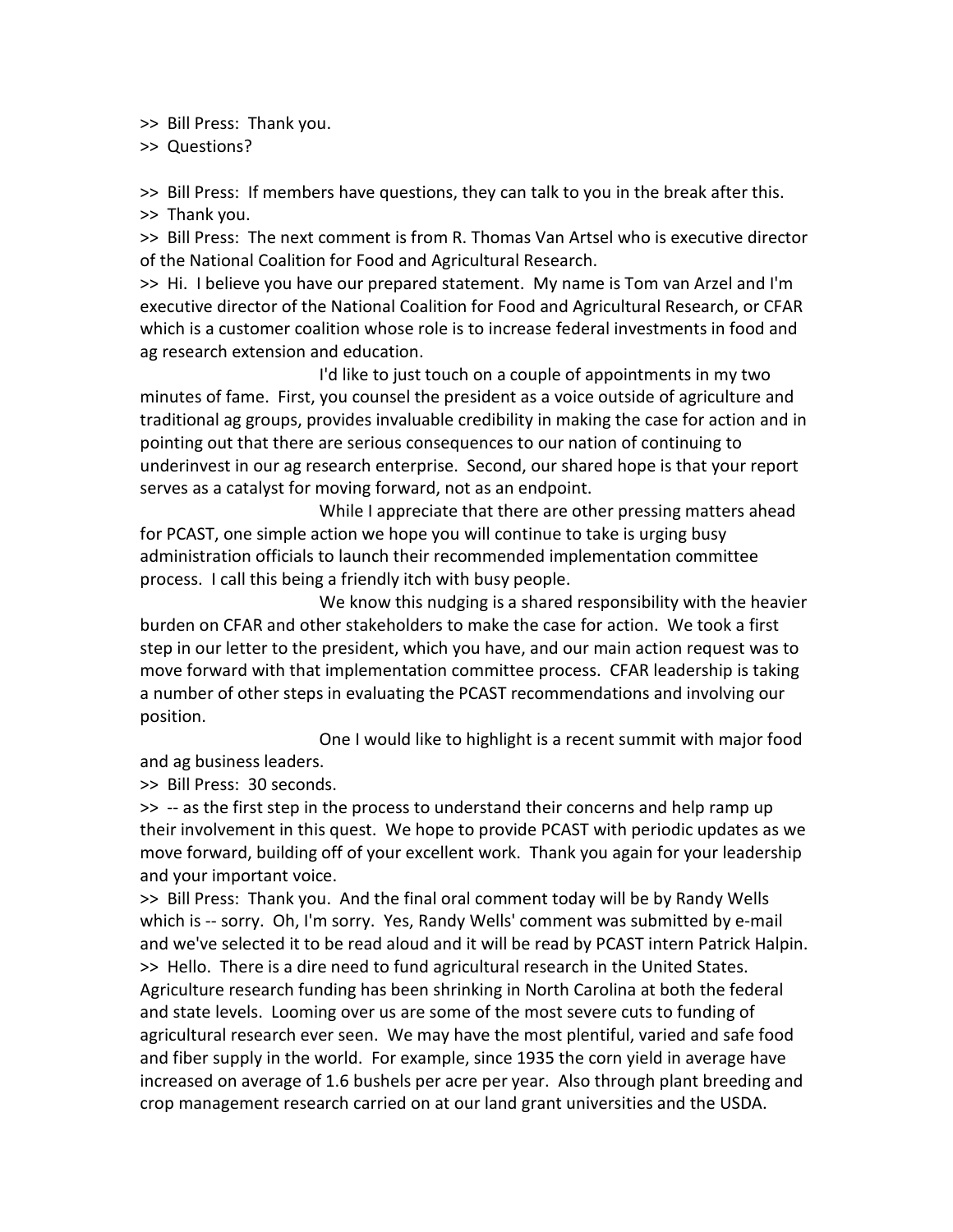>> Bill Press: Thank you.

>> Questions?

>> Bill Press: If members have questions, they can talk to you in the break after this.

>> Thank you.

>> Bill Press: The next comment is from R. Thomas Van Artsel who is executive director of the National Coalition for Food and Agricultural Research.

>> Hi. I believe you have our prepared statement. My name is Tom van Arzel and I'm executive director of the National Coalition for Food and Agricultural Research, or CFAR which is a customer coalition whose role is to increase federal investments in food and ag research extension and education.

I'd like to just touch on a couple of appointments in my two minutes of fame. First, you counsel the president as a voice outside of agriculture and traditional ag groups, provides invaluable credibility in making the case for action and in pointing out that there are serious consequences to our nation of continuing to underinvest in our ag research enterprise. Second, our shared hope is that your report serves as a catalyst for moving forward, not as an endpoint.

While I appreciate that there are other pressing matters ahead for PCAST, one simple action we hope you will continue to take is urging busy administration officials to launch their recommended implementation committee process. I call this being a friendly itch with busy people.

We know this nudging is a shared responsibility with the heavier burden on CFAR and other stakeholders to make the case for action. We took a first step in our letter to the president, which you have, and our main action request was to move forward with that implementation committee process. CFAR leadership is taking a number of other steps in evaluating the PCAST recommendations and involving our position.

One I would like to highlight is a recent summit with major food and ag business leaders.

>> Bill Press: 30 seconds.

>> -- as the first step in the process to understand their concerns and help ramp up their involvement in this quest. We hope to provide PCAST with periodic updates as we move forward, building off of your excellent work. Thank you again for your leadership and your important voice.

>> Bill Press: Thank you. And the final oral comment today will be by Randy Wells which is -- sorry. Oh, I'm sorry. Yes, Randy Wells' comment was submitted by e-mail and we've selected it to be read aloud and it will be read by PCAST intern Patrick Halpin.

>> Hello. There is a dire need to fund agricultural research in the United States. Agriculture research funding has been shrinking in North Carolina at both the federal and state levels. Looming over us are some of the most severe cuts to funding of agricultural research ever seen. We may have the most plentiful, varied and safe food and fiber supply in the world. For example, since 1935 the corn yield in average have increased on average of 1.6 bushels per acre per year. Also through plant breeding and crop management research carried on at our land grant universities and the USDA.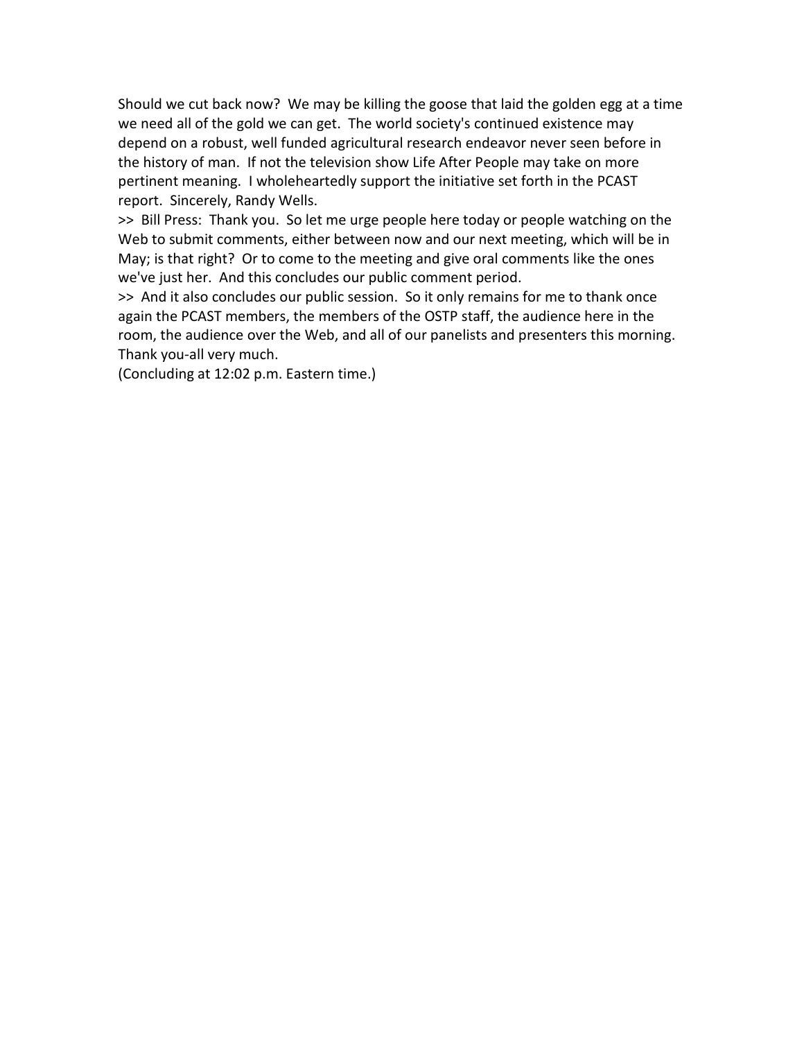Should we cut back now?  We may be killing the goose that laid the golden egg at a time we need all of the gold we can get.  The world society's continued existence may depend on a robust, well funded agricultural research endeavor never seen before in the history of man.  If not the television show Life After People may take on more pertinent meaning.  I wholeheartedly support the initiative set forth in the PCAST report.  Sincerely, Randy Wells.

>>  Bill Press:  Thank you.  So let me urge people here today or people watching on the Web to submit comments, either between now and our next meeting, which will be in May; is that right?  Or to come to the meeting and give oral comments like the ones we've just her.  And this concludes our public comment period.

>>  And it also concludes our public session.  So it only remains for me to thank once again the PCAST members, the members of the OSTP staff, the audience here in the room, the audience over the Web, and all of our panelists and presenters this morning.  Thank you-all very much.

(Concluding at 12:02 p.m. Eastern time.)